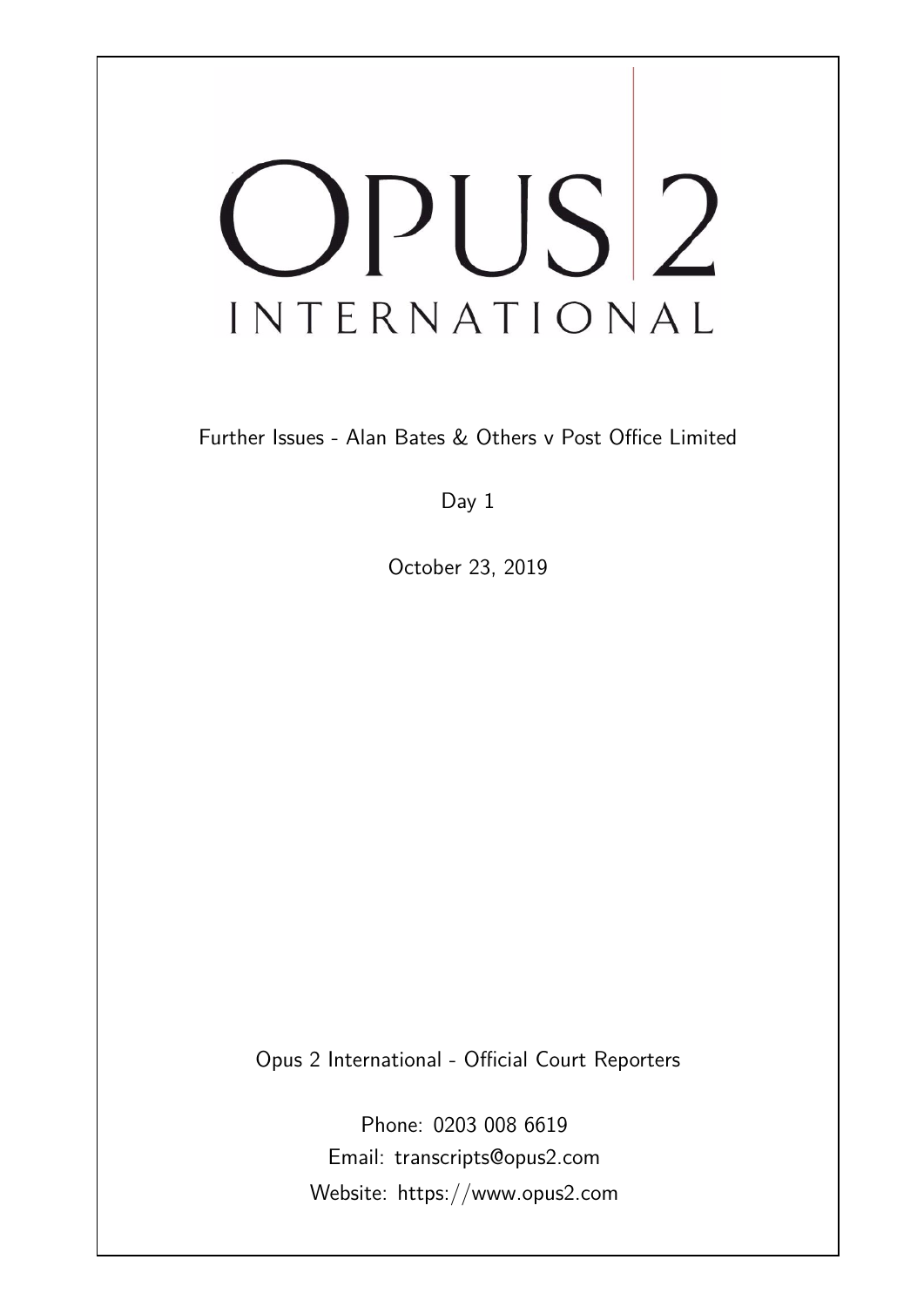# OPUS 2
## INTERNATIONAL

Further Issues - Alan Bates & Others v Post Office Limited

Day 1

October 23, 2019

Opus 2 International - Official Court Reporters

Phone: 0203 008 6619
Email: transcripts@opus2.com
Website: https://www.opus2.com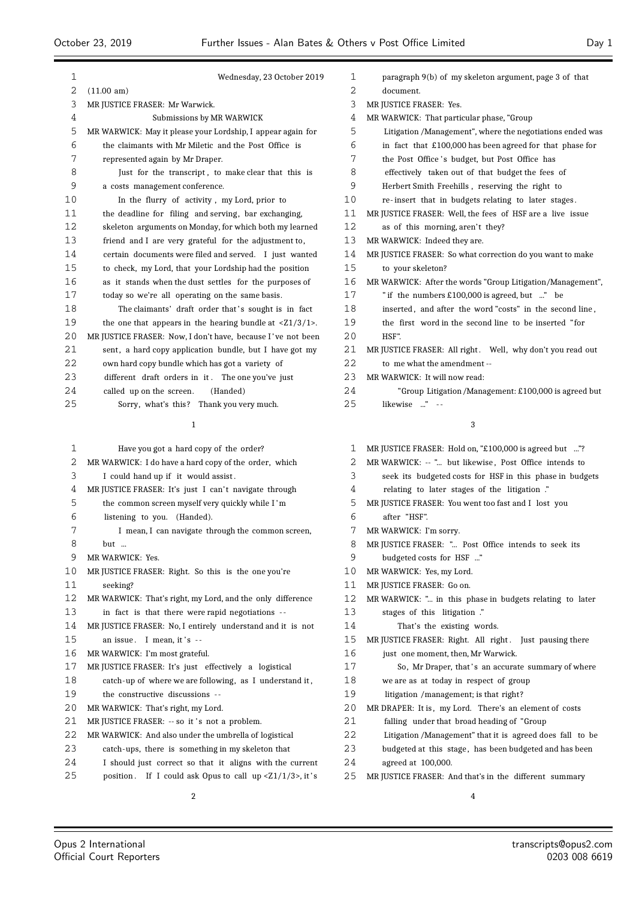Wednesday, 23 October 2019

(11.00 am)

MR JUSTICE FRASER: Mr Warwick.

Submissions by MR WARWICK

MR WARWICK: May it please your Lordship, I appear again for the claimants with Mr Miletic and the Post Office is represented again by Mr Draper.

Just for the transcript, to make clear that this is a costs management conference.

In the flurry of activity, my Lord, prior to the deadline for filing and serving, bar exchanging, skeleton arguments on Monday, for which both my learned friend and I are very grateful for the adjustment to, certain documents were filed and served. I just wanted to check, my Lord, that your Lordship had the position as it stands when the dust settles for the purposes of today so we're all operating on the same basis.

The claimants' draft order that's sought is in fact the one that appears in the hearing bundle at <Z1/3/1>.

MR JUSTICE FRASER: Now, I don't have, because I've not been sent, a hard copy application bundle, but I have got my own hard copy bundle which has got a variety of different draft orders in it. The one you've just called up on the screen. (Handed)

Sorry, what's this? Thank you very much.

Have you got a hard copy of the order?

MR WARWICK: I do have a hard copy of the order, which I could hand up if it would assist.

MR JUSTICE FRASER: It's just I can't navigate through the common screen myself very quickly while I'm listening to you. (Handed).

I mean, I can navigate through the common screen, but ...

MR WARWICK: Yes.

MR JUSTICE FRASER: Right. So this is the one you're seeking?

MR WARWICK: That's right, my Lord, and the only difference in fact is that there were rapid negotiations --

MR JUSTICE FRASER: No, I entirely understand and it is not an issue. I mean, it's --

MR WARWICK: I'm most grateful.

MR JUSTICE FRASER: It's just effectively a logistical catch-up of where we are following, as I understand it, the constructive discussions --

MR WARWICK: That's right, my Lord.

MR JUSTICE FRASER: -- so it's not a problem.

MR WARWICK: And also under the umbrella of logistical catch-ups, there is something in my skeleton that I should just correct so that it aligns with the current position. If I could ask Opus to call up <Z1/1/3>, it's paragraph 9(b) of my skeleton argument, page 3 of that document.

MR JUSTICE FRASER: Yes.

MR WARWICK: That particular phase, "Group Litigation/Management", where the negotiations ended was in fact that £100,000 has been agreed for that phase for the Post Office's budget, but Post Office has effectively taken out of that budget the fees of Herbert Smith Freehills, reserving the right to re-insert that in budgets relating to later stages.

MR JUSTICE FRASER: Well, the fees of HSF are a live issue as of this morning, aren't they?

MR WARWICK: Indeed they are.

MR JUSTICE FRASER: So what correction do you want to make to your skeleton?

MR WARWICK: After the words "Group Litigation/Management", "if the numbers £100,000 is agreed, but ..." be inserted, and after the word "costs" in the second line, the first word in the second line to be inserted "for HSF".

MR JUSTICE FRASER: All right. Well, why don't you read out to me what the amendment --

MR WARWICK: It will now read:

"Group Litigation/Management: £100,000 is agreed but likewise ..." --

MR JUSTICE FRASER: Hold on, "£100,000 is agreed but ..."?

MR WARWICK: -- "... but likewise, Post Office intends to seek its budgeted costs for HSF in this phase in budgets relating to later stages of the litigation."

MR JUSTICE FRASER: You went too fast and I lost you after "HSF".

MR WARWICK: I'm sorry.

MR JUSTICE FRASER: "... Post Office intends to seek its budgeted costs for HSF ..."

MR WARWICK: Yes, my Lord.

MR JUSTICE FRASER: Go on.

MR WARWICK: "... in this phase in budgets relating to later stages of this litigation."

That's the existing words.

MR JUSTICE FRASER: Right. All right. Just pausing there just one moment, then, Mr Warwick.

So, Mr Draper, that's an accurate summary of where we are as at today in respect of group litigation/management; is that right?

MR DRAPER: It is, my Lord. There's an element of costs falling under that broad heading of "Group Litigation/Management" that it is agreed does fall to be budgeted at this stage, has been budgeted and has been agreed at 100,000.

MR JUSTICE FRASER: And that's in the different summary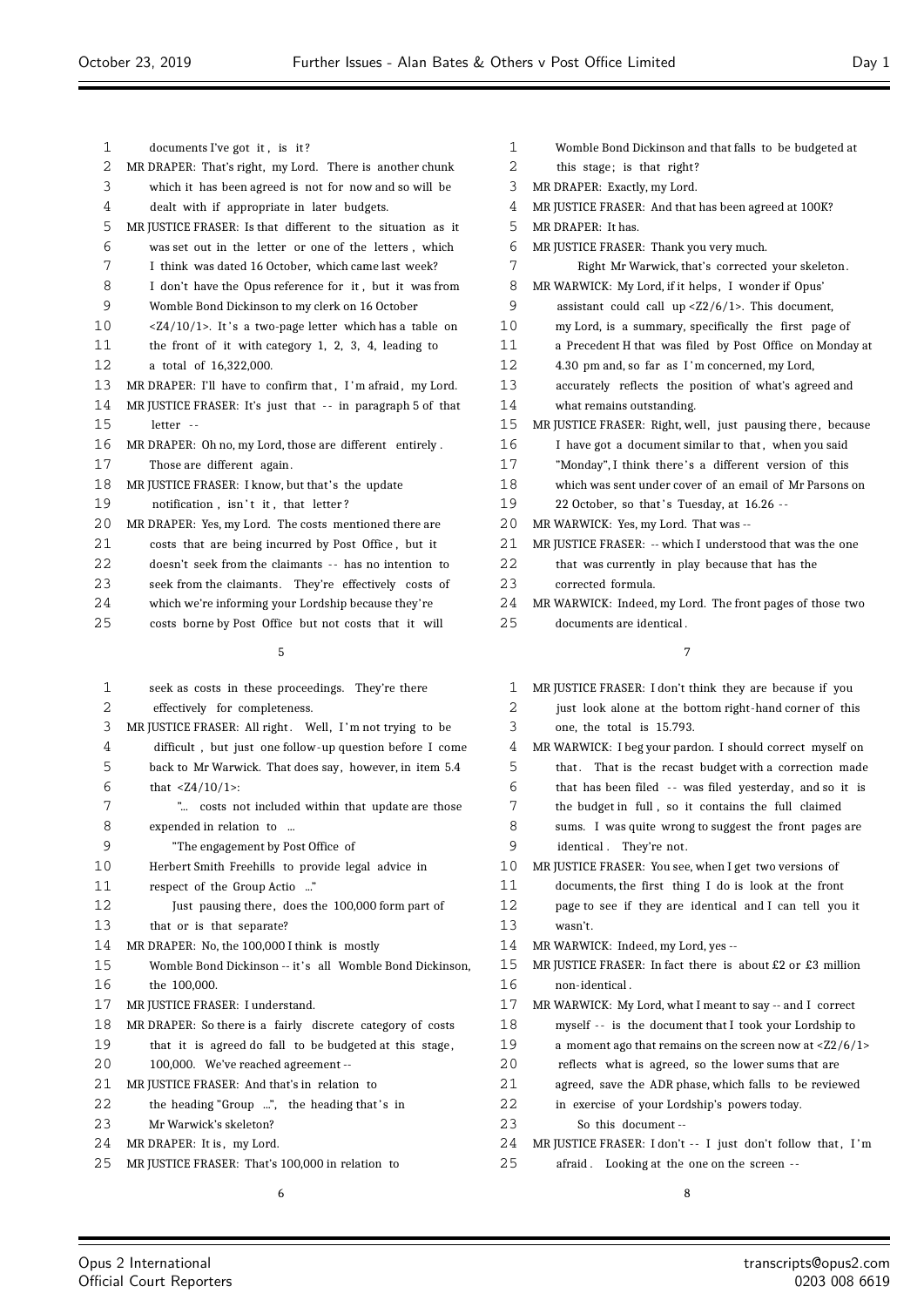documents I've got it, is it?

MR DRAPER: That's right, my Lord. There is another chunk which it has been agreed is not for now and so will be dealt with if appropriate in later budgets.

MR JUSTICE FRASER: Is that different to the situation as it was set out in the letter or one of the letters, which I think was dated 16 October, which came last week? I don't have the Opus reference for it, but it was from Womble Bond Dickinson to my clerk on 16 October <Z4/10/1>. It's a two-page letter which has a table on the front of it with category 1, 2, 3, 4, leading to a total of 16,322,000.

MR DRAPER: I'll have to confirm that, I'm afraid, my Lord.

MR JUSTICE FRASER: It's just that -- in paragraph 5 of that letter --

MR DRAPER: Oh no, my Lord, those are different entirely. Those are different again.

MR JUSTICE FRASER: I know, but that's the update notification, isn't it, that letter?

MR DRAPER: Yes, my Lord. The costs mentioned there are costs that are being incurred by Post Office, but it doesn't seek from the claimants -- has no intention to seek from the claimants. They're effectively costs of which we're informing your Lordship because they're costs borne by Post Office but not costs that it will seek as costs in these proceedings. They're there effectively for completeness.

MR JUSTICE FRASER: All right. Well, I'm not trying to be difficult, but just one follow-up question before I come back to Mr Warwick. That does say, however, in item 5.4 that <Z4/10/1>:

"... costs not included within that update are those expended in relation to ...

"The engagement by Post Office of Herbert Smith Freehills to provide legal advice in respect of the Group Actio ..."

Just pausing there, does the 100,000 form part of that or is that separate?

MR DRAPER: No, the 100,000 I think is mostly Womble Bond Dickinson -- it's all Womble Bond Dickinson, the 100,000.

MR JUSTICE FRASER: I understand.

MR DRAPER: So there is a fairly discrete category of costs that it is agreed do fall to be budgeted at this stage, 100,000. We've reached agreement --

MR JUSTICE FRASER: And that's in relation to the heading "Group ...", the heading that's in Mr Warwick's skeleton?

MR DRAPER: It is, my Lord.

MR JUSTICE FRASER: That's 100,000 in relation to Womble Bond Dickinson and that falls to be budgeted at this stage; is that right?

MR DRAPER: Exactly, my Lord.

MR JUSTICE FRASER: And that has been agreed at 100K?

MR DRAPER: It has.

MR JUSTICE FRASER: Thank you very much.

Right Mr Warwick, that's corrected your skeleton.

MR WARWICK: My Lord, if it helps, I wonder if Opus' assistant could call up <Z2/6/1>. This document, my Lord, is a summary, specifically the first page of a Precedent H that was filed by Post Office on Monday at 4.30 pm and, so far as I'm concerned, my Lord, accurately reflects the position of what's agreed and what remains outstanding.

MR JUSTICE FRASER: Right, well, just pausing there, because I have got a document similar to that, when you said "Monday", I think there's a different version of this which was sent under cover of an email of Mr Parsons on 22 October, so that's Tuesday, at 16.26 --

MR WARWICK: Yes, my Lord. That was --

MR JUSTICE FRASER: -- which I understood that was the one that was currently in play because that has the corrected formula.

MR WARWICK: Indeed, my Lord. The front pages of those two documents are identical.

MR JUSTICE FRASER: I don't think they are because if you just look alone at the bottom right-hand corner of this one, the total is 15.793.

MR WARWICK: I beg your pardon. I should correct myself on that. That is the recast budget with a correction made that has been filed -- was filed yesterday, and so it is the budget in full, so it contains the full claimed sums. I was quite wrong to suggest the front pages are identical. They're not.

MR JUSTICE FRASER: You see, when I get two versions of documents, the first thing I do is look at the front page to see if they are identical and I can tell you it wasn't.

MR WARWICK: Indeed, my Lord, yes --

MR JUSTICE FRASER: In fact there is about £2 or £3 million non-identical.

MR WARWICK: My Lord, what I meant to say -- and I correct myself -- is the document that I took your Lordship to a moment ago that remains on the screen now at <Z2/6/1> reflects what is agreed, so the lower sums that are agreed, save the ADR phase, which falls to be reviewed in exercise of your Lordship's powers today.

So this document --

MR JUSTICE FRASER: I don't -- I just don't follow that, I'm afraid. Looking at the one on the screen --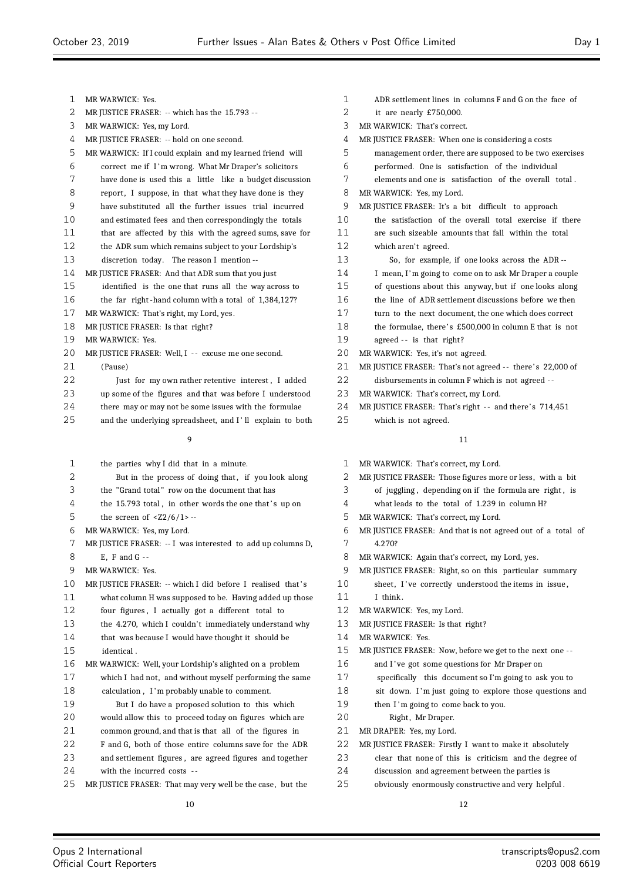MR WARWICK: Yes.

MR JUSTICE FRASER: -- which has the 15.793 --

MR WARWICK: Yes, my Lord.

MR JUSTICE FRASER: -- hold on one second.

MR WARWICK: If I could explain and my learned friend will correct me if I'm wrong. What Mr Draper's solicitors have done is used this a little like a budget discussion report, I suppose, in that what they have done is they have substituted all the further issues trial incurred and estimated fees and then correspondingly the totals that are affected by this with the agreed sums, save for the ADR sum which remains subject to your Lordship's discretion today. The reason I mention --

MR JUSTICE FRASER: And that ADR sum that you just identified is the one that runs all the way across to the far right-hand column with a total of 1,384,127?

MR WARWICK: That's right, my Lord, yes.

MR JUSTICE FRASER: Is that right?

MR WARWICK: Yes.

MR JUSTICE FRASER: Well, I -- excuse me one second.

(Pause)

Just for my own rather retentive interest, I added up some of the figures and that was before I understood there may or may not be some issues with the formulae and the underlying spreadsheet, and I'll explain to both the parties why I did that in a minute.

But in the process of doing that, if you look along the "Grand total" row on the document that has the 15.793 total, in other words the one that's up on the screen of <Z2/6/1> --

MR WARWICK: Yes, my Lord.

MR JUSTICE FRASER: -- I was interested to add up columns D, E, F and G --

MR WARWICK: Yes.

MR JUSTICE FRASER: -- which I did before I realised that's what column H was supposed to be. Having added up those four figures, I actually got a different total to the 4.270, which I couldn't immediately understand why that was because I would have thought it should be identical.

MR WARWICK: Well, your Lordship's alighted on a problem which I had not, and without myself performing the same calculation, I'm probably unable to comment.

But I do have a proposed solution to this which would allow this to proceed today on figures which are common ground, and that is that all of the figures in F and G, both of those entire columns save for the ADR and settlement figures, are agreed figures and together with the incurred costs --

MR JUSTICE FRASER: That may very well be the case, but the ADR settlement lines in columns F and G on the face of it are nearly £750,000.

MR WARWICK: That's correct.

MR JUSTICE FRASER: When one is considering a costs management order, there are supposed to be two exercises performed. One is satisfaction of the individual elements and one is satisfaction of the overall total.

MR WARWICK: Yes, my Lord.

MR JUSTICE FRASER: It's a bit difficult to approach the satisfaction of the overall total exercise if there are such sizeable amounts that fall within the total which aren't agreed.

So, for example, if one looks across the ADR -- I mean, I'm going to come on to ask Mr Draper a couple of questions about this anyway, but if one looks along the line of ADR settlement discussions before we then turn to the next document, the one which does correct the formulae, there's £500,000 in column E that is not agreed -- is that right?

MR WARWICK: Yes, it's not agreed.

MR JUSTICE FRASER: That's not agreed -- there's 22,000 of disbursements in column F which is not agreed --

MR WARWICK: That's correct, my Lord.

MR JUSTICE FRASER: That's right -- and there's 714,451 which is not agreed.

MR WARWICK: That's correct, my Lord.

MR JUSTICE FRASER: Those figures more or less, with a bit of juggling, depending on if the formula are right, is what leads to the total of 1.239 in column H?

MR WARWICK: That's correct, my Lord.

MR JUSTICE FRASER: And that is not agreed out of a total of 4.270?

MR WARWICK: Again that's correct, my Lord, yes.

MR JUSTICE FRASER: Right, so on this particular summary sheet, I've correctly understood the items in issue, I think.

MR WARWICK: Yes, my Lord.

MR JUSTICE FRASER: Is that right?

MR WARWICK: Yes.

MR JUSTICE FRASER: Now, before we get to the next one -- and I've got some questions for Mr Draper on specifically this document so I'm going to ask you to sit down. I'm just going to explore those questions and then I'm going to come back to you.

Right, Mr Draper.

MR DRAPER: Yes, my Lord.

MR JUSTICE FRASER: Firstly I want to make it absolutely clear that none of this is criticism and the degree of discussion and agreement between the parties is obviously enormously constructive and very helpful.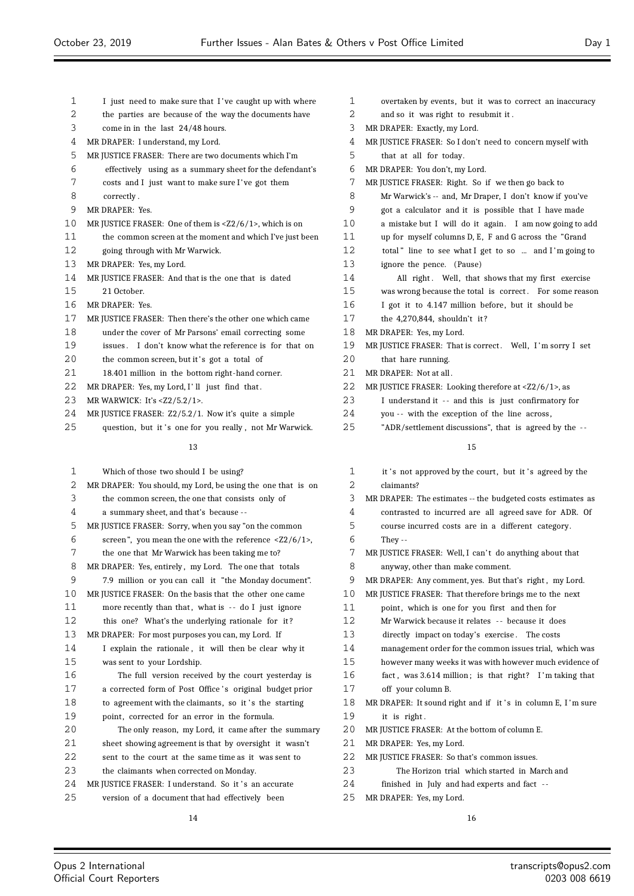I just need to make sure that I've caught up with where the parties are because of the way the documents have come in in the last 24/48 hours.

MR DRAPER: I understand, my Lord.

MR JUSTICE FRASER: There are two documents which I'm effectively using as a summary sheet for the defendant's costs and I just want to make sure I've got them correctly.

MR DRAPER: Yes.

MR JUSTICE FRASER: One of them is <Z2/6/1>, which is on the common screen at the moment and which I've just been going through with Mr Warwick.

MR DRAPER: Yes, my Lord.

MR JUSTICE FRASER: And that is the one that is dated 21 October.

MR DRAPER: Yes.

MR JUSTICE FRASER: Then there's the other one which came under the cover of Mr Parsons' email correcting some issues. I don't know what the reference is for that on the common screen, but it's got a total of 18.401 million in the bottom right-hand corner.

MR DRAPER: Yes, my Lord, I'll just find that.

MR WARWICK: It's <Z2/5.2/1>.

MR JUSTICE FRASER: Z2/5.2/1. Now it's quite a simple question, but it's one for you really, not Mr Warwick.

Which of those two should I be using?

MR DRAPER: You should, my Lord, be using the one that is on the common screen, the one that consists only of a summary sheet, and that's because --

MR JUSTICE FRASER: Sorry, when you say "on the common screen", you mean the one with the reference <Z2/6/1>, the one that Mr Warwick has been taking me to?

MR DRAPER: Yes, entirely, my Lord. The one that totals 7.9 million or you can call it "the Monday document".

MR JUSTICE FRASER: On the basis that the other one came more recently than that, what is -- do I just ignore this one? What's the underlying rationale for it?

MR DRAPER: For most purposes you can, my Lord. If I explain the rationale, it will then be clear why it was sent to your Lordship.

The full version received by the court yesterday is a corrected form of Post Office's original budget prior to agreement with the claimants, so it's the starting point, corrected for an error in the formula.

The only reason, my Lord, it came after the summary sheet showing agreement is that by oversight it wasn't sent to the court at the same time as it was sent to the claimants when corrected on Monday.

MR JUSTICE FRASER: I understand. So it's an accurate version of a document that had effectively been overtaken by events, but it was to correct an inaccuracy and so it was right to resubmit it.

MR DRAPER: Exactly, my Lord.

MR JUSTICE FRASER: So I don't need to concern myself with that at all for today.

MR DRAPER: You don't, my Lord.

MR JUSTICE FRASER: Right. So if we then go back to Mr Warwick's -- and, Mr Draper, I don't know if you've got a calculator and it is possible that I have made a mistake but I will do it again. I am now going to add up for myself columns D, E, F and G across the "Grand total" line to see what I get to so ... and I'm going to ignore the pence. (Pause)

All right. Well, that shows that my first exercise was wrong because the total is correct. For some reason I got it to 4.147 million before, but it should be the 4,270,844, shouldn't it?

MR DRAPER: Yes, my Lord.

MR JUSTICE FRASER: That is correct. Well, I'm sorry I set that hare running.

MR DRAPER: Not at all.

MR JUSTICE FRASER: Looking therefore at <Z2/6/1>, as I understand it -- and this is just confirmatory for you -- with the exception of the line across, "ADR/settlement discussions", that is agreed by the -- it's not approved by the court, but it's agreed by the claimants?

MR DRAPER: The estimates -- the budgeted costs estimates as contrasted to incurred are all agreed save for ADR. Of course incurred costs are in a different category. They --

MR JUSTICE FRASER: Well, I can't do anything about that anyway, other than make comment.

MR DRAPER: Any comment, yes. But that's right, my Lord.

MR JUSTICE FRASER: That therefore brings me to the next point, which is one for you first and then for Mr Warwick because it relates -- because it does directly impact on today's exercise. The costs management order for the common issues trial, which was however many weeks it was with however much evidence of fact, was 3.614 million; is that right? I'm taking that off your column B.

MR DRAPER: It sound right and if it's in column E, I'm sure it is right.

MR JUSTICE FRASER: At the bottom of column E.

MR DRAPER: Yes, my Lord.

MR JUSTICE FRASER: So that's common issues.

The Horizon trial which started in March and finished in July and had experts and fact --

MR DRAPER: Yes, my Lord.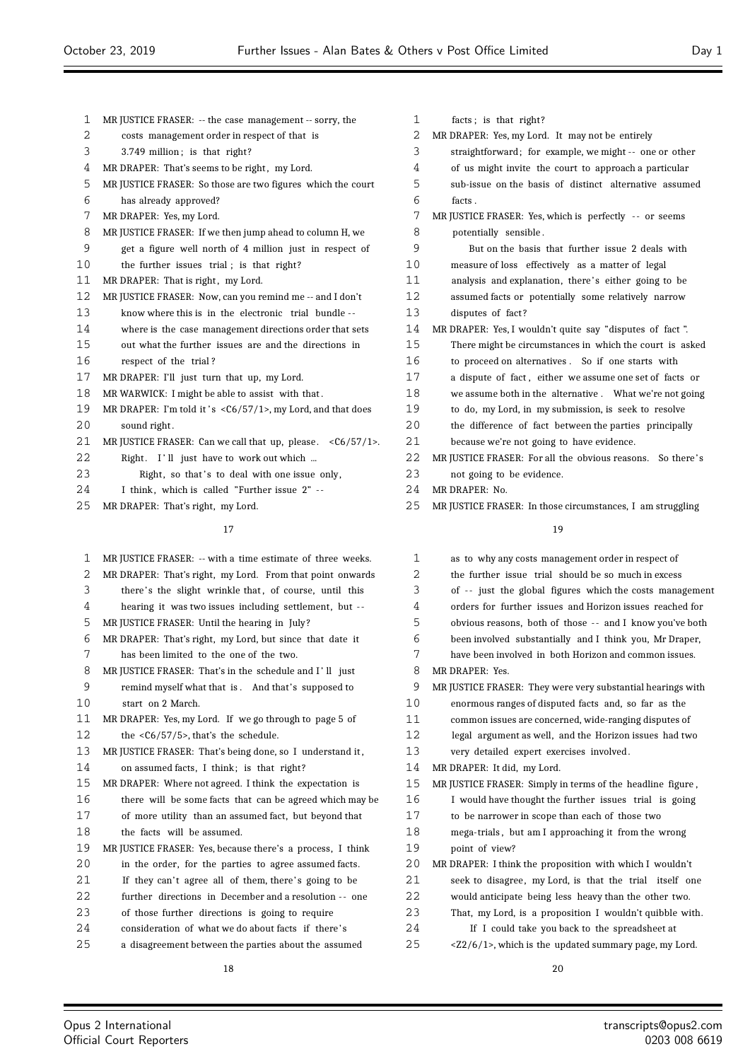MR JUSTICE FRASER: -- the case management -- sorry, the costs management order in respect of that is 3.749 million; is that right?

MR DRAPER: That's seems to be right, my Lord.

MR JUSTICE FRASER: So those are two figures which the court has already approved?

MR DRAPER: Yes, my Lord.

MR JUSTICE FRASER: If we then jump ahead to column H, we get a figure well north of 4 million just in respect of the further issues trial; is that right?

MR DRAPER: That is right, my Lord.

MR JUSTICE FRASER: Now, can you remind me -- and I don't know where this is in the electronic trial bundle -- where is the case management directions order that sets out what the further issues are and the directions in respect of the trial?

MR DRAPER: I'll just turn that up, my Lord.

MR WARWICK: I might be able to assist with that.

MR DRAPER: I'm told it's <C6/57/1>, my Lord, and that does sound right.

MR JUSTICE FRASER: Can we call that up, please. <C6/57/1>. Right. I'll just have to work out which ...

Right, so that's to deal with one issue only, I think, which is called "Further issue 2" --

MR DRAPER: That's right, my Lord.

MR JUSTICE FRASER: -- with a time estimate of three weeks.

MR DRAPER: That's right, my Lord. From that point onwards there's the slight wrinkle that, of course, until this hearing it was two issues including settlement, but --

MR JUSTICE FRASER: Until the hearing in July?

MR DRAPER: That's right, my Lord, but since that date it has been limited to the one of the two.

MR JUSTICE FRASER: That's in the schedule and I'll just remind myself what that is. And that's supposed to start on 2 March.

MR DRAPER: Yes, my Lord. If we go through to page 5 of the <C6/57/5>, that's the schedule.

MR JUSTICE FRASER: That's being done, so I understand it, on assumed facts, I think; is that right?

MR DRAPER: Where not agreed. I think the expectation is there will be some facts that can be agreed which may be of more utility than an assumed fact, but beyond that the facts will be assumed.

MR JUSTICE FRASER: Yes, because there's a process, I think in the order, for the parties to agree assumed facts. If they can't agree all of them, there's going to be further directions in December and a resolution -- one of those further directions is going to require consideration of what we do about facts if there's a disagreement between the parties about the assumed facts; is that right?

MR DRAPER: Yes, my Lord. It may not be entirely straightforward; for example, we might -- one or other of us might invite the court to approach a particular sub-issue on the basis of distinct alternative assumed facts.

MR JUSTICE FRASER: Yes, which is perfectly -- or seems potentially sensible.

But on the basis that further issue 2 deals with measure of loss effectively as a matter of legal analysis and explanation, there's either going to be assumed facts or potentially some relatively narrow disputes of fact?

MR DRAPER: Yes, I wouldn't quite say "disputes of fact". There might be circumstances in which the court is asked to proceed on alternatives. So if one starts with a dispute of fact, either we assume one set of facts or we assume both in the alternative. What we're not going to do, my Lord, in my submission, is seek to resolve the difference of fact between the parties principally because we're not going to have evidence.

MR JUSTICE FRASER: For all the obvious reasons. So there's not going to be evidence.

MR DRAPER: No.

MR JUSTICE FRASER: In those circumstances, I am struggling as to why any costs management order in respect of the further issue trial should be so much in excess of -- just the global figures which the costs management orders for further issues and Horizon issues reached for obvious reasons, both of those -- and I know you've both been involved substantially and I think you, Mr Draper, have been involved in both Horizon and common issues.

MR DRAPER: Yes.

MR JUSTICE FRASER: They were very substantial hearings with enormous ranges of disputed facts and, so far as the common issues are concerned, wide-ranging disputes of legal argument as well, and the Horizon issues had two very detailed expert exercises involved.

MR DRAPER: It did, my Lord.

MR JUSTICE FRASER: Simply in terms of the headline figure, I would have thought the further issues trial is going to be narrower in scope than each of those two mega-trials, but am I approaching it from the wrong point of view?

MR DRAPER: I think the proposition with which I wouldn't seek to disagree, my Lord, is that the trial itself one would anticipate being less heavy than the other two. That, my Lord, is a proposition I wouldn't quibble with.

If I could take you back to the spreadsheet at <Z2/6/1>, which is the updated summary page, my Lord.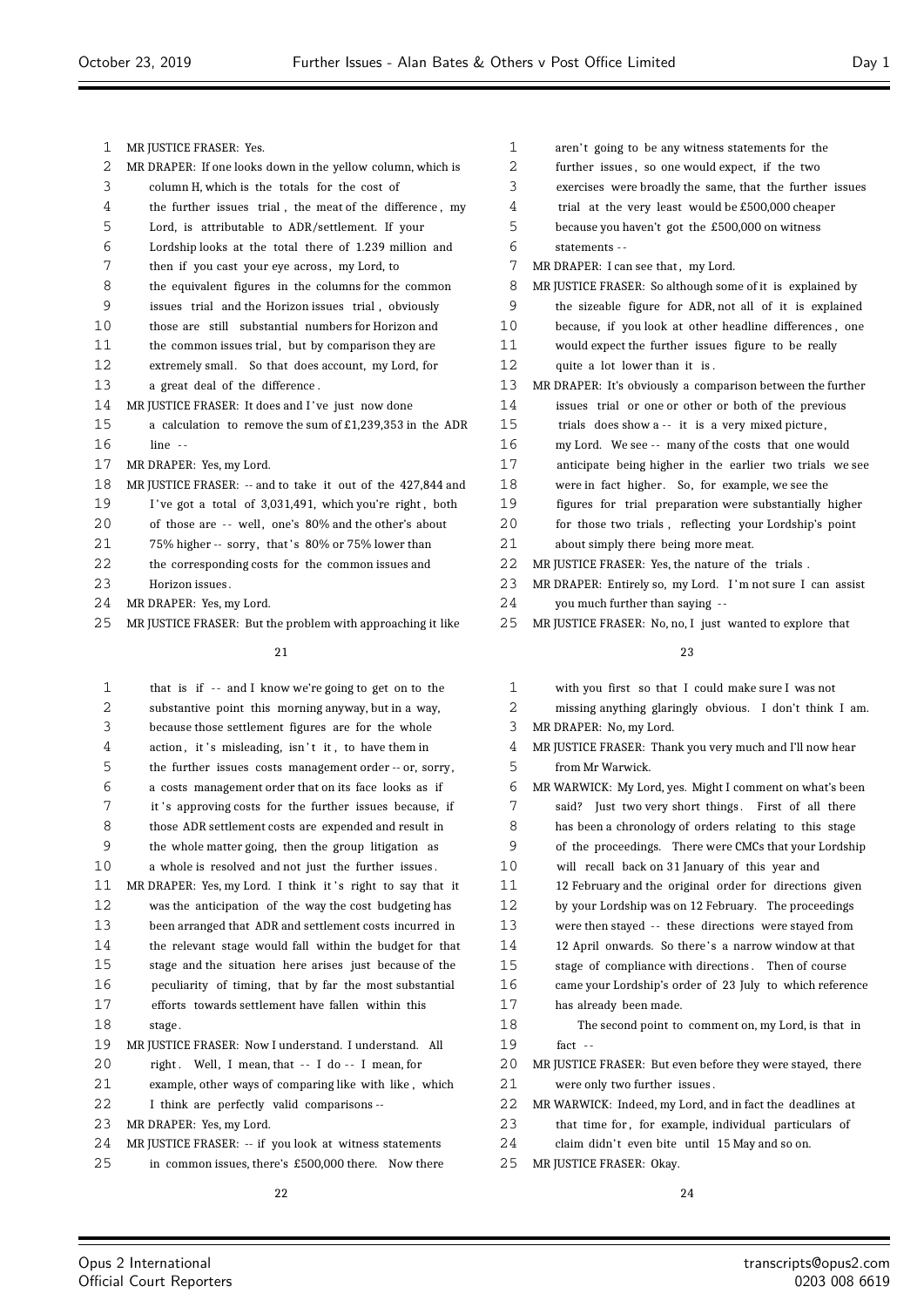MR JUSTICE FRASER: Yes.

MR DRAPER: If one looks down in the yellow column, which is column H, which is the totals for the cost of the further issues trial, the meat of the difference, my Lord, is attributable to ADR/settlement. If your Lordship looks at the total there of 1.239 million and then if you cast your eye across, my Lord, to the equivalent figures in the columns for the common issues trial and the Horizon issues trial, obviously those are still substantial numbers for Horizon and the common issues trial, but by comparison they are extremely small. So that does account, my Lord, for a great deal of the difference.

MR JUSTICE FRASER: It does and I've just now done a calculation to remove the sum of £1,239,353 in the ADR line --

MR DRAPER: Yes, my Lord.

MR JUSTICE FRASER: -- and to take it out of the 427,844 and I've got a total of 3,031,491, which you're right, both of those are -- well, one's 80% and the other's about 75% higher -- sorry, that's 80% or 75% lower than the corresponding costs for the common issues and Horizon issues.

MR DRAPER: Yes, my Lord.

MR JUSTICE FRASER: But the problem with approaching it like that is if -- and I know we're going to get on to the substantive point this morning anyway, but in a way, because those settlement figures are for the whole action, it's misleading, isn't it, to have them in the further issues costs management order -- or, sorry, a costs management order that on its face looks as if it's approving costs for the further issues because, if those ADR settlement costs are expended and result in the whole matter going, then the group litigation as a whole is resolved and not just the further issues.

MR DRAPER: Yes, my Lord. I think it's right to say that it was the anticipation of the way the cost budgeting has been arranged that ADR and settlement costs incurred in the relevant stage would fall within the budget for that stage and the situation here arises just because of the peculiarity of timing, that by far the most substantial efforts towards settlement have fallen within this stage.

MR JUSTICE FRASER: Now I understand. I understand. All right. Well, I mean, that -- I do -- I mean, for example, other ways of comparing like with like, which I think are perfectly valid comparisons --

MR DRAPER: Yes, my Lord.

MR JUSTICE FRASER: -- if you look at witness statements in common issues, there's £500,000 there. Now there aren't going to be any witness statements for the further issues, so one would expect, if the two exercises were broadly the same, that the further issues trial at the very least would be £500,000 cheaper because you haven't got the £500,000 on witness statements --

MR DRAPER: I can see that, my Lord.

MR JUSTICE FRASER: So although some of it is explained by the sizeable figure for ADR, not all of it is explained because, if you look at other headline differences, one would expect the further issues figure to be really quite a lot lower than it is.

MR DRAPER: It's obviously a comparison between the further issues trial or one or other or both of the previous trials does show a -- it is a very mixed picture, my Lord. We see -- many of the costs that one would anticipate being higher in the earlier two trials we see were in fact higher. So, for example, we see the figures for trial preparation were substantially higher for those two trials, reflecting your Lordship's point about simply there being more meat.

MR JUSTICE FRASER: Yes, the nature of the trials.

MR DRAPER: Entirely so, my Lord. I'm not sure I can assist you much further than saying --

MR JUSTICE FRASER: No, no, I just wanted to explore that with you first so that I could make sure I was not missing anything glaringly obvious. I don't think I am.

MR DRAPER: No, my Lord.

MR JUSTICE FRASER: Thank you very much and I'll now hear from Mr Warwick.

MR WARWICK: My Lord, yes. Might I comment on what's been said? Just two very short things. First of all there has been a chronology of orders relating to this stage of the proceedings. There were CMCs that your Lordship will recall back on 31 January of this year and 12 February and the original order for directions given by your Lordship was on 12 February. The proceedings were then stayed -- these directions were stayed from 12 April onwards. So there's a narrow window at that stage of compliance with directions. Then of course came your Lordship's order of 23 July to which reference has already been made.

The second point to comment on, my Lord, is that in fact --

MR JUSTICE FRASER: But even before they were stayed, there were only two further issues.

MR WARWICK: Indeed, my Lord, and in fact the deadlines at that time for, for example, individual particulars of claim didn't even bite until 15 May and so on.

MR JUSTICE FRASER: Okay.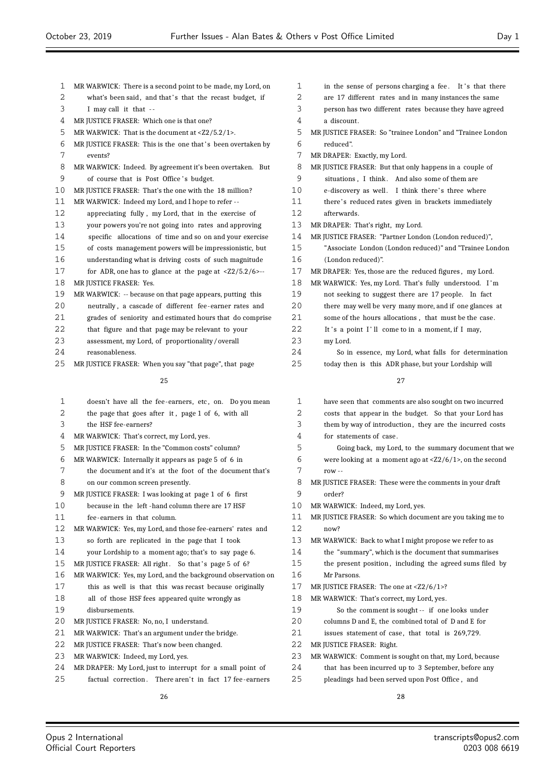MR WARWICK: There is a second point to be made, my Lord, on what's been said, and that's that the recast budget, if I may call it that --

MR JUSTICE FRASER: Which one is that one?

MR WARWICK: That is the document at <Z2/5.2/1>.

MR JUSTICE FRASER: This is the one that's been overtaken by events?

MR WARWICK: Indeed. By agreement it's been overtaken. But of course that is Post Office's budget.

MR JUSTICE FRASER: That's the one with the 18 million?

MR WARWICK: Indeed my Lord, and I hope to refer -- appreciating fully, my Lord, that in the exercise of your powers you're not going into rates and approving specific allocations of time and so on and your exercise of costs management powers will be impressionistic, but understanding what is driving costs of such magnitude for ADR, one has to glance at the page at <Z2/5.2/6>--

MR JUSTICE FRASER: Yes.

MR WARWICK: -- because on that page appears, putting this neutrally, a cascade of different fee-earner rates and grades of seniority and estimated hours that do comprise that figure and that page may be relevant to your assessment, my Lord, of proportionality/overall reasonableness.

MR JUSTICE FRASER: When you say "that page", that page doesn't have all the fee-earners, etc, on. Do you mean the page that goes after it, page 1 of 6, with all the HSF fee-earners?

MR WARWICK: That's correct, my Lord, yes.

MR JUSTICE FRASER: In the "Common costs" column?

MR WARWICK: Internally it appears as page 5 of 6 in the document and it's at the foot of the document that's on our common screen presently.

MR JUSTICE FRASER: I was looking at page 1 of 6 first because in the left-hand column there are 17 HSF fee-earners in that column.

MR WARWICK: Yes, my Lord, and those fee-earners' rates and so forth are replicated in the page that I took your Lordship to a moment ago; that's to say page 6.

MR JUSTICE FRASER: All right. So that's page 5 of 6?

MR WARWICK: Yes, my Lord, and the background observation on this as well is that this was recast because originally all of those HSF fees appeared quite wrongly as disbursements.

MR JUSTICE FRASER: No, no, I understand.

MR WARWICK: That's an argument under the bridge.

MR JUSTICE FRASER: That's now been changed.

MR WARWICK: Indeed, my Lord, yes.

MR DRAPER: My Lord, just to interrupt for a small point of factual correction. There aren't in fact 17 fee-earners in the sense of persons charging a fee. It's that there are 17 different rates and in many instances the same person has two different rates because they have agreed a discount.

MR JUSTICE FRASER: So "trainee London" and "Trainee London reduced".

MR DRAPER: Exactly, my Lord.

MR JUSTICE FRASER: But that only happens in a couple of situations, I think. And also some of them are e-discovery as well. I think there's three where there's reduced rates given in brackets immediately afterwards.

MR DRAPER: That's right, my Lord.

MR JUSTICE FRASER: "Partner London (London reduced)", "Associate London (London reduced)" and "Trainee London (London reduced)".

MR DRAPER: Yes, those are the reduced figures, my Lord.

MR WARWICK: Yes, my Lord. That's fully understood. I'm not seeking to suggest there are 17 people. In fact there may well be very many more, and if one glances at some of the hours allocations, that must be the case. It's a point I'll come to in a moment, if I may, my Lord.

So in essence, my Lord, what falls for determination today then is this ADR phase, but your Lordship will have seen that comments are also sought on two incurred costs that appear in the budget. So that your Lord has them by way of introduction, they are the incurred costs for statements of case.

Going back, my Lord, to the summary document that we were looking at a moment ago at <Z2/6/1>, on the second row --

MR JUSTICE FRASER: These were the comments in your draft order?

MR WARWICK: Indeed, my Lord, yes.

MR JUSTICE FRASER: So which document are you taking me to now?

MR WARWICK: Back to what I might propose we refer to as the "summary", which is the document that summarises the present position, including the agreed sums filed by Mr Parsons.

MR JUSTICE FRASER: The one at <Z2/6/1>?

MR WARWICK: That's correct, my Lord, yes.

So the comment is sought -- if one looks under columns D and E, the combined total of D and E for issues statement of case, that total is 269,729.

MR JUSTICE FRASER: Right.

MR WARWICK: Comment is sought on that, my Lord, because that has been incurred up to 3 September, before any pleadings had been served upon Post Office, and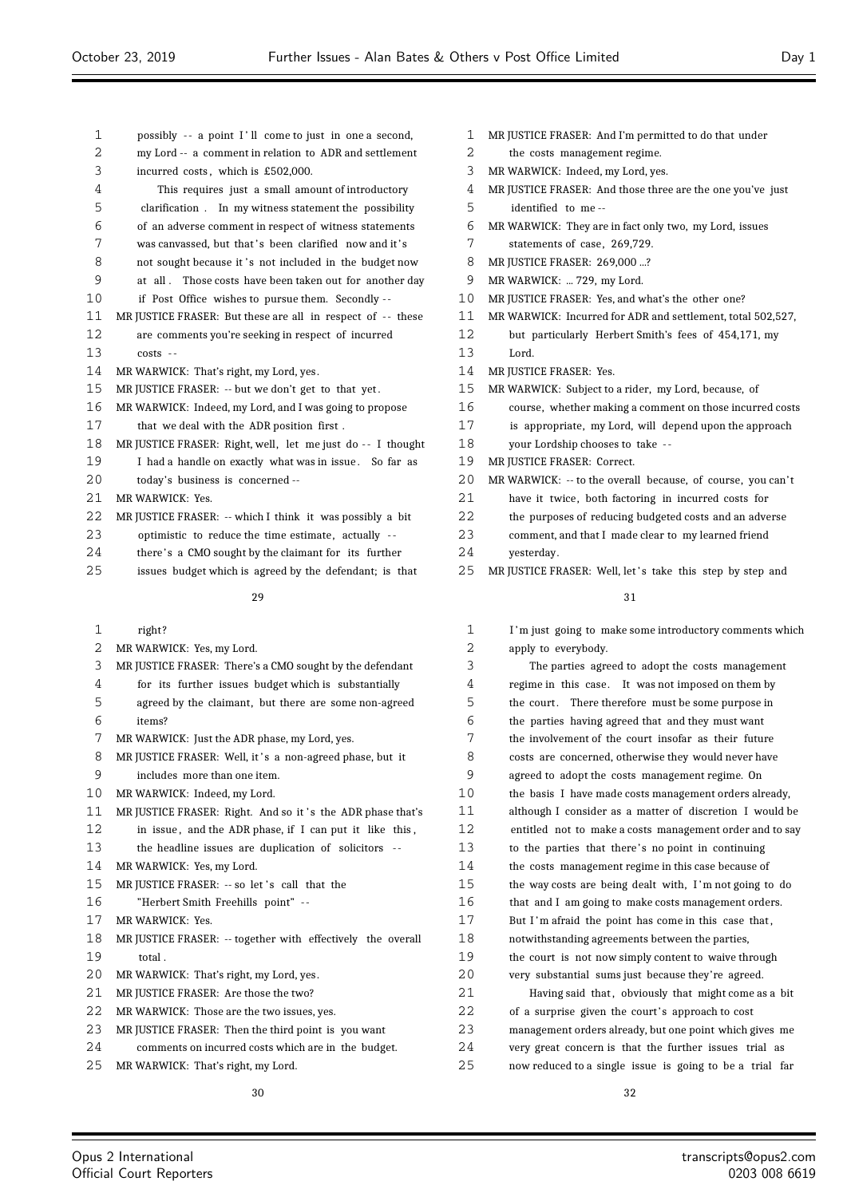possibly -- a point I'll come to just in one a second, my Lord -- a comment in relation to ADR and settlement incurred costs, which is £502,000.

This requires just a small amount of introductory clarification. In my witness statement the possibility of an adverse comment in respect of witness statements was canvassed, but that's been clarified now and it's not sought because it's not included in the budget now at all. Those costs have been taken out for another day if Post Office wishes to pursue them. Secondly --

MR JUSTICE FRASER: But these are all in respect of -- these are comments you're seeking in respect of incurred costs --

MR WARWICK: That's right, my Lord, yes.

MR JUSTICE FRASER: -- but we don't get to that yet.

MR WARWICK: Indeed, my Lord, and I was going to propose that we deal with the ADR position first.

MR JUSTICE FRASER: Right, well, let me just do -- I thought I had a handle on exactly what was in issue. So far as today's business is concerned --

MR WARWICK: Yes.

MR JUSTICE FRASER: -- which I think it was possibly a bit optimistic to reduce the time estimate, actually -- there's a CMO sought by the claimant for its further issues budget which is agreed by the defendant; is that right?

MR WARWICK: Yes, my Lord.

MR JUSTICE FRASER: There's a CMO sought by the defendant for its further issues budget which is substantially agreed by the claimant, but there are some non-agreed items?

MR WARWICK: Just the ADR phase, my Lord, yes.

MR JUSTICE FRASER: Well, it's a non-agreed phase, but it includes more than one item.

MR WARWICK: Indeed, my Lord.

MR JUSTICE FRASER: Right. And so it's the ADR phase that's in issue, and the ADR phase, if I can put it like this, the headline issues are duplication of solicitors --

MR WARWICK: Yes, my Lord.

MR JUSTICE FRASER: -- so let's call that the "Herbert Smith Freehills point" --

MR WARWICK: Yes.

MR JUSTICE FRASER: -- together with effectively the overall total.

MR WARWICK: That's right, my Lord, yes.

MR JUSTICE FRASER: Are those the two?

MR WARWICK: Those are the two issues, yes.

MR JUSTICE FRASER: Then the third point is you want comments on incurred costs which are in the budget.

MR WARWICK: That's right, my Lord.

MR JUSTICE FRASER: And I'm permitted to do that under the costs management regime.

MR WARWICK: Indeed, my Lord, yes.

MR JUSTICE FRASER: And those three are the one you've just identified to me --

MR WARWICK: They are in fact only two, my Lord, issues statements of case, 269,729.

MR JUSTICE FRASER: 269,000 ...?

MR WARWICK: ... 729, my Lord.

MR JUSTICE FRASER: Yes, and what's the other one?

MR WARWICK: Incurred for ADR and settlement, total 502,527, but particularly Herbert Smith's fees of 454,171, my Lord.

MR JUSTICE FRASER: Yes.

MR WARWICK: Subject to a rider, my Lord, because, of course, whether making a comment on those incurred costs is appropriate, my Lord, will depend upon the approach your Lordship chooses to take --

MR JUSTICE FRASER: Correct.

MR WARWICK: -- to the overall because, of course, you can't have it twice, both factoring in incurred costs for the purposes of reducing budgeted costs and an adverse comment, and that I made clear to my learned friend yesterday.

MR JUSTICE FRASER: Well, let's take this step by step and I'm just going to make some introductory comments which apply to everybody.

The parties agreed to adopt the costs management regime in this case. It was not imposed on them by the court. There therefore must be some purpose in the parties having agreed that and they must want the involvement of the court insofar as their future costs are concerned, otherwise they would never have agreed to adopt the costs management regime. On the basis I have made costs management orders already, although I consider as a matter of discretion I would be entitled not to make a costs management order and to say to the parties that there's no point in continuing the costs management regime in this case because of the way costs are being dealt with, I'm not going to do that and I am going to make costs management orders. But I'm afraid the point has come in this case that, notwithstanding agreements between the parties, the court is not now simply content to waive through very substantial sums just because they're agreed.

Having said that, obviously that might come as a bit of a surprise given the court's approach to cost management orders already, but one point which gives me very great concern is that the further issues trial as now reduced to a single issue is going to be a trial far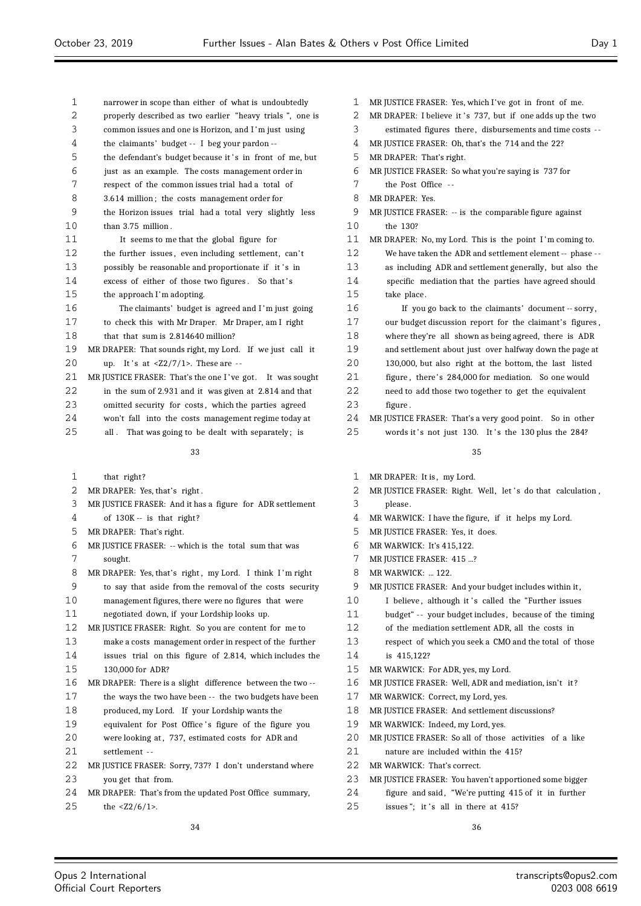narrower in scope than either of what is undoubtedly properly described as two earlier "heavy trials", one is common issues and one is Horizon, and I'm just using the claimants' budget -- I beg your pardon -- the defendant's budget because it's in front of me, but just as an example. The costs management order in respect of the common issues trial had a total of 3.614 million; the costs management order for the Horizon issues trial had a total very slightly less than 3.75 million.

It seems to me that the global figure for the further issues, even including settlement, can't possibly be reasonable and proportionate if it's in excess of either of those two figures. So that's the approach I'm adopting.

The claimants' budget is agreed and I'm just going to check this with Mr Draper. Mr Draper, am I right that that sum is 2.814640 million?

MR DRAPER: That sounds right, my Lord. If we just call it up. It's at <Z2/7/1>. These are --

MR JUSTICE FRASER: That's the one I've got. It was sought in the sum of 2.931 and it was given at 2.814 and that omitted security for costs, which the parties agreed won't fall into the costs management regime today at all. That was going to be dealt with separately; is that right?

MR DRAPER: Yes, that's right.

MR JUSTICE FRASER: And it has a figure for ADR settlement of 130K -- is that right?

MR DRAPER: That's right.

MR JUSTICE FRASER: -- which is the total sum that was sought.

MR DRAPER: Yes, that's right, my Lord. I think I'm right to say that aside from the removal of the costs security management figures, there were no figures that were negotiated down, if your Lordship looks up.

MR JUSTICE FRASER: Right. So you are content for me to make a costs management order in respect of the further issues trial on this figure of 2.814, which includes the 130,000 for ADR?

MR DRAPER: There is a slight difference between the two -- the ways the two have been -- the two budgets have been produced, my Lord. If your Lordship wants the equivalent for Post Office's figure of the figure you were looking at, 737, estimated costs for ADR and settlement --

MR JUSTICE FRASER: Sorry, 737? I don't understand where you get that from.

MR DRAPER: That's from the updated Post Office summary, the <Z2/6/1>.

MR JUSTICE FRASER: Yes, which I've got in front of me.

MR DRAPER: I believe it's 737, but if one adds up the two estimated figures there, disbursements and time costs --

MR JUSTICE FRASER: Oh, that's the 714 and the 22?

MR DRAPER: That's right.

MR JUSTICE FRASER: So what you're saying is 737 for the Post Office --

MR DRAPER: Yes.

MR JUSTICE FRASER: -- is the comparable figure against the 130?

MR DRAPER: No, my Lord. This is the point I'm coming to. We have taken the ADR and settlement element -- phase -- as including ADR and settlement generally, but also the specific mediation that the parties have agreed should take place.

If you go back to the claimants' document -- sorry, our budget discussion report for the claimant's figures, where they're all shown as being agreed, there is ADR and settlement about just over halfway down the page at 130,000, but also right at the bottom, the last listed figure, there's 284,000 for mediation. So one would need to add those two together to get the equivalent figure.

MR JUSTICE FRASER: That's a very good point. So in other words it's not just 130. It's the 130 plus the 284?

MR DRAPER: It is, my Lord.

MR JUSTICE FRASER: Right. Well, let's do that calculation, please.

MR WARWICK: I have the figure, if it helps my Lord.

MR JUSTICE FRASER: Yes, it does.

MR WARWICK: It's 415,122.

MR JUSTICE FRASER: 415 ...?

MR WARWICK: ... 122.

MR JUSTICE FRASER: And your budget includes within it, I believe, although it's called the "Further issues budget" -- your budget includes, because of the timing of the mediation settlement ADR, all the costs in respect of which you seek a CMO and the total of those is 415,122?

MR WARWICK: For ADR, yes, my Lord.

MR JUSTICE FRASER: Well, ADR and mediation, isn't it?

MR WARWICK: Correct, my Lord, yes.

MR JUSTICE FRASER: And settlement discussions?

MR WARWICK: Indeed, my Lord, yes.

MR JUSTICE FRASER: So all of those activities of a like nature are included within the 415?

MR WARWICK: That's correct.

MR JUSTICE FRASER: You haven't apportioned some bigger figure and said, "We're putting 415 of it in further issues"; it's all in there at 415?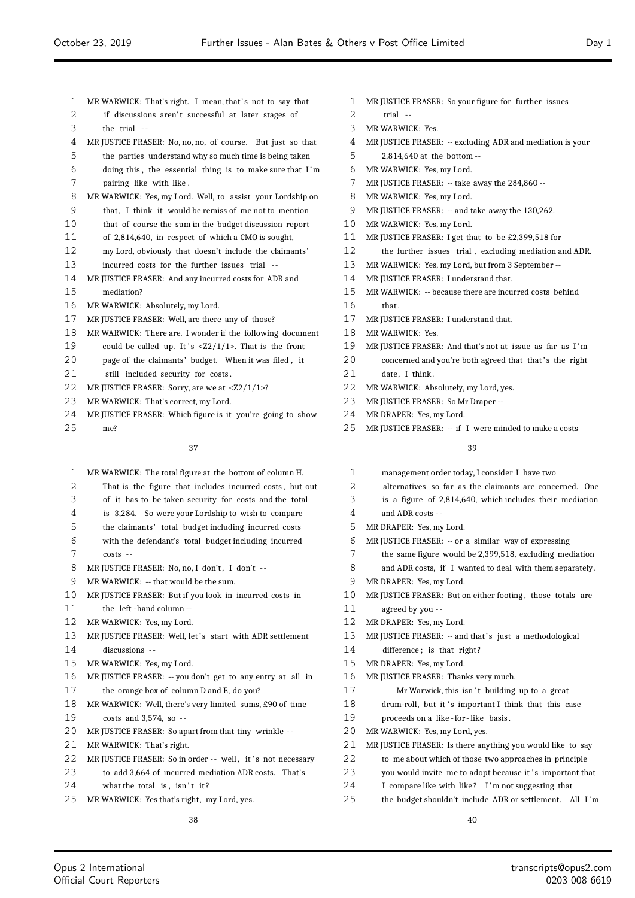MR WARWICK: That's right. I mean, that's not to say that if discussions aren't successful at later stages of the trial --

MR JUSTICE FRASER: No, no, no, of course. But just so that the parties understand why so much time is being taken doing this, the essential thing is to make sure that I'm pairing like with like.

MR WARWICK: Yes, my Lord. Well, to assist your Lordship on that, I think it would be remiss of me not to mention that of course the sum in the budget discussion report of 2,814,640, in respect of which a CMO is sought, my Lord, obviously that doesn't include the claimants' incurred costs for the further issues trial --

MR JUSTICE FRASER: And any incurred costs for ADR and mediation?

MR WARWICK: Absolutely, my Lord.

MR JUSTICE FRASER: Well, are there any of those?

MR WARWICK: There are. I wonder if the following document could be called up. It's <Z2/1/1>. That is the front page of the claimants' budget. When it was filed, it still included security for costs.

MR JUSTICE FRASER: Sorry, are we at <Z2/1/1>?

MR WARWICK: That's correct, my Lord.

MR JUSTICE FRASER: Which figure is it you're going to show me?

MR WARWICK: The total figure at the bottom of column H. That is the figure that includes incurred costs, but out of it has to be taken security for costs and the total is 3,284. So were your Lordship to wish to compare the claimants' total budget including incurred costs with the defendant's total budget including incurred costs --

MR JUSTICE FRASER: No, no, I don't, I don't --

MR WARWICK: -- that would be the sum.

MR JUSTICE FRASER: But if you look in incurred costs in the left-hand column --

MR WARWICK: Yes, my Lord.

MR JUSTICE FRASER: Well, let's start with ADR settlement discussions --

MR WARWICK: Yes, my Lord.

MR JUSTICE FRASER: -- you don't get to any entry at all in the orange box of column D and E, do you?

MR WARWICK: Well, there's very limited sums, £90 of time costs and 3,574, so --

MR JUSTICE FRASER: So apart from that tiny wrinkle --

MR WARWICK: That's right.

MR JUSTICE FRASER: So in order -- well, it's not necessary to add 3,664 of incurred mediation ADR costs. That's what the total is, isn't it?

MR WARWICK: Yes that's right, my Lord, yes.

MR JUSTICE FRASER: So your figure for further issues trial --

MR WARWICK: Yes.

MR JUSTICE FRASER: -- excluding ADR and mediation is your 2,814,640 at the bottom --

MR WARWICK: Yes, my Lord.

MR JUSTICE FRASER: -- take away the 284,860 --

MR WARWICK: Yes, my Lord.

MR JUSTICE FRASER: -- and take away the 130,262.

MR WARWICK: Yes, my Lord.

MR JUSTICE FRASER: I get that to be £2,399,518 for the further issues trial, excluding mediation and ADR.

MR WARWICK: Yes, my Lord, but from 3 September --

MR JUSTICE FRASER: I understand that.

MR WARWICK: -- because there are incurred costs behind that.

MR JUSTICE FRASER: I understand that.

MR WARWICK: Yes.

MR JUSTICE FRASER: And that's not at issue as far as I'm concerned and you're both agreed that that's the right date, I think.

MR WARWICK: Absolutely, my Lord, yes.

MR JUSTICE FRASER: So Mr Draper --

MR DRAPER: Yes, my Lord.

MR JUSTICE FRASER: -- if I were minded to make a costs management order today, I consider I have two alternatives so far as the claimants are concerned. One is a figure of 2,814,640, which includes their mediation and ADR costs --

MR DRAPER: Yes, my Lord.

MR JUSTICE FRASER: -- or a similar way of expressing the same figure would be 2,399,518, excluding mediation and ADR costs, if I wanted to deal with them separately.

MR DRAPER: Yes, my Lord.

MR JUSTICE FRASER: But on either footing, those totals are agreed by you --

MR DRAPER: Yes, my Lord.

MR JUSTICE FRASER: -- and that's just a methodological difference; is that right?

MR DRAPER: Yes, my Lord.

MR JUSTICE FRASER: Thanks very much.

Mr Warwick, this isn't building up to a great drum-roll, but it's important I think that this case proceeds on a like-for-like basis.

MR WARWICK: Yes, my Lord, yes.

MR JUSTICE FRASER: Is there anything you would like to say to me about which of those two approaches in principle you would invite me to adopt because it's important that I compare like with like? I'm not suggesting that the budget shouldn't include ADR or settlement. All I'm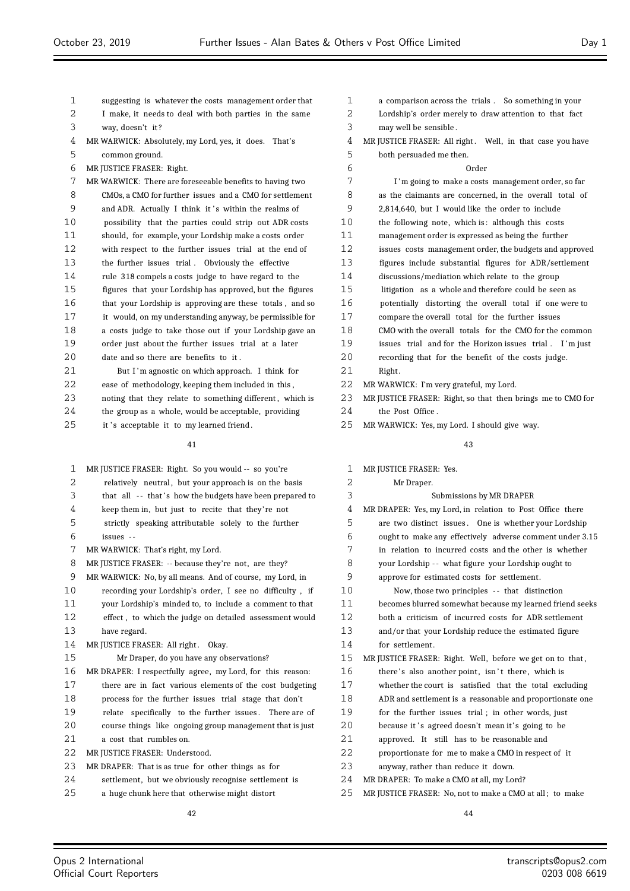suggesting is whatever the costs management order that I make, it needs to deal with both parties in the same way, doesn't it?

MR WARWICK: Absolutely, my Lord, yes, it does. That's common ground.

MR JUSTICE FRASER: Right.

MR WARWICK: There are foreseeable benefits to having two CMOs, a CMO for further issues and a CMO for settlement and ADR. Actually I think it's within the realms of possibility that the parties could strip out ADR costs should, for example, your Lordship make a costs order with respect to the further issues trial at the end of the further issues trial. Obviously the effective rule 318 compels a costs judge to have regard to the figures that your Lordship has approved, but the figures that your Lordship is approving are these totals, and so it would, on my understanding anyway, be permissible for a costs judge to take those out if your Lordship gave an order just about the further issues trial at a later date and so there are benefits to it.

But I'm agnostic on which approach. I think for ease of methodology, keeping them included in this, noting that they relate to something different, which is the group as a whole, would be acceptable, providing it's acceptable it to my learned friend.

MR JUSTICE FRASER: Right. So you would -- so you're relatively neutral, but your approach is on the basis that all -- that's how the budgets have been prepared to keep them in, but just to recite that they're not strictly speaking attributable solely to the further issues --

MR WARWICK: That's right, my Lord.

MR JUSTICE FRASER: -- because they're not, are they?

MR WARWICK: No, by all means. And of course, my Lord, in recording your Lordship's order, I see no difficulty, if your Lordship's minded to, to include a comment to that effect, to which the judge on detailed assessment would have regard.

MR JUSTICE FRASER: All right. Okay.

Mr Draper, do you have any observations?

MR DRAPER: I respectfully agree, my Lord, for this reason: there are in fact various elements of the cost budgeting process for the further issues trial stage that don't relate specifically to the further issues. There are of course things like ongoing group management that is just a cost that rumbles on.

MR JUSTICE FRASER: Understood.

MR DRAPER: That is as true for other things as for settlement, but we obviously recognise settlement is a huge chunk here that otherwise might distort a comparison across the trials. So something in your Lordship's order merely to draw attention to that fact may well be sensible.

MR JUSTICE FRASER: All right. Well, in that case you have both persuaded me then.

## Order

I'm going to make a costs management order, so far as the claimants are concerned, in the overall total of 2,814,640, but I would like the order to include the following note, which is: although this costs management order is expressed as being the further issues costs management order, the budgets and approved figures include substantial figures for ADR/settlement discussions/mediation which relate to the group litigation as a whole and therefore could be seen as potentially distorting the overall total if one were to compare the overall total for the further issues CMO with the overall totals for the CMO for the common issues trial and for the Horizon issues trial. I'm just recording that for the benefit of the costs judge. Right.

MR WARWICK: I'm very grateful, my Lord.

MR JUSTICE FRASER: Right, so that then brings me to CMO for the Post Office.

MR WARWICK: Yes, my Lord. I should give way.

MR JUSTICE FRASER: Yes.

Mr Draper.

## Submissions by MR DRAPER

MR DRAPER: Yes, my Lord, in relation to Post Office there are two distinct issues. One is whether your Lordship ought to make any effectively adverse comment under 3.15 in relation to incurred costs and the other is whether your Lordship -- what figure your Lordship ought to approve for estimated costs for settlement.

Now, those two principles -- that distinction becomes blurred somewhat because my learned friend seeks both a criticism of incurred costs for ADR settlement and/or that your Lordship reduce the estimated figure for settlement.

MR JUSTICE FRASER: Right. Well, before we get on to that, there's also another point, isn't there, which is whether the court is satisfied that the total excluding ADR and settlement is a reasonable and proportionate one for the further issues trial; in other words, just because it's agreed doesn't mean it's going to be approved. It still has to be reasonable and proportionate for me to make a CMO in respect of it anyway, rather than reduce it down.

MR DRAPER: To make a CMO at all, my Lord?

MR JUSTICE FRASER: No, not to make a CMO at all; to make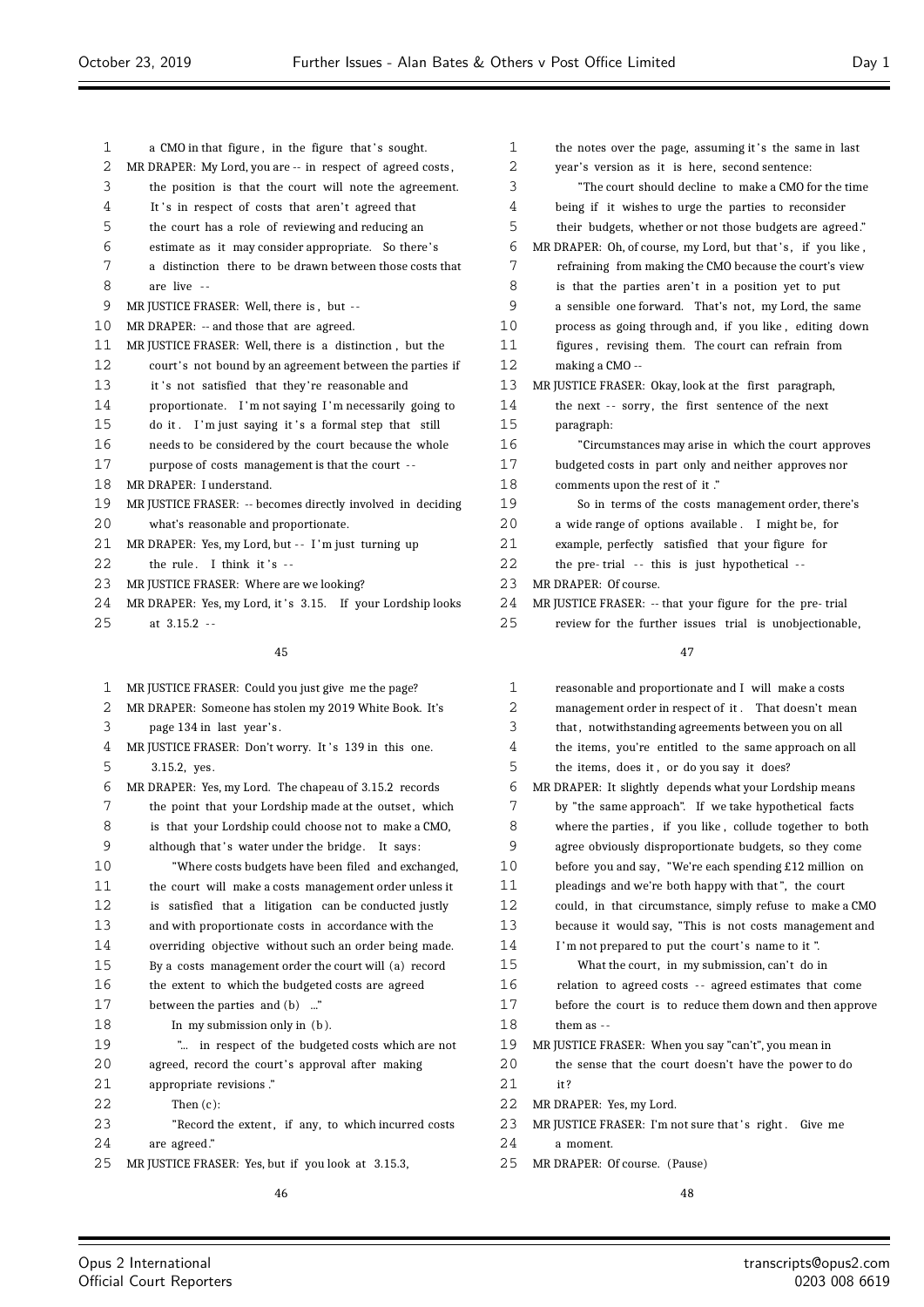a CMO in that figure, in the figure that's sought.

MR DRAPER: My Lord, you are -- in respect of agreed costs, the position is that the court will note the agreement. It's in respect of costs that aren't agreed that the court has a role of reviewing and reducing an estimate as it may consider appropriate. So there's a distinction there to be drawn between those costs that are live --

MR JUSTICE FRASER: Well, there is, but --

MR DRAPER: -- and those that are agreed.

MR JUSTICE FRASER: Well, there is a distinction, but the court's not bound by an agreement between the parties if it's not satisfied that they're reasonable and proportionate. I'm not saying I'm necessarily going to do it. I'm just saying it's a formal step that still needs to be considered by the court because the whole purpose of costs management is that the court --

MR DRAPER: I understand.

MR JUSTICE FRASER: -- becomes directly involved in deciding what's reasonable and proportionate.

MR DRAPER: Yes, my Lord, but -- I'm just turning up the rule. I think it's --

MR JUSTICE FRASER: Where are we looking?

MR DRAPER: Yes, my Lord, it's 3.15. If your Lordship looks at 3.15.2 --

MR JUSTICE FRASER: Could you just give me the page?

MR DRAPER: Someone has stolen my 2019 White Book. It's page 134 in last year's.

MR JUSTICE FRASER: Don't worry. It's 139 in this one. 3.15.2, yes.

MR DRAPER: Yes, my Lord. The chapeau of 3.15.2 records the point that your Lordship made at the outset, which is that your Lordship could choose not to make a CMO, although that's water under the bridge. It says:

"Where costs budgets have been filed and exchanged, the court will make a costs management order unless it is satisfied that a litigation can be conducted justly and with proportionate costs in accordance with the overriding objective without such an order being made. By a costs management order the court will (a) record the extent to which the budgeted costs are agreed between the parties and (b) ..."

In my submission only in (b).

"... in respect of the budgeted costs which are not agreed, record the court's approval after making appropriate revisions."

Then (c):

"Record the extent, if any, to which incurred costs are agreed."

MR JUSTICE FRASER: Yes, but if you look at 3.15.3, the notes over the page, assuming it's the same in last year's version as it is here, second sentence:

"The court should decline to make a CMO for the time being if it wishes to urge the parties to reconsider their budgets, whether or not those budgets are agreed."

MR DRAPER: Oh, of course, my Lord, but that's, if you like, refraining from making the CMO because the court's view is that the parties aren't in a position yet to put a sensible one forward. That's not, my Lord, the same process as going through and, if you like, editing down figures, revising them. The court can refrain from making a CMO --

MR JUSTICE FRASER: Okay, look at the first paragraph, the next -- sorry, the first sentence of the next paragraph:

"Circumstances may arise in which the court approves budgeted costs in part only and neither approves nor comments upon the rest of it."

So in terms of the costs management order, there's a wide range of options available. I might be, for example, perfectly satisfied that your figure for the pre-trial -- this is just hypothetical --

MR DRAPER: Of course.

MR JUSTICE FRASER: -- that your figure for the pre-trial review for the further issues trial is unobjectionable, reasonable and proportionate and I will make a costs management order in respect of it. That doesn't mean that, notwithstanding agreements between you on all the items, you're entitled to the same approach on all the items, does it, or do you say it does?

MR DRAPER: It slightly depends what your Lordship means by "the same approach". If we take hypothetical facts where the parties, if you like, collude together to both agree obviously disproportionate budgets, so they come before you and say, "We're each spending £12 million on pleadings and we're both happy with that", the court could, in that circumstance, simply refuse to make a CMO because it would say, "This is not costs management and I'm not prepared to put the court's name to it".

What the court, in my submission, can't do in relation to agreed costs -- agreed estimates that come before the court is to reduce them down and then approve them as --

MR JUSTICE FRASER: When you say "can't", you mean in the sense that the court doesn't have the power to do it?

MR DRAPER: Yes, my Lord.

MR JUSTICE FRASER: I'm not sure that's right. Give me a moment.

MR DRAPER: Of course. (Pause)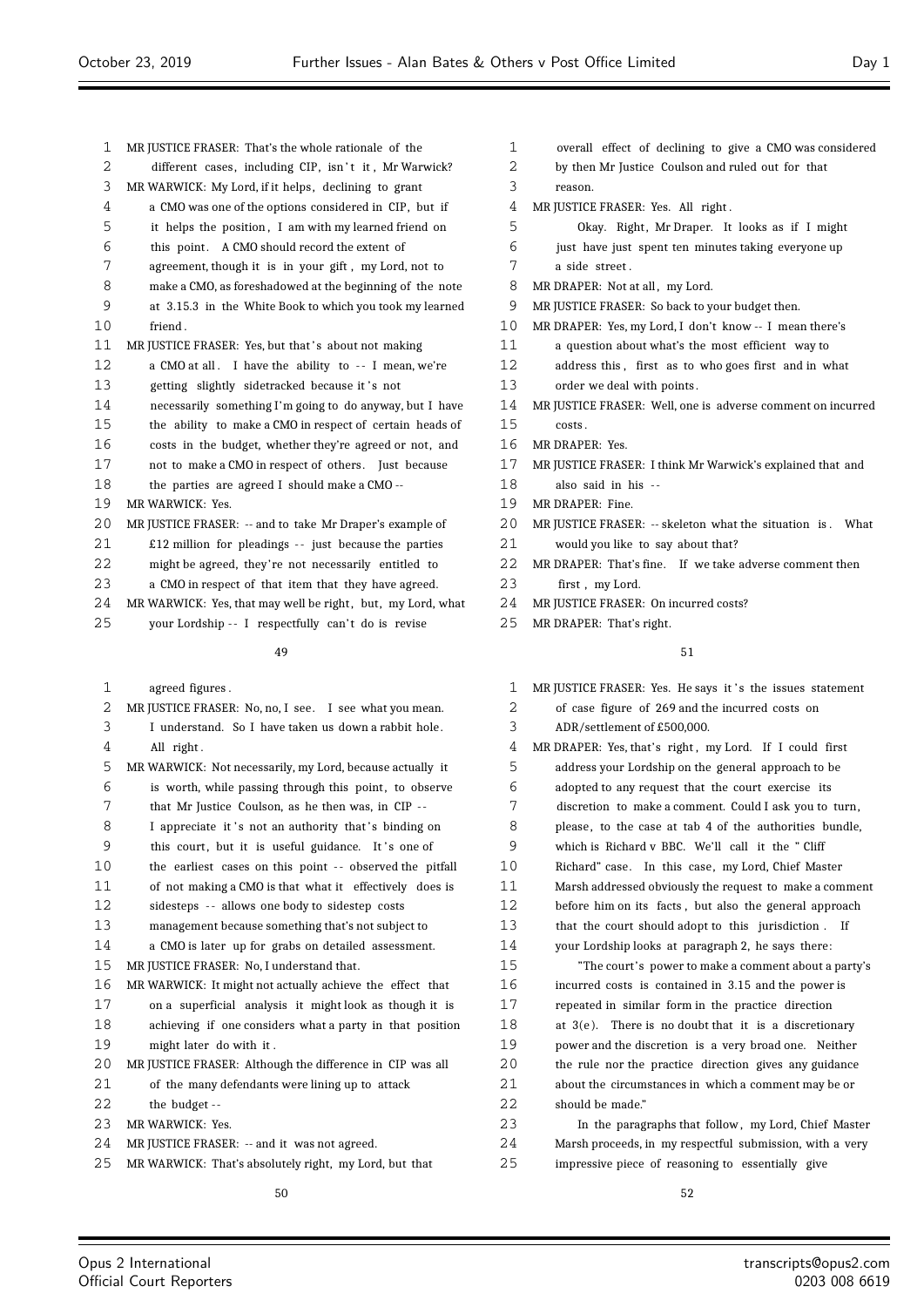MR JUSTICE FRASER: That's the whole rationale of the different cases, including CIP, isn't it, Mr Warwick?

MR WARWICK: My Lord, if it helps, declining to grant a CMO was one of the options considered in CIP, but if it helps the position, I am with my learned friend on this point. A CMO should record the extent of agreement, though it is in your gift, my Lord, not to make a CMO, as foreshadowed at the beginning of the note at 3.15.3 in the White Book to which you took my learned friend.

MR JUSTICE FRASER: Yes, but that's about not making a CMO at all. I have the ability to -- I mean, we're getting slightly sidetracked because it's not necessarily something I'm going to do anyway, but I have the ability to make a CMO in respect of certain heads of costs in the budget, whether they're agreed or not, and not to make a CMO in respect of others. Just because the parties are agreed I should make a CMO --

MR WARWICK: Yes.

MR JUSTICE FRASER: -- and to take Mr Draper's example of £12 million for pleadings -- just because the parties might be agreed, they're not necessarily entitled to a CMO in respect of that item that they have agreed.

MR WARWICK: Yes, that may well be right, but, my Lord, what your Lordship -- I respectfully can't do is revise agreed figures.

MR JUSTICE FRASER: No, no, I see. I see what you mean. I understand. So I have taken us down a rabbit hole. All right.

MR WARWICK: Not necessarily, my Lord, because actually it is worth, while passing through this point, to observe that Mr Justice Coulson, as he then was, in CIP -- I appreciate it's not an authority that's binding on this court, but it is useful guidance. It's one of the earliest cases on this point -- observed the pitfall of not making a CMO is that what it effectively does is sidesteps -- allows one body to sidestep costs management because something that's not subject to a CMO is later up for grabs on detailed assessment.

MR JUSTICE FRASER: No, I understand that.

MR WARWICK: It might not actually achieve the effect that on a superficial analysis it might look as though it is achieving if one considers what a party in that position might later do with it.

MR JUSTICE FRASER: Although the difference in CIP was all of the many defendants were lining up to attack the budget --

MR WARWICK: Yes.

MR JUSTICE FRASER: -- and it was not agreed.

MR WARWICK: That's absolutely right, my Lord, but that overall effect of declining to give a CMO was considered by then Mr Justice Coulson and ruled out for that reason.

MR JUSTICE FRASER: Yes. All right.

Okay. Right, Mr Draper. It looks as if I might just have just spent ten minutes taking everyone up a side street.

MR DRAPER: Not at all, my Lord.

MR JUSTICE FRASER: So back to your budget then.

MR DRAPER: Yes, my Lord, I don't know -- I mean there's a question about what's the most efficient way to address this, first as to who goes first and in what order we deal with points.

MR JUSTICE FRASER: Well, one is adverse comment on incurred costs.

MR DRAPER: Yes.

MR JUSTICE FRASER: I think Mr Warwick's explained that and also said in his --

MR DRAPER: Fine.

MR JUSTICE FRASER: -- skeleton what the situation is. What would you like to say about that?

MR DRAPER: That's fine. If we take adverse comment then first, my Lord.

MR JUSTICE FRASER: On incurred costs?

MR DRAPER: That's right.

MR JUSTICE FRASER: Yes. He says it's the issues statement of case figure of 269 and the incurred costs on ADR/settlement of £500,000.

MR DRAPER: Yes, that's right, my Lord. If I could first address your Lordship on the general approach to be adopted to any request that the court exercise its discretion to make a comment. Could I ask you to turn, please, to the case at tab 4 of the authorities bundle, which is Richard v BBC. We'll call it the "Cliff Richard" case. In this case, my Lord, Chief Master Marsh addressed obviously the request to make a comment before him on its facts, but also the general approach that the court should adopt to this jurisdiction. If your Lordship looks at paragraph 2, he says there:

"The court's power to make a comment about a party's incurred costs is contained in 3.15 and the power is repeated in similar form in the practice direction at 3(e). There is no doubt that it is a discretionary power and the discretion is a very broad one. Neither the rule nor the practice direction gives any guidance about the circumstances in which a comment may be or should be made."

In the paragraphs that follow, my Lord, Chief Master Marsh proceeds, in my respectful submission, with a very impressive piece of reasoning to essentially give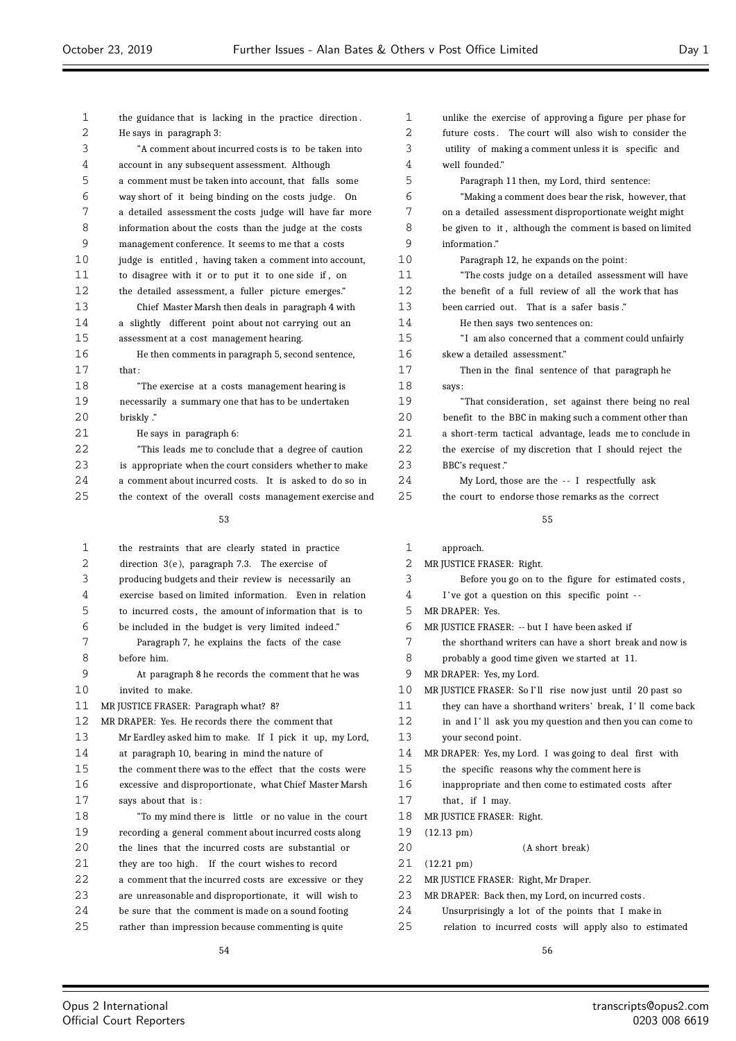the guidance that is lacking in the practice direction. He says in paragraph 3:

"A comment about incurred costs is to be taken into account in any subsequent assessment. Although a comment must be taken into account, that falls some way short of it being binding on the costs judge. On a detailed assessment the costs judge will have far more information about the costs than the judge at the costs management conference. It seems to me that a costs judge is entitled, having taken a comment into account, to disagree with it or to put it to one side if, on the detailed assessment, a fuller picture emerges."

Chief Master Marsh then deals in paragraph 4 with a slightly different point about not carrying out an assessment at a cost management hearing.

He then comments in paragraph 5, second sentence, that:

"The exercise at a costs management hearing is necessarily a summary one that has to be undertaken briskly."

He says in paragraph 6:

"This leads me to conclude that a degree of caution is appropriate when the court considers whether to make a comment about incurred costs. It is asked to do so in the context of the overall costs management exercise and the restraints that are clearly stated in practice direction 3(e), paragraph 7.3. The exercise of producing budgets and their review is necessarily an exercise based on limited information. Even in relation to incurred costs, the amount of information that is to be included in the budget is very limited indeed."

Paragraph 7, he explains the facts of the case before him.

At paragraph 8 he records the comment that he was invited to make.

MR JUSTICE FRASER: Paragraph what? 8?

MR DRAPER: Yes. He records there the comment that Mr Eardley asked him to make. If I pick it up, my Lord, at paragraph 10, bearing in mind the nature of the comment there was to the effect that the costs were excessive and disproportionate, what Chief Master Marsh says about that is:

"To my mind there is little or no value in the court recording a general comment about incurred costs along the lines that the incurred costs are substantial or they are too high. If the court wishes to record a comment that the incurred costs are excessive or they are unreasonable and disproportionate, it will wish to be sure that the comment is made on a sound footing rather than impression because commenting is quite unlike the exercise of approving a figure per phase for future costs. The court will also wish to consider the utility of making a comment unless it is specific and well founded."

Paragraph 11 then, my Lord, third sentence:

"Making a comment does bear the risk, however, that on a detailed assessment disproportionate weight might be given to it, although the comment is based on limited information."

Paragraph 12, he expands on the point:

"The costs judge on a detailed assessment will have the benefit of a full review of all the work that has been carried out. That is a safer basis."

He then says two sentences on:

"I am also concerned that a comment could unfairly skew a detailed assessment."

Then in the final sentence of that paragraph he says:

"That consideration, set against there being no real benefit to the BBC in making such a comment other than a short-term tactical advantage, leads me to conclude in the exercise of my discretion that I should reject the BBC's request."

My Lord, those are the -- I respectfully ask the court to endorse those remarks as the correct approach.

MR JUSTICE FRASER: Right.

Before you go on to the figure for estimated costs, I've got a question on this specific point --

MR DRAPER: Yes.

MR JUSTICE FRASER: -- but I have been asked if the shorthand writers can have a short break and now is probably a good time given we started at 11.

MR DRAPER: Yes, my Lord.

MR JUSTICE FRASER: So I'll rise now just until 20 past so they can have a shorthand writers' break, I'll come back in and I'll ask you my question and then you can come to your second point.

MR DRAPER: Yes, my Lord. I was going to deal first with the specific reasons why the comment here is inappropriate and then come to estimated costs after that, if I may.

MR JUSTICE FRASER: Right.

(12.13 pm)

(A short break)

(12.21 pm)

MR JUSTICE FRASER: Right, Mr Draper.

MR DRAPER: Back then, my Lord, on incurred costs. Unsurprisingly a lot of the points that I make in relation to incurred costs will apply also to estimated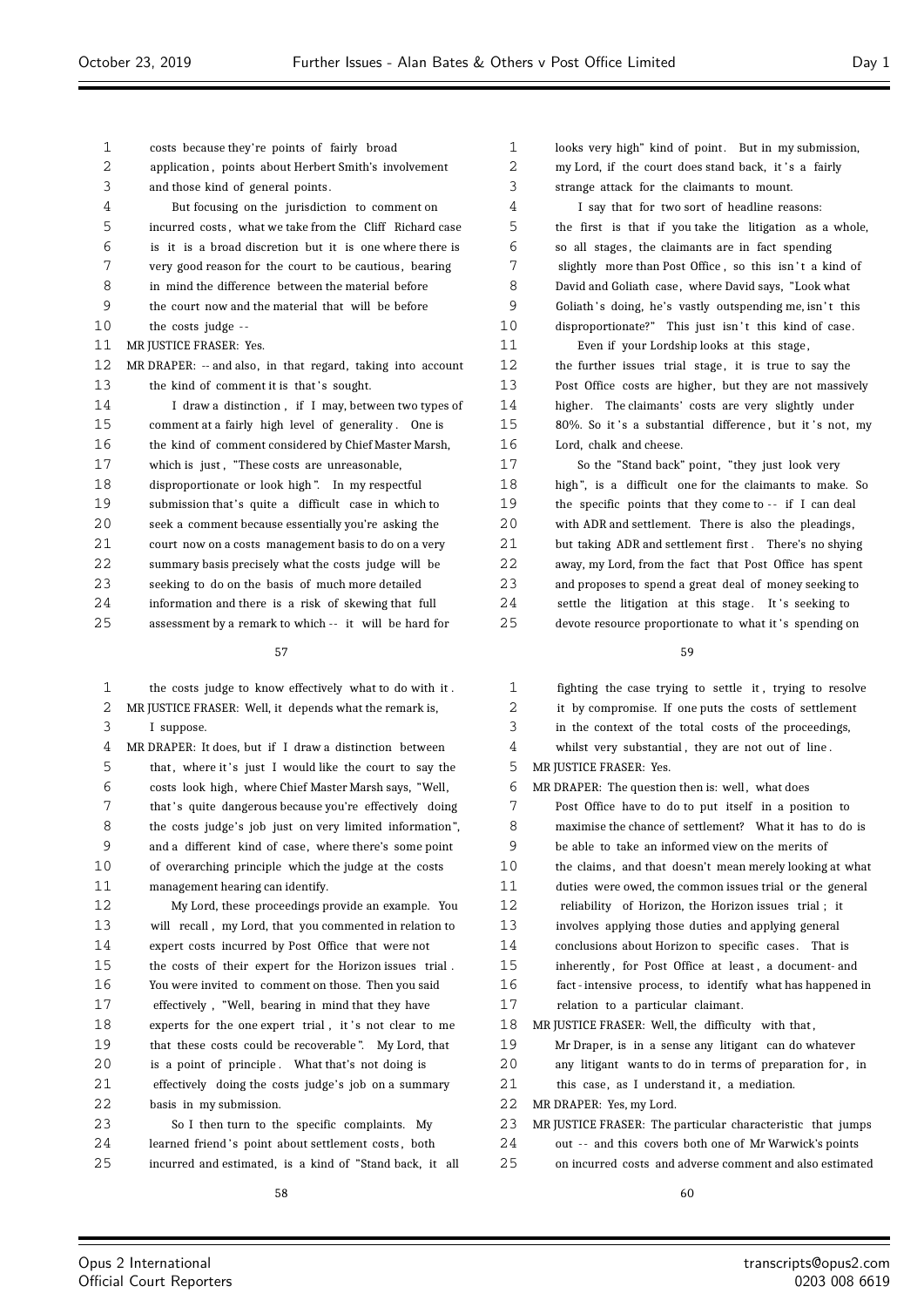costs because they're points of fairly broad application, points about Herbert Smith's involvement and those kind of general points.

But focusing on the jurisdiction to comment on incurred costs, what we take from the Cliff Richard case is it is a broad discretion but it is one where there is very good reason for the court to be cautious, bearing in mind the difference between the material before the court now and the material that will be before the costs judge --

MR JUSTICE FRASER: Yes.

MR DRAPER: -- and also, in that regard, taking into account the kind of comment it is that's sought.

I draw a distinction, if I may, between two types of comment at a fairly high level of generality. One is the kind of comment considered by Chief Master Marsh, which is just, "These costs are unreasonable, disproportionate or look high". In my respectful submission that's quite a difficult case in which to seek a comment because essentially you're asking the court now on a costs management basis to do on a very summary basis precisely what the costs judge will be seeking to do on the basis of much more detailed information and there is a risk of skewing that full assessment by a remark to which -- it will be hard for the costs judge to know effectively what to do with it.

MR JUSTICE FRASER: Well, it depends what the remark is, I suppose.

MR DRAPER: It does, but if I draw a distinction between that, where it's just I would like the court to say the costs look high, where Chief Master Marsh says, "Well, that's quite dangerous because you're effectively doing the costs judge's job just on very limited information", and a different kind of case, where there's some point of overarching principle which the judge at the costs management hearing can identify.

My Lord, these proceedings provide an example. You will recall, my Lord, that you commented in relation to expert costs incurred by Post Office that were not the costs of their expert for the Horizon issues trial. You were invited to comment on those. Then you said effectively, "Well, bearing in mind that they have experts for the one expert trial, it's not clear to me that these costs could be recoverable". My Lord, that is a point of principle. What that's not doing is effectively doing the costs judge's job on a summary basis in my submission.

So I then turn to the specific complaints. My learned friend's point about settlement costs, both incurred and estimated, is a kind of "Stand back, it all looks very high" kind of point. But in my submission, my Lord, if the court does stand back, it's a fairly strange attack for the claimants to mount.

I say that for two sort of headline reasons: the first is that if you take the litigation as a whole, so all stages, the claimants are in fact spending slightly more than Post Office, so this isn't a kind of David and Goliath case, where David says, "Look what Goliath's doing, he's vastly outspending me, isn't this disproportionate?" This just isn't this kind of case.

Even if your Lordship looks at this stage, the further issues trial stage, it is true to say the Post Office costs are higher, but they are not massively higher. The claimants' costs are very slightly under 80%. So it's a substantial difference, but it's not, my Lord, chalk and cheese.

So the "Stand back" point, "they just look very high", is a difficult one for the claimants to make. So the specific points that they come to -- if I can deal with ADR and settlement. There is also the pleadings, but taking ADR and settlement first. There's no shying away, my Lord, from the fact that Post Office has spent and proposes to spend a great deal of money seeking to settle the litigation at this stage. It's seeking to devote resource proportionate to what it's spending on fighting the case trying to settle it, trying to resolve it by compromise. If one puts the costs of settlement in the context of the total costs of the proceedings, whilst very substantial, they are not out of line.

MR JUSTICE FRASER: Yes.

MR DRAPER: The question then is: well, what does Post Office have to do to put itself in a position to maximise the chance of settlement? What it has to do is be able to take an informed view on the merits of the claims, and that doesn't mean merely looking at what duties were owed, the common issues trial or the general reliability of Horizon, the Horizon issues trial; it involves applying those duties and applying general conclusions about Horizon to specific cases. That is inherently, for Post Office at least, a document-and fact-intensive process, to identify what has happened in relation to a particular claimant.

MR JUSTICE FRASER: Well, the difficulty with that, Mr Draper, is in a sense any litigant can do whatever any litigant wants to do in terms of preparation for, in this case, as I understand it, a mediation.

MR DRAPER: Yes, my Lord.

MR JUSTICE FRASER: The particular characteristic that jumps out -- and this covers both one of Mr Warwick's points on incurred costs and adverse comment and also estimated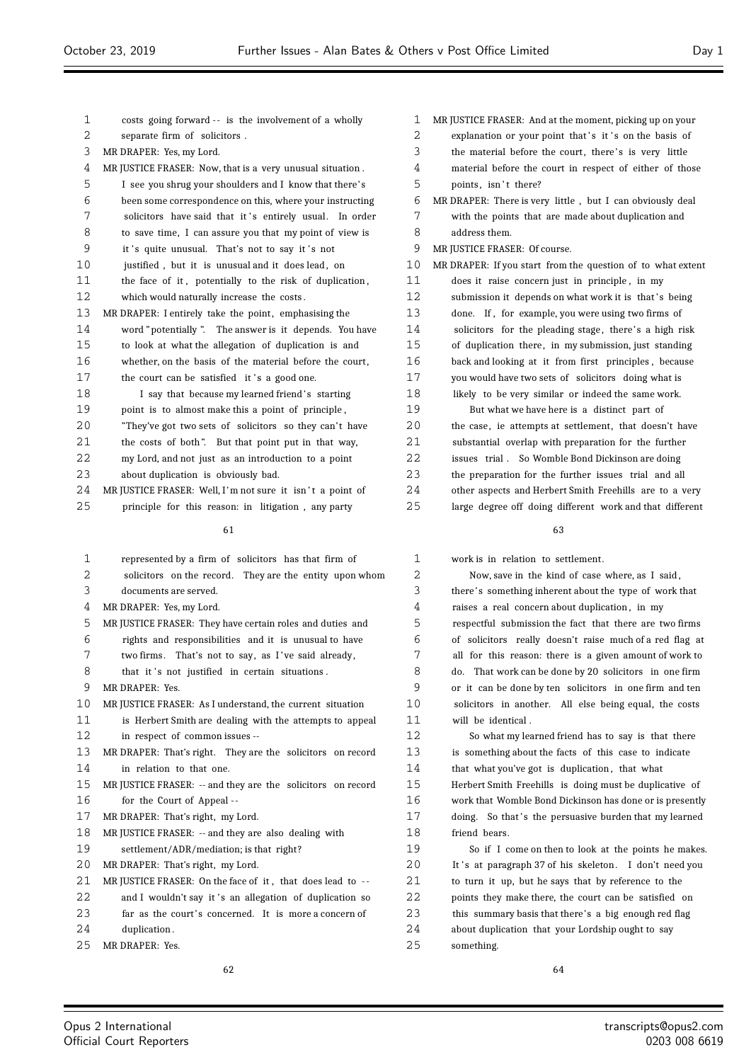costs going forward -- is the involvement of a wholly separate firm of solicitors.

MR DRAPER: Yes, my Lord.

MR JUSTICE FRASER: Now, that is a very unusual situation. I see you shrug your shoulders and I know that there's been some correspondence on this, where your instructing solicitors have said that it's entirely usual. In order to save time, I can assure you that my point of view is it's quite unusual. That's not to say it's not justified, but it is unusual and it does lead, on the face of it, potentially to the risk of duplication, which would naturally increase the costs.

MR DRAPER: I entirely take the point, emphasising the word "potentially". The answer is it depends. You have to look at what the allegation of duplication is and whether, on the basis of the material before the court, the court can be satisfied it's a good one.

I say that because my learned friend's starting point is to almost make this a point of principle, "They've got two sets of solicitors so they can't have the costs of both". But that point put in that way, my Lord, and not just as an introduction to a point about duplication is obviously bad.

MR JUSTICE FRASER: Well, I'm not sure it isn't a point of principle for this reason: in litigation, any party represented by a firm of solicitors has that firm of solicitors on the record. They are the entity upon whom documents are served.

MR DRAPER: Yes, my Lord.

MR JUSTICE FRASER: They have certain roles and duties and rights and responsibilities and it is unusual to have two firms. That's not to say, as I've said already, that it's not justified in certain situations.

MR DRAPER: Yes.

MR JUSTICE FRASER: As I understand, the current situation is Herbert Smith are dealing with the attempts to appeal in respect of common issues --

MR DRAPER: That's right. They are the solicitors on record in relation to that one.

MR JUSTICE FRASER: -- and they are the solicitors on record for the Court of Appeal --

MR DRAPER: That's right, my Lord.

MR JUSTICE FRASER: -- and they are also dealing with settlement/ADR/mediation; is that right?

MR DRAPER: That's right, my Lord.

MR JUSTICE FRASER: On the face of it, that does lead to -- and I wouldn't say it's an allegation of duplication so far as the court's concerned. It is more a concern of duplication.

MR DRAPER: Yes.

MR JUSTICE FRASER: And at the moment, picking up on your explanation or your point that's it's on the basis of the material before the court, there's is very little material before the court in respect of either of those points, isn't there?

MR DRAPER: There is very little, but I can obviously deal with the points that are made about duplication and address them.

MR JUSTICE FRASER: Of course.

MR DRAPER: If you start from the question of to what extent does it raise concern just in principle, in my submission it depends on what work it is that's being done. If, for example, you were using two firms of solicitors for the pleading stage, there's a high risk of duplication there, in my submission, just standing back and looking at it from first principles, because you would have two sets of solicitors doing what is likely to be very similar or indeed the same work.

But what we have here is a distinct part of the case, ie attempts at settlement, that doesn't have substantial overlap with preparation for the further issues trial. So Womble Bond Dickinson are doing the preparation for the further issues trial and all other aspects and Herbert Smith Freehills are to a very large degree off doing different work and that different work is in relation to settlement.

Now, save in the kind of case where, as I said, there's something inherent about the type of work that raises a real concern about duplication, in my respectful submission the fact that there are two firms of solicitors really doesn't raise much of a red flag at all for this reason: there is a given amount of work to do. That work can be done by 20 solicitors in one firm or it can be done by ten solicitors in one firm and ten solicitors in another. All else being equal, the costs will be identical.

So what my learned friend has to say is that there is something about the facts of this case to indicate that what you've got is duplication, that what Herbert Smith Freehills is doing must be duplicative of work that Womble Bond Dickinson has done or is presently doing. So that's the persuasive burden that my learned friend bears.

So if I come on then to look at the points he makes. It's at paragraph 37 of his skeleton. I don't need you to turn it up, but he says that by reference to the points they make there, the court can be satisfied on this summary basis that there's a big enough red flag about duplication that your Lordship ought to say something.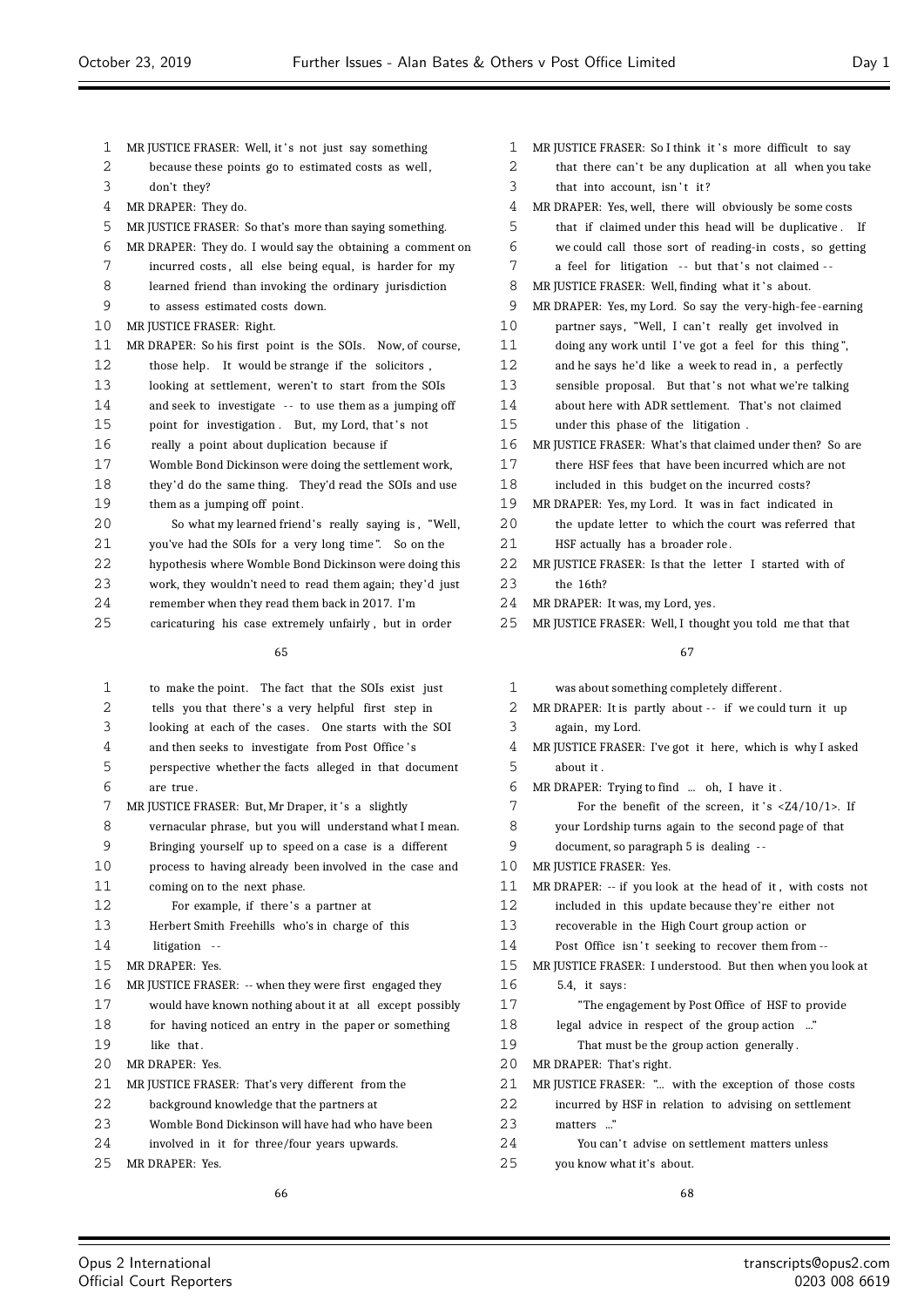MR JUSTICE FRASER: Well, it's not just say something because these points go to estimated costs as well, don't they?

MR DRAPER: They do.

MR JUSTICE FRASER: So that's more than saying something.

MR DRAPER: They do. I would say the obtaining a comment on incurred costs, all else being equal, is harder for my learned friend than invoking the ordinary jurisdiction to assess estimated costs down.

MR JUSTICE FRASER: Right.

MR DRAPER: So his first point is the SOIs. Now, of course, those help. It would be strange if the solicitors, looking at settlement, weren't to start from the SOIs and seek to investigate -- to use them as a jumping off point for investigation. But, my Lord, that's not really a point about duplication because if Womble Bond Dickinson were doing the settlement work, they'd do the same thing. They'd read the SOIs and use them as a jumping off point.

So what my learned friend's really saying is, "Well, you've had the SOIs for a very long time". So on the hypothesis where Womble Bond Dickinson were doing this work, they wouldn't need to read them again; they'd just remember when they read them back in 2017. I'm caricaturing his case extremely unfairly, but in order to make the point. The fact that the SOIs exist just tells you that there's a very helpful first step in looking at each of the cases. One starts with the SOI and then seeks to investigate from Post Office's perspective whether the facts alleged in that document are true.

MR JUSTICE FRASER: But, Mr Draper, it's a slightly vernacular phrase, but you will understand what I mean. Bringing yourself up to speed on a case is a different process to having already been involved in the case and coming on to the next phase.

For example, if there's a partner at Herbert Smith Freehills who's in charge of this litigation --

MR DRAPER: Yes.

MR JUSTICE FRASER: -- when they were first engaged they would have known nothing about it at all except possibly for having noticed an entry in the paper or something like that.

MR DRAPER: Yes.

MR JUSTICE FRASER: That's very different from the background knowledge that the partners at Womble Bond Dickinson will have had who have been involved in it for three/four years upwards.

MR DRAPER: Yes.

MR JUSTICE FRASER: So I think it's more difficult to say that there can't be any duplication at all when you take that into account, isn't it?

MR DRAPER: Yes, well, there will obviously be some costs that if claimed under this head will be duplicative. If we could call those sort of reading-in costs, so getting a feel for litigation -- but that's not claimed --

MR JUSTICE FRASER: Well, finding what it's about.

MR DRAPER: Yes, my Lord. So say the very-high-fee-earning partner says, "Well, I can't really get involved in doing any work until I've got a feel for this thing", and he says he'd like a week to read in, a perfectly sensible proposal. But that's not what we're talking about here with ADR settlement. That's not claimed under this phase of the litigation.

MR JUSTICE FRASER: What's that claimed under then? So are there HSF fees that have been incurred which are not included in this budget on the incurred costs?

MR DRAPER: Yes, my Lord. It was in fact indicated in the update letter to which the court was referred that HSF actually has a broader role.

MR JUSTICE FRASER: Is that the letter I started with of the 16th?

MR DRAPER: It was, my Lord, yes.

MR JUSTICE FRASER: Well, I thought you told me that that was about something completely different.

MR DRAPER: It is partly about -- if we could turn it up again, my Lord.

MR JUSTICE FRASER: I've got it here, which is why I asked about it.

MR DRAPER: Trying to find ... oh, I have it.

For the benefit of the screen, it's <Z4/10/1>. If your Lordship turns again to the second page of that document, so paragraph 5 is dealing --

MR JUSTICE FRASER: Yes.

MR DRAPER: -- if you look at the head of it, with costs not included in this update because they're either not recoverable in the High Court group action or Post Office isn't seeking to recover them from --

MR JUSTICE FRASER: I understood. But then when you look at 5.4, it says:

"The engagement by Post Office of HSF to provide legal advice in respect of the group action ..."

That must be the group action generally.

MR DRAPER: That's right.

MR JUSTICE FRASER: "... with the exception of those costs incurred by HSF in relation to advising on settlement matters ..."

You can't advise on settlement matters unless you know what it's about.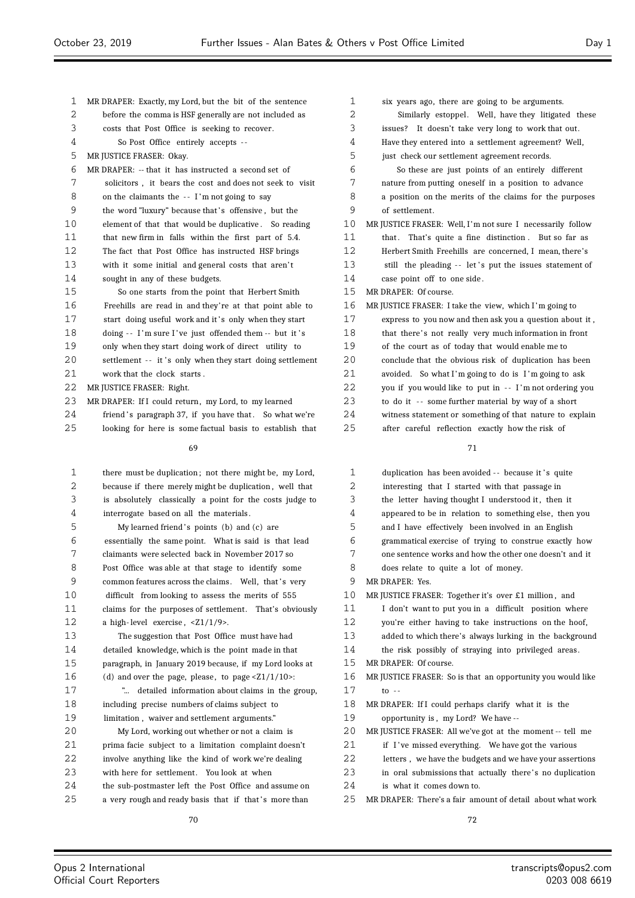MR DRAPER: Exactly, my Lord, but the bit of the sentence before the comma is HSF generally are not included as costs that Post Office is seeking to recover.

So Post Office entirely accepts --

MR JUSTICE FRASER: Okay.

MR DRAPER: -- that it has instructed a second set of solicitors, it bears the cost and does not seek to visit on the claimants the -- I'm not going to say the word "luxury" because that's offensive, but the element of that that would be duplicative. So reading that new firm in falls within the first part of 5.4. The fact that Post Office has instructed HSF brings with it some initial and general costs that aren't sought in any of these budgets.

So one starts from the point that Herbert Smith Freehills are read in and they're at that point able to start doing useful work and it's only when they start doing -- I'm sure I've just offended them -- but it's only when they start doing work of direct utility to settlement -- it's only when they start doing settlement work that the clock starts.

MR JUSTICE FRASER: Right.

MR DRAPER: If I could return, my Lord, to my learned friend's paragraph 37, if you have that. So what we're looking for here is some factual basis to establish that there must be duplication; not there might be, my Lord, because if there merely might be duplication, well that is absolutely classically a point for the costs judge to interrogate based on all the materials.

My learned friend's points (b) and (c) are essentially the same point. What is said is that lead claimants were selected back in November 2017 so Post Office was able at that stage to identify some common features across the claims. Well, that's very difficult from looking to assess the merits of 555 claims for the purposes of settlement. That's obviously a high-level exercise, <Z1/1/9>.

The suggestion that Post Office must have had detailed knowledge, which is the point made in that paragraph, in January 2019 because, if my Lord looks at (d) and over the page, please, to page <Z1/1/10>:

"... detailed information about claims in the group, including precise numbers of claims subject to limitation, waiver and settlement arguments."

My Lord, working out whether or not a claim is prima facie subject to a limitation complaint doesn't involve anything like the kind of work we're dealing with here for settlement. You look at when the sub-postmaster left the Post Office and assume on a very rough and ready basis that if that's more than six years ago, there are going to be arguments.

Similarly estoppel. Well, have they litigated these issues? It doesn't take very long to work that out. Have they entered into a settlement agreement? Well, just check our settlement agreement records.

So these are just points of an entirely different nature from putting oneself in a position to advance a position on the merits of the claims for the purposes of settlement.

MR JUSTICE FRASER: Well, I'm not sure I necessarily follow that. That's quite a fine distinction. But so far as Herbert Smith Freehills are concerned, I mean, there's still the pleading -- let's put the issues statement of case point off to one side.

MR DRAPER: Of course.

MR JUSTICE FRASER: I take the view, which I'm going to express to you now and then ask you a question about it, that there's not really very much information in front of the court as of today that would enable me to conclude that the obvious risk of duplication has been avoided. So what I'm going to do is I'm going to ask you if you would like to put in -- I'm not ordering you to do it -- some further material by way of a short witness statement or something of that nature to explain after careful reflection exactly how the risk of duplication has been avoided -- because it's quite interesting that I started with that passage in the letter having thought I understood it, then it appeared to be in relation to something else, then you and I have effectively been involved in an English grammatical exercise of trying to construe exactly how one sentence works and how the other one doesn't and it does relate to quite a lot of money.

MR DRAPER: Yes.

MR JUSTICE FRASER: Together it's over £1 million, and I don't want to put you in a difficult position where you're either having to take instructions on the hoof, added to which there's always lurking in the background the risk possibly of straying into privileged areas.

MR DRAPER: Of course.

MR JUSTICE FRASER: So is that an opportunity you would like to --

MR DRAPER: If I could perhaps clarify what it is the opportunity is, my Lord? We have --

MR JUSTICE FRASER: All we've got at the moment -- tell me if I've missed everything. We have got the various letters, we have the budgets and we have your assertions in oral submissions that actually there's no duplication is what it comes down to.

MR DRAPER: There's a fair amount of detail about what work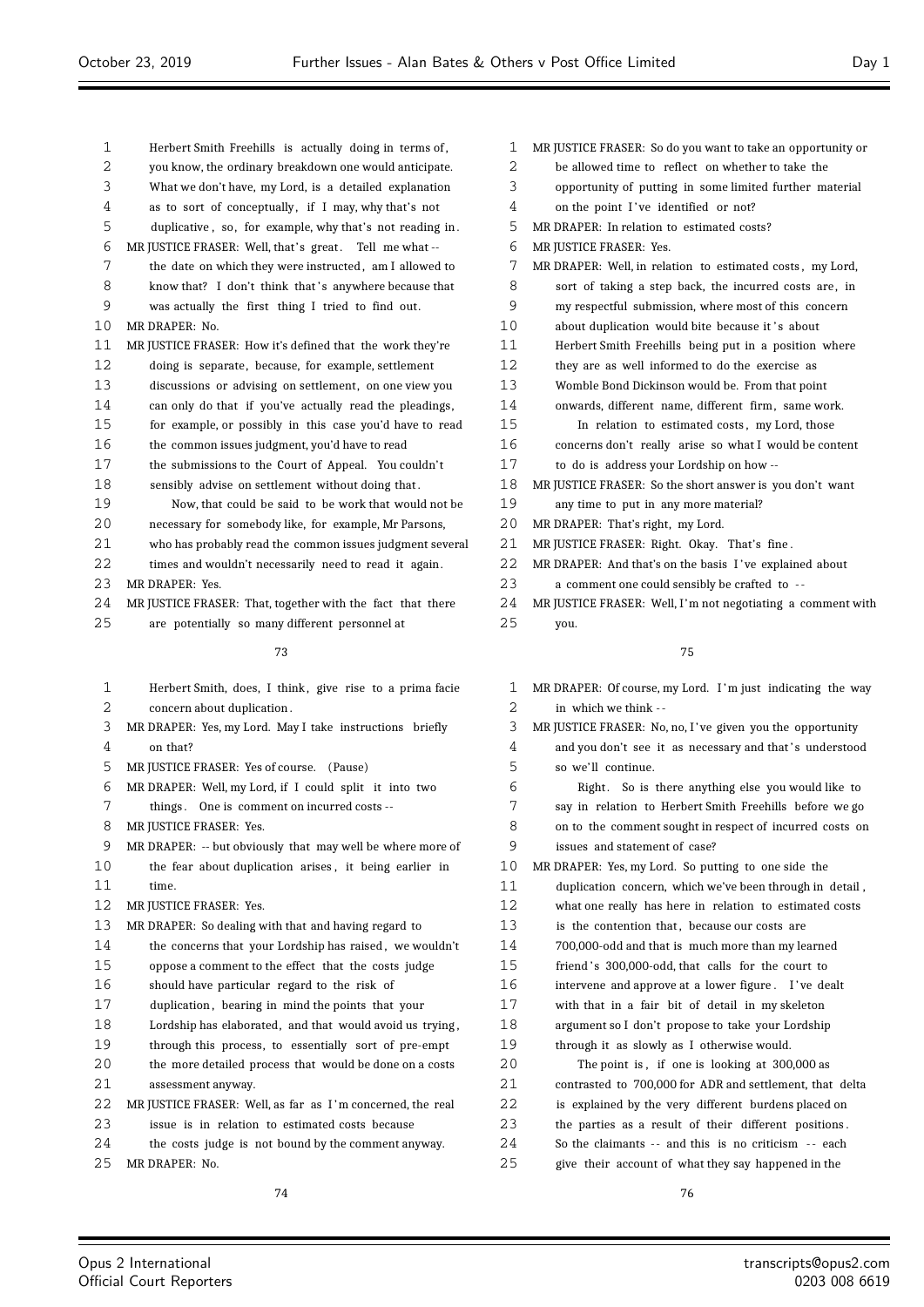Herbert Smith Freehills is actually doing in terms of, you know, the ordinary breakdown one would anticipate. What we don't have, my Lord, is a detailed explanation as to sort of conceptually, if I may, why that's not duplicative, so, for example, why that's not reading in.

MR JUSTICE FRASER: Well, that's great. Tell me what -- the date on which they were instructed, am I allowed to know that? I don't think that's anywhere because that was actually the first thing I tried to find out.

MR DRAPER: No.

MR JUSTICE FRASER: How it's defined that the work they're doing is separate, because, for example, settlement discussions or advising on settlement, on one view you can only do that if you've actually read the pleadings, for example, or possibly in this case you'd have to read the common issues judgment, you'd have to read the submissions to the Court of Appeal. You couldn't sensibly advise on settlement without doing that.

Now, that could be said to be work that would not be necessary for somebody like, for example, Mr Parsons, who has probably read the common issues judgment several times and wouldn't necessarily need to read it again.

MR DRAPER: Yes.

MR JUSTICE FRASER: That, together with the fact that there are potentially so many different personnel at Herbert Smith, does, I think, give rise to a prima facie concern about duplication.

MR DRAPER: Yes, my Lord. May I take instructions briefly on that?

MR JUSTICE FRASER: Yes of course. (Pause)

MR DRAPER: Well, my Lord, if I could split it into two things. One is comment on incurred costs --

MR JUSTICE FRASER: Yes.

MR DRAPER: -- but obviously that may well be where more of the fear about duplication arises, it being earlier in time.

MR JUSTICE FRASER: Yes.

MR DRAPER: So dealing with that and having regard to the concerns that your Lordship has raised, we wouldn't oppose a comment to the effect that the costs judge should have particular regard to the risk of duplication, bearing in mind the points that your Lordship has elaborated, and that would avoid us trying, through this process, to essentially sort of pre-empt the more detailed process that would be done on a costs assessment anyway.

MR JUSTICE FRASER: Well, as far as I'm concerned, the real issue is in relation to estimated costs because the costs judge is not bound by the comment anyway.

MR DRAPER: No.

MR JUSTICE FRASER: So do you want to take an opportunity or be allowed time to reflect on whether to take the opportunity of putting in some limited further material on the point I've identified or not?

MR DRAPER: In relation to estimated costs?

MR JUSTICE FRASER: Yes.

MR DRAPER: Well, in relation to estimated costs, my Lord, sort of taking a step back, the incurred costs are, in my respectful submission, where most of this concern about duplication would bite because it's about Herbert Smith Freehills being put in a position where they are as well informed to do the exercise as Womble Bond Dickinson would be. From that point onwards, different name, different firm, same work.

In relation to estimated costs, my Lord, those concerns don't really arise so what I would be content to do is address your Lordship on how --

MR JUSTICE FRASER: So the short answer is you don't want any time to put in any more material?

MR DRAPER: That's right, my Lord.

MR JUSTICE FRASER: Right. Okay. That's fine.

MR DRAPER: And that's on the basis I've explained about a comment one could sensibly be crafted to --

MR JUSTICE FRASER: Well, I'm not negotiating a comment with you.

MR DRAPER: Of course, my Lord. I'm just indicating the way in which we think --

MR JUSTICE FRASER: No, no, I've given you the opportunity and you don't see it as necessary and that's understood so we'll continue.

Right. So is there anything else you would like to say in relation to Herbert Smith Freehills before we go on to the comment sought in respect of incurred costs on issues and statement of case?

MR DRAPER: Yes, my Lord. So putting to one side the duplication concern, which we've been through in detail, what one really has here in relation to estimated costs is the contention that, because our costs are 700,000-odd and that is much more than my learned friend's 300,000-odd, that calls for the court to intervene and approve at a lower figure. I've dealt with that in a fair bit of detail in my skeleton argument so I don't propose to take your Lordship through it as slowly as I otherwise would.

The point is, if one is looking at 300,000 as contrasted to 700,000 for ADR and settlement, that delta is explained by the very different burdens placed on the parties as a result of their different positions. So the claimants -- and this is no criticism -- each give their account of what they say happened in the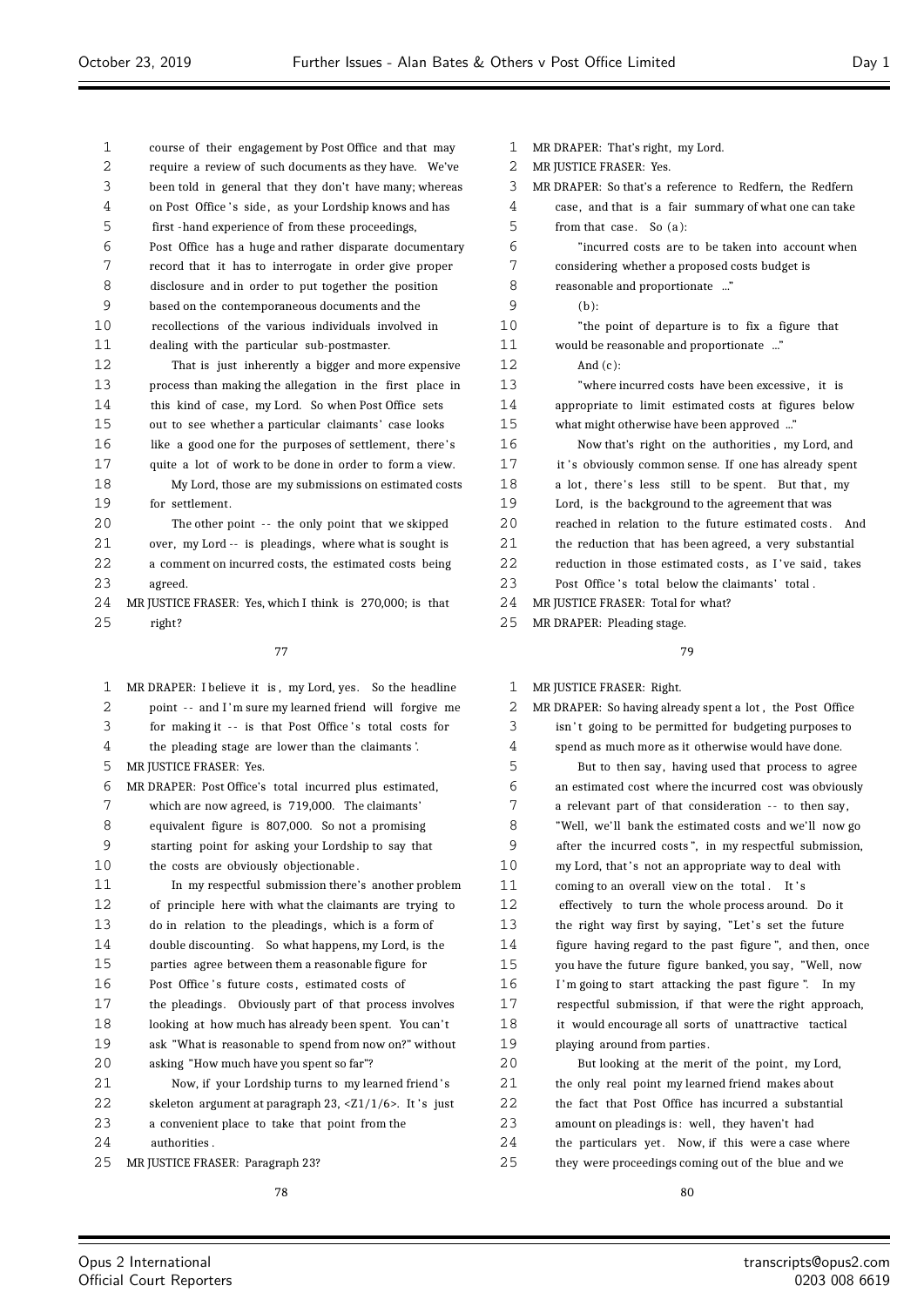course of their engagement by Post Office and that may require a review of such documents as they have. We've been told in general that they don't have many; whereas on Post Office's side, as your Lordship knows and has first-hand experience of from these proceedings, Post Office has a huge and rather disparate documentary record that it has to interrogate in order give proper disclosure and in order to put together the position based on the contemporaneous documents and the recollections of the various individuals involved in dealing with the particular sub-postmaster.

That is just inherently a bigger and more expensive process than making the allegation in the first place in this kind of case, my Lord. So when Post Office sets out to see whether a particular claimants' case looks like a good one for the purposes of settlement, there's quite a lot of work to be done in order to form a view.

My Lord, those are my submissions on estimated costs for settlement.

The other point -- the only point that we skipped over, my Lord -- is pleadings, where what is sought is a comment on incurred costs, the estimated costs being agreed.

MR JUSTICE FRASER: Yes, which I think is 270,000; is that right?

MR DRAPER: I believe it is, my Lord, yes. So the headline point -- and I'm sure my learned friend will forgive me for making it -- is that Post Office's total costs for the pleading stage are lower than the claimants'.

MR JUSTICE FRASER: Yes.

MR DRAPER: Post Office's total incurred plus estimated, which are now agreed, is 719,000. The claimants' equivalent figure is 807,000. So not a promising starting point for asking your Lordship to say that the costs are obviously objectionable.

In my respectful submission there's another problem of principle here with what the claimants are trying to do in relation to the pleadings, which is a form of double discounting. So what happens, my Lord, is the parties agree between them a reasonable figure for Post Office's future costs, estimated costs of the pleadings. Obviously part of that process involves looking at how much has already been spent. You can't ask "What is reasonable to spend from now on?" without asking "How much have you spent so far"?

Now, if your Lordship turns to my learned friend's skeleton argument at paragraph 23, <Z1/1/6>. It's just a convenient place to take that point from the authorities.

MR JUSTICE FRASER: Paragraph 23?

MR DRAPER: That's right, my Lord.

MR JUSTICE FRASER: Yes.

MR DRAPER: So that's a reference to Redfern, the Redfern case, and that is a fair summary of what one can take from that case. So (a):

"incurred costs are to be taken into account when considering whether a proposed costs budget is reasonable and proportionate ..."

(b):

"the point of departure is to fix a figure that would be reasonable and proportionate ..."

And (c):

"where incurred costs have been excessive, it is appropriate to limit estimated costs at figures below what might otherwise have been approved ..."

Now that's right on the authorities, my Lord, and it's obviously common sense. If one has already spent a lot, there's less still to be spent. But that, my Lord, is the background to the agreement that was reached in relation to the future estimated costs. And the reduction that has been agreed, a very substantial reduction in those estimated costs, as I've said, takes Post Office's total below the claimants' total.

MR JUSTICE FRASER: Total for what?

MR DRAPER: Pleading stage.

MR JUSTICE FRASER: Right.

MR DRAPER: So having already spent a lot, the Post Office isn't going to be permitted for budgeting purposes to spend as much more as it otherwise would have done.

But to then say, having used that process to agree an estimated cost where the incurred cost was obviously a relevant part of that consideration -- to then say, "Well, we'll bank the estimated costs and we'll now go after the incurred costs", in my respectful submission, my Lord, that's not an appropriate way to deal with coming to an overall view on the total. It's effectively to turn the whole process around. Do it the right way first by saying, "Let's set the future figure having regard to the past figure", and then, once you have the future figure banked, you say, "Well, now I'm going to start attacking the past figure". In my respectful submission, if that were the right approach, it would encourage all sorts of unattractive tactical playing around from parties.

But looking at the merit of the point, my Lord, the only real point my learned friend makes about the fact that Post Office has incurred a substantial amount on pleadings is: well, they haven't had the particulars yet. Now, if this were a case where they were proceedings coming out of the blue and we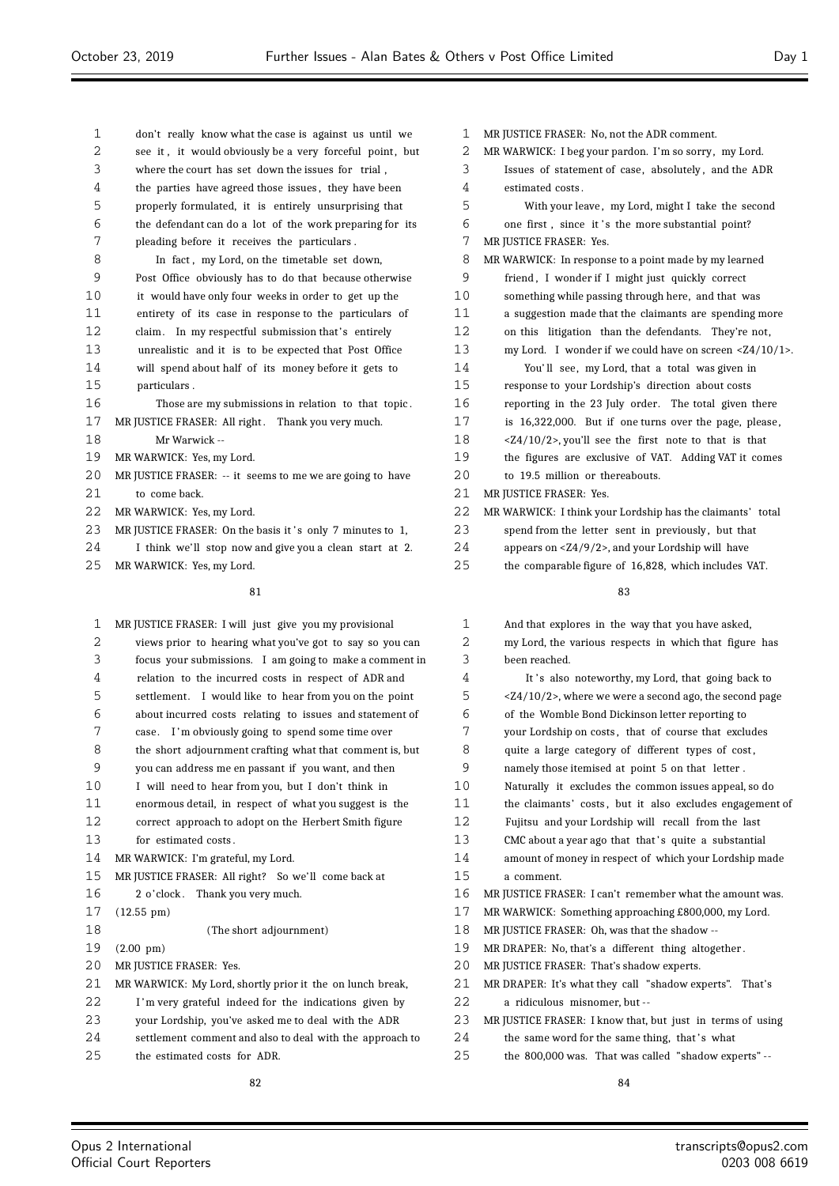don't really know what the case is against us until we see it, it would obviously be a very forceful point, but where the court has set down the issues for trial, the parties have agreed those issues, they have been properly formulated, it is entirely unsurprising that the defendant can do a lot of the work preparing for its pleading before it receives the particulars.

In fact, my Lord, on the timetable set down, Post Office obviously has to do that because otherwise it would have only four weeks in order to get up the entirety of its case in response to the particulars of claim. In my respectful submission that's entirely unrealistic and it is to be expected that Post Office will spend about half of its money before it gets to particulars.

Those are my submissions in relation to that topic.

MR JUSTICE FRASER: All right. Thank you very much.

Mr Warwick --

MR WARWICK: Yes, my Lord.

MR JUSTICE FRASER: -- it seems to me we are going to have to come back.

MR WARWICK: Yes, my Lord.

MR JUSTICE FRASER: On the basis it's only 7 minutes to 1, I think we'll stop now and give you a clean start at 2.

MR WARWICK: Yes, my Lord.

MR JUSTICE FRASER: I will just give you my provisional views prior to hearing what you've got to say so you can focus your submissions. I am going to make a comment in relation to the incurred costs in respect of ADR and settlement. I would like to hear from you on the point about incurred costs relating to issues and statement of case. I'm obviously going to spend some time over the short adjournment crafting what that comment is, but you can address me en passant if you want, and then I will need to hear from you, but I don't think in enormous detail, in respect of what you suggest is the correct approach to adopt on the Herbert Smith figure for estimated costs.

MR WARWICK: I'm grateful, my Lord.

MR JUSTICE FRASER: All right? So we'll come back at 2 o'clock. Thank you very much.

(12.55 pm)

(The short adjournment)

(2.00 pm)

MR JUSTICE FRASER: Yes.

MR WARWICK: My Lord, shortly prior it the on lunch break, I'm very grateful indeed for the indications given by your Lordship, you've asked me to deal with the ADR settlement comment and also to deal with the approach to the estimated costs for ADR.

MR JUSTICE FRASER: No, not the ADR comment.

MR WARWICK: I beg your pardon. I'm so sorry, my Lord. Issues of statement of case, absolutely, and the ADR estimated costs.

With your leave, my Lord, might I take the second one first, since it's the more substantial point?

MR JUSTICE FRASER: Yes.

MR WARWICK: In response to a point made by my learned friend, I wonder if I might just quickly correct something while passing through here, and that was a suggestion made that the claimants are spending more on this litigation than the defendants. They're not, my Lord. I wonder if we could have on screen <Z4/10/1>.

You'll see, my Lord, that a total was given in response to your Lordship's direction about costs reporting in the 23 July order. The total given there is 16,322,000. But if one turns over the page, please, <Z4/10/2>, you'll see the first note to that is that the figures are exclusive of VAT. Adding VAT it comes to 19.5 million or thereabouts.

MR JUSTICE FRASER: Yes.

MR WARWICK: I think your Lordship has the claimants' total spend from the letter sent in previously, but that appears on <Z4/9/2>, and your Lordship will have the comparable figure of 16,828, which includes VAT.

And that explores in the way that you have asked, my Lord, the various respects in which that figure has been reached.

It's also noteworthy, my Lord, that going back to <Z4/10/2>, where we were a second ago, the second page of the Womble Bond Dickinson letter reporting to your Lordship on costs, that of course that excludes quite a large category of different types of cost, namely those itemised at point 5 on that letter. Naturally it excludes the common issues appeal, so do the claimants' costs, but it also excludes engagement of Fujitsu and your Lordship will recall from the last CMC about a year ago that that's quite a substantial amount of money in respect of which your Lordship made a comment.

MR JUSTICE FRASER: I can't remember what the amount was.

MR WARWICK: Something approaching £800,000, my Lord.

MR JUSTICE FRASER: Oh, was that the shadow --

MR DRAPER: No, that's a different thing altogether.

MR JUSTICE FRASER: That's shadow experts.

MR DRAPER: It's what they call "shadow experts". That's a ridiculous misnomer, but --

MR JUSTICE FRASER: I know that, but just in terms of using the same word for the same thing, that's what the 800,000 was. That was called "shadow experts" --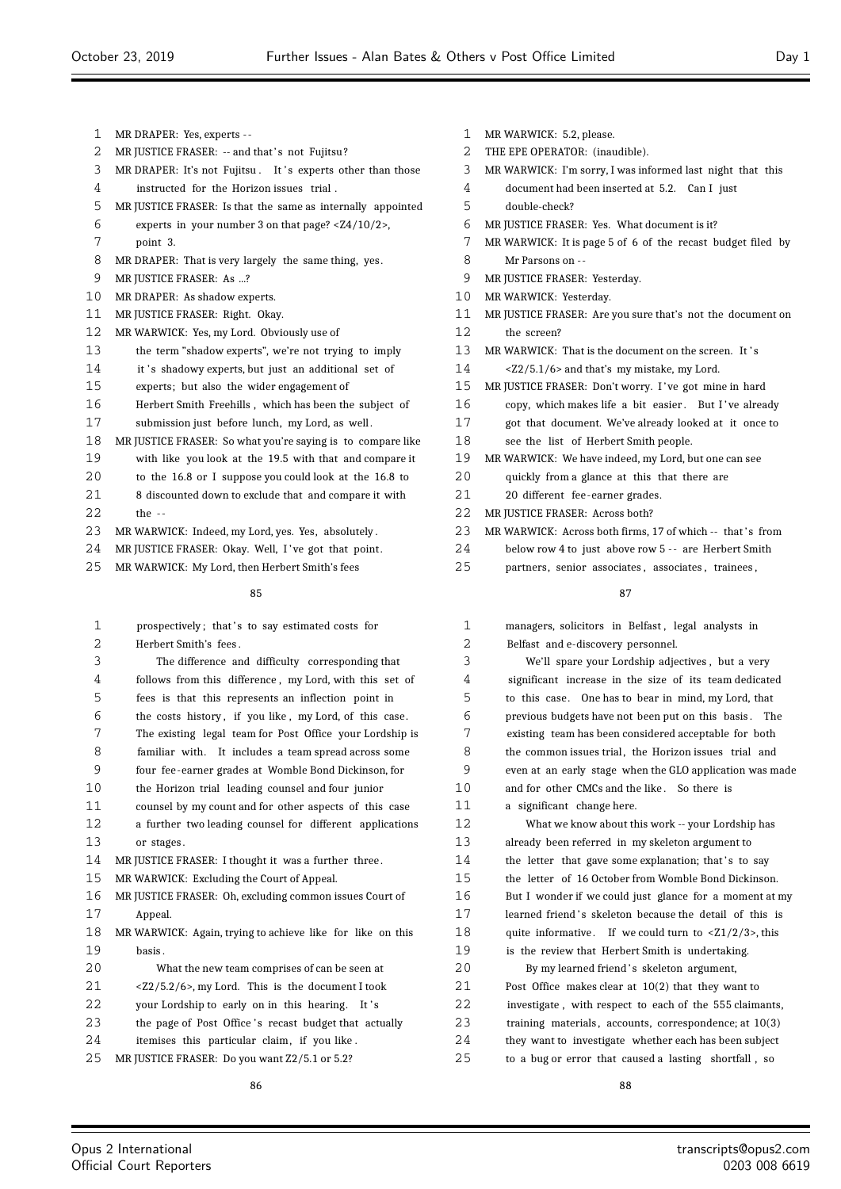MR DRAPER: Yes, experts --

MR JUSTICE FRASER: -- and that's not Fujitsu?

MR DRAPER: It's not Fujitsu. It's experts other than those instructed for the Horizon issues trial.

MR JUSTICE FRASER: Is that the same as internally appointed experts in your number 3 on that page? <Z4/10/2>, point 3.

MR DRAPER: That is very largely the same thing, yes.

MR JUSTICE FRASER: As ...?

MR DRAPER: As shadow experts.

MR JUSTICE FRASER: Right. Okay.

MR WARWICK: Yes, my Lord. Obviously use of the term "shadow experts", we're not trying to imply it's shadowy experts, but just an additional set of experts; but also the wider engagement of Herbert Smith Freehills, which has been the subject of submission just before lunch, my Lord, as well.

MR JUSTICE FRASER: So what you're saying is to compare like with like you look at the 19.5 with that and compare it to the 16.8 or I suppose you could look at the 16.8 to 8 discounted down to exclude that and compare it with the --

MR WARWICK: Indeed, my Lord, yes. Yes, absolutely.

MR JUSTICE FRASER: Okay. Well, I've got that point.

MR WARWICK: My Lord, then Herbert Smith's fees prospectively; that's to say estimated costs for Herbert Smith's fees.

The difference and difficulty corresponding that follows from this difference, my Lord, with this set of fees is that this represents an inflection point in the costs history, if you like, my Lord, of this case. The existing legal team for Post Office your Lordship is familiar with. It includes a team spread across some four fee-earner grades at Womble Bond Dickinson, for the Horizon trial leading counsel and four junior counsel by my count and for other aspects of this case a further two leading counsel for different applications or stages.

MR JUSTICE FRASER: I thought it was a further three.

MR WARWICK: Excluding the Court of Appeal.

MR JUSTICE FRASER: Oh, excluding common issues Court of Appeal.

MR WARWICK: Again, trying to achieve like for like on this basis.

What the new team comprises can be seen at <Z2/5.2/6>, my Lord. This is the document I took your Lordship to early on in this hearing. It's the page of Post Office's recast budget that actually itemises this particular claim, if you like.

MR JUSTICE FRASER: Do you want Z2/5.1 or 5.2?

MR WARWICK: 5.2, please.

THE EPE OPERATOR: (inaudible).

MR WARWICK: I'm sorry, I was informed last night that this document had been inserted at 5.2. Can I just double-check?

MR JUSTICE FRASER: Yes. What document is it?

MR WARWICK: It is page 5 of 6 of the recast budget filed by Mr Parsons on --

MR JUSTICE FRASER: Yesterday.

MR WARWICK: Yesterday.

MR JUSTICE FRASER: Are you sure that's not the document on the screen?

MR WARWICK: That is the document on the screen. It's <Z2/5.1/6> and that's my mistake, my Lord.

MR JUSTICE FRASER: Don't worry. I've got mine in hard copy, which makes life a bit easier. But I've already got that document. We've already looked at it once to see the list of Herbert Smith people.

MR WARWICK: We have indeed, my Lord, but one can see quickly from a glance at this that there are 20 different fee-earner grades.

MR JUSTICE FRASER: Across both?

MR WARWICK: Across both firms, 17 of which -- that's from below row 4 to just above row 5 -- are Herbert Smith partners, senior associates, associates, trainees, managers, solicitors in Belfast, legal analysts in Belfast and e-discovery personnel.

We'll spare your Lordship adjectives, but a very significant increase in the size of its team dedicated to this case. One has to bear in mind, my Lord, that previous budgets have not been put on this basis. The existing team has been considered acceptable for both the common issues trial, the Horizon issues trial and even at an early stage when the GLO application was made and for other CMCs and the like. So there is a significant change here.

What we know about this work -- your Lordship has already been referred in my skeleton argument to the letter that gave some explanation; that's to say the letter of 16 October from Womble Bond Dickinson. But I wonder if we could just glance for a moment at my learned friend's skeleton because the detail of this is quite informative. If we could turn to <Z1/2/3>, this is the review that Herbert Smith is undertaking.

By my learned friend's skeleton argument, Post Office makes clear at 10(2) that they want to investigate, with respect to each of the 555 claimants, training materials, accounts, correspondence; at 10(3) they want to investigate whether each has been subject to a bug or error that caused a lasting shortfall, so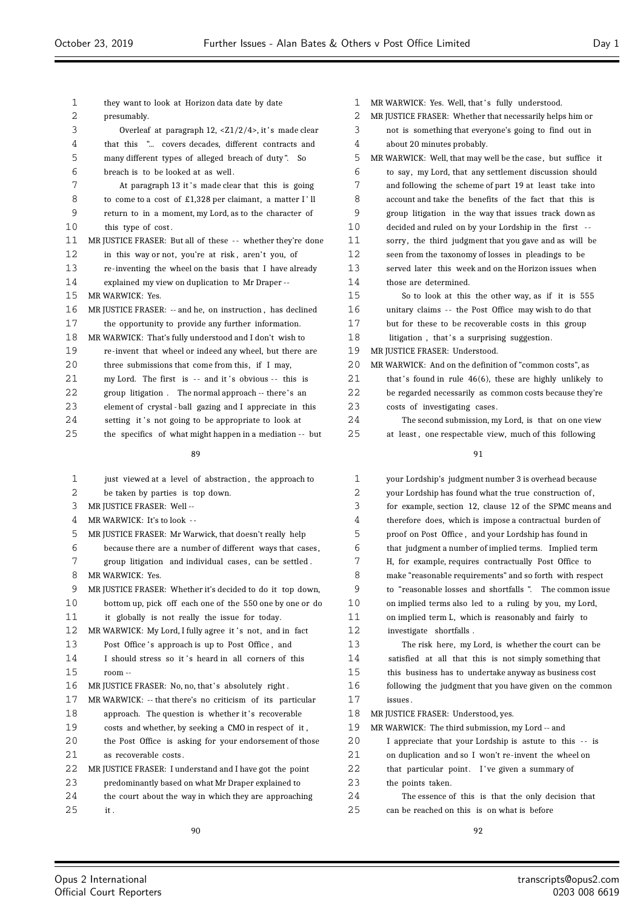they want to look at Horizon data date by date presumably.

Overleaf at paragraph 12, <Z1/2/4>, it's made clear that this "... covers decades, different contracts and many different types of alleged breach of duty". So breach is to be looked at as well.

At paragraph 13 it's made clear that this is going to come to a cost of £1,328 per claimant, a matter I'll return to in a moment, my Lord, as to the character of this type of cost.

MR JUSTICE FRASER: But all of these -- whether they're done in this way or not, you're at risk, aren't you, of re-inventing the wheel on the basis that I have already explained my view on duplication to Mr Draper --

MR WARWICK: Yes.

MR JUSTICE FRASER: -- and he, on instruction, has declined the opportunity to provide any further information.

MR WARWICK: That's fully understood and I don't wish to re-invent that wheel or indeed any wheel, but there are three submissions that come from this, if I may, my Lord. The first is -- and it's obvious -- this is group litigation. The normal approach -- there's an element of crystal-ball gazing and I appreciate in this setting it's not going to be appropriate to look at the specifics of what might happen in a mediation -- but just viewed at a level of abstraction, the approach to be taken by parties is top down.

MR JUSTICE FRASER: Well --

MR WARWICK: It's to look --

MR JUSTICE FRASER: Mr Warwick, that doesn't really help because there are a number of different ways that cases, group litigation and individual cases, can be settled.

MR WARWICK: Yes.

MR JUSTICE FRASER: Whether it's decided to do it top down, bottom up, pick off each one of the 550 one by one or do it globally is not really the issue for today.

MR WARWICK: My Lord, I fully agree it's not, and in fact Post Office's approach is up to Post Office, and I should stress so it's heard in all corners of this room --

MR JUSTICE FRASER: No, no, that's absolutely right.

MR WARWICK: -- that there's no criticism of its particular approach. The question is whether it's recoverable costs and whether, by seeking a CMO in respect of it, the Post Office is asking for your endorsement of those as recoverable costs.

MR JUSTICE FRASER: I understand and I have got the point predominantly based on what Mr Draper explained to the court about the way in which they are approaching it.

MR WARWICK: Yes. Well, that's fully understood.

MR JUSTICE FRASER: Whether that necessarily helps him or not is something that everyone's going to find out in about 20 minutes probably.

MR WARWICK: Well, that may well be the case, but suffice it to say, my Lord, that any settlement discussion should and following the scheme of part 19 at least take into account and take the benefits of the fact that this is group litigation in the way that issues track down as decided and ruled on by your Lordship in the first -- sorry, the third judgment that you gave and as will be seen from the taxonomy of losses in pleadings to be served later this week and on the Horizon issues when those are determined.

So to look at this the other way, as if it is 555 unitary claims -- the Post Office may wish to do that but for these to be recoverable costs in this group litigation, that's a surprising suggestion.

MR JUSTICE FRASER: Understood.

MR WARWICK: And on the definition of "common costs", as that's found in rule 46(6), these are highly unlikely to be regarded necessarily as common costs because they're costs of investigating cases.

The second submission, my Lord, is that on one view at least, one respectable view, much of this following your Lordship's judgment number 3 is overhead because your Lordship has found what the true construction of, for example, section 12, clause 12 of the SPMC means and therefore does, which is impose a contractual burden of proof on Post Office, and your Lordship has found in that judgment a number of implied terms. Implied term H, for example, requires contractually Post Office to make "reasonable requirements" and so forth with respect to "reasonable losses and shortfalls". The common issue on implied terms also led to a ruling by you, my Lord, on implied term L, which is reasonably and fairly to investigate shortfalls.

The risk here, my Lord, is whether the court can be satisfied at all that this is not simply something that this business has to undertake anyway as business cost following the judgment that you have given on the common issues.

MR JUSTICE FRASER: Understood, yes.

MR WARWICK: The third submission, my Lord -- and I appreciate that your Lordship is astute to this -- is on duplication and so I won't re-invent the wheel on that particular point. I've given a summary of the points taken.

The essence of this is that the only decision that can be reached on this is on what is before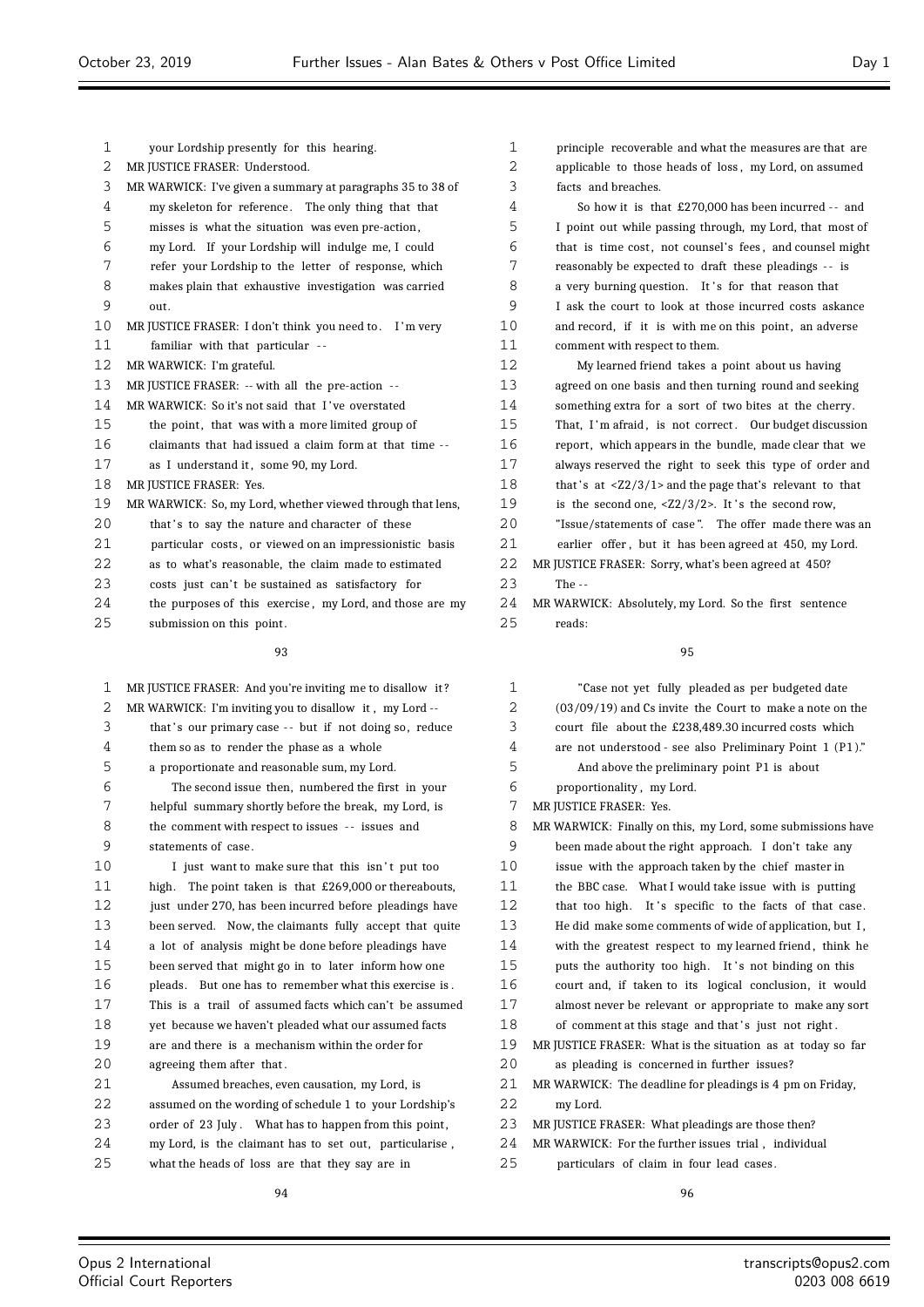your Lordship presently for this hearing.

MR JUSTICE FRASER: Understood.

MR WARWICK: I've given a summary at paragraphs 35 to 38 of my skeleton for reference. The only thing that that misses is what the situation was even pre-action, my Lord. If your Lordship will indulge me, I could refer your Lordship to the letter of response, which makes plain that exhaustive investigation was carried out.

MR JUSTICE FRASER: I don't think you need to. I'm very familiar with that particular --

MR WARWICK: I'm grateful.

MR JUSTICE FRASER: -- with all the pre-action --

MR WARWICK: So it's not said that I've overstated the point, that was with a more limited group of claimants that had issued a claim form at that time -- as I understand it, some 90, my Lord.

MR JUSTICE FRASER: Yes.

MR WARWICK: So, my Lord, whether viewed through that lens, that's to say the nature and character of these particular costs, or viewed on an impressionistic basis as to what's reasonable, the claim made to estimated costs just can't be sustained as satisfactory for the purposes of this exercise, my Lord, and those are my submission on this point.

MR JUSTICE FRASER: And you're inviting me to disallow it?

MR WARWICK: I'm inviting you to disallow it, my Lord -- that's our primary case -- but if not doing so, reduce them so as to render the phase as a whole a proportionate and reasonable sum, my Lord.

The second issue then, numbered the first in your helpful summary shortly before the break, my Lord, is the comment with respect to issues -- issues and statements of case.

I just want to make sure that this isn't put too high. The point taken is that £269,000 or thereabouts, just under 270, has been incurred before pleadings have been served. Now, the claimants fully accept that quite a lot of analysis might be done before pleadings have been served that might go in to later inform how one pleads. But one has to remember what this exercise is. This is a trail of assumed facts which can't be assumed yet because we haven't pleaded what our assumed facts are and there is a mechanism within the order for agreeing them after that.

Assumed breaches, even causation, my Lord, is assumed on the wording of schedule 1 to your Lordship's order of 23 July. What has to happen from this point, my Lord, is the claimant has to set out, particularise, what the heads of loss are that they say are in principle recoverable and what the measures are that are applicable to those heads of loss, my Lord, on assumed facts and breaches.

So how it is that £270,000 has been incurred -- and I point out while passing through, my Lord, that most of that is time cost, not counsel's fees, and counsel might reasonably be expected to draft these pleadings -- is a very burning question. It's for that reason that I ask the court to look at those incurred costs askance and record, if it is with me on this point, an adverse comment with respect to them.

My learned friend takes a point about us having agreed on one basis and then turning round and seeking something extra for a sort of two bites at the cherry. That, I'm afraid, is not correct. Our budget discussion report, which appears in the bundle, made clear that we always reserved the right to seek this type of order and that's at <Z2/3/1> and the page that's relevant to that is the second one, <Z2/3/2>. It's the second row, "Issue/statements of case". The offer made there was an earlier offer, but it has been agreed at 450, my Lord.

MR JUSTICE FRASER: Sorry, what's been agreed at 450? The --

MR WARWICK: Absolutely, my Lord. So the first sentence reads:

"Case not yet fully pleaded as per budgeted date (03/09/19) and Cs invite the Court to make a note on the court file about the £238,489.30 incurred costs which are not understood - see also Preliminary Point 1 (P1)."

And above the preliminary point P1 is about proportionality, my Lord.

MR JUSTICE FRASER: Yes.

MR WARWICK: Finally on this, my Lord, some submissions have been made about the right approach. I don't take any issue with the approach taken by the chief master in the BBC case. What I would take issue with is putting that too high. It's specific to the facts of that case. He did make some comments of wide of application, but I, with the greatest respect to my learned friend, think he puts the authority too high. It's not binding on this court and, if taken to its logical conclusion, it would almost never be relevant or appropriate to make any sort of comment at this stage and that's just not right.

MR JUSTICE FRASER: What is the situation as at today so far as pleading is concerned in further issues?

MR WARWICK: The deadline for pleadings is 4 pm on Friday, my Lord.

MR JUSTICE FRASER: What pleadings are those then?

MR WARWICK: For the further issues trial, individual particulars of claim in four lead cases.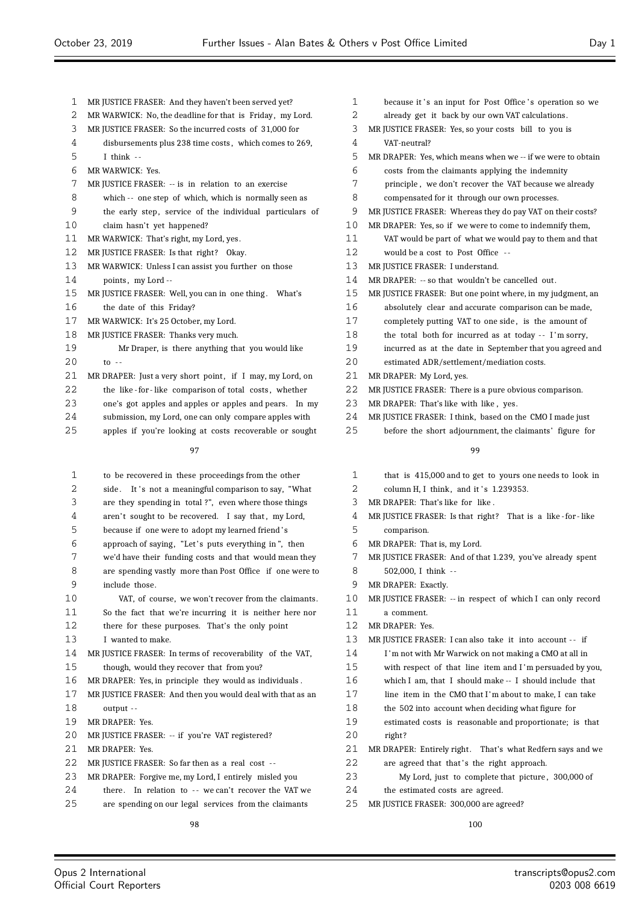MR JUSTICE FRASER: And they haven't been served yet?

MR WARWICK: No, the deadline for that is Friday, my Lord.

MR JUSTICE FRASER: So the incurred costs of 31,000 for disbursements plus 238 time costs, which comes to 269, I think --

MR WARWICK: Yes.

MR JUSTICE FRASER: -- is in relation to an exercise which -- one step of which, which is normally seen as the early step, service of the individual particulars of claim hasn't yet happened?

MR WARWICK: That's right, my Lord, yes.

MR JUSTICE FRASER: Is that right? Okay.

MR WARWICK: Unless I can assist you further on those points, my Lord --

MR JUSTICE FRASER: Well, you can in one thing. What's the date of this Friday?

MR WARWICK: It's 25 October, my Lord.

MR JUSTICE FRASER: Thanks very much.

Mr Draper, is there anything that you would like to --

MR DRAPER: Just a very short point, if I may, my Lord, on the like-for-like comparison of total costs, whether one's got apples and apples or apples and pears. In my submission, my Lord, one can only compare apples with apples if you're looking at costs recoverable or sought to be recovered in these proceedings from the other side. It's not a meaningful comparison to say, "What are they spending in total?", even where those things aren't sought to be recovered. I say that, my Lord, because if one were to adopt my learned friend's approach of saying, "Let's puts everything in", then we'd have their funding costs and that would mean they are spending vastly more than Post Office if one were to include those.

VAT, of course, we won't recover from the claimants. So the fact that we're incurring it is neither here nor there for these purposes. That's the only point I wanted to make.

MR JUSTICE FRASER: In terms of recoverability of the VAT, though, would they recover that from you?

MR DRAPER: Yes, in principle they would as individuals.

MR JUSTICE FRASER: And then you would deal with that as an output --

MR DRAPER: Yes.

MR JUSTICE FRASER: -- if you're VAT registered?

MR DRAPER: Yes.

MR JUSTICE FRASER: So far then as a real cost --

MR DRAPER: Forgive me, my Lord, I entirely misled you there. In relation to -- we can't recover the VAT we are spending on our legal services from the claimants because it's an input for Post Office's operation so we already get it back by our own VAT calculations.

MR JUSTICE FRASER: Yes, so your costs bill to you is VAT-neutral?

MR DRAPER: Yes, which means when we -- if we were to obtain costs from the claimants applying the indemnity principle, we don't recover the VAT because we already compensated for it through our own processes.

MR JUSTICE FRASER: Whereas they do pay VAT on their costs?

MR DRAPER: Yes, so if we were to come to indemnify them, VAT would be part of what we would pay to them and that would be a cost to Post Office --

MR JUSTICE FRASER: I understand.

MR DRAPER: -- so that wouldn't be cancelled out.

MR JUSTICE FRASER: But one point where, in my judgment, an absolutely clear and accurate comparison can be made, completely putting VAT to one side, is the amount of the total both for incurred as at today -- I'm sorry, incurred as at the date in September that you agreed and estimated ADR/settlement/mediation costs.

MR DRAPER: My Lord, yes.

MR JUSTICE FRASER: There is a pure obvious comparison.

MR DRAPER: That's like with like, yes.

MR JUSTICE FRASER: I think, based on the CMO I made just before the short adjournment, the claimants' figure for that is 415,000 and to get to yours one needs to look in column H, I think, and it's 1.239353.

MR DRAPER: That's like for like.

MR JUSTICE FRASER: Is that right? That is a like-for-like comparison.

MR DRAPER: That is, my Lord.

MR JUSTICE FRASER: And of that 1.239, you've already spent 502,000, I think --

MR DRAPER: Exactly.

MR JUSTICE FRASER: -- in respect of which I can only record a comment.

MR DRAPER: Yes.

MR JUSTICE FRASER: I can also take it into account -- if I'm not with Mr Warwick on not making a CMO at all in with respect of that line item and I'm persuaded by you, which I am, that I should make -- I should include that line item in the CMO that I'm about to make, I can take the 502 into account when deciding what figure for estimated costs is reasonable and proportionate; is that right?

MR DRAPER: Entirely right. That's what Redfern says and we are agreed that that's the right approach.

My Lord, just to complete that picture, 300,000 of the estimated costs are agreed.

MR JUSTICE FRASER: 300,000 are agreed?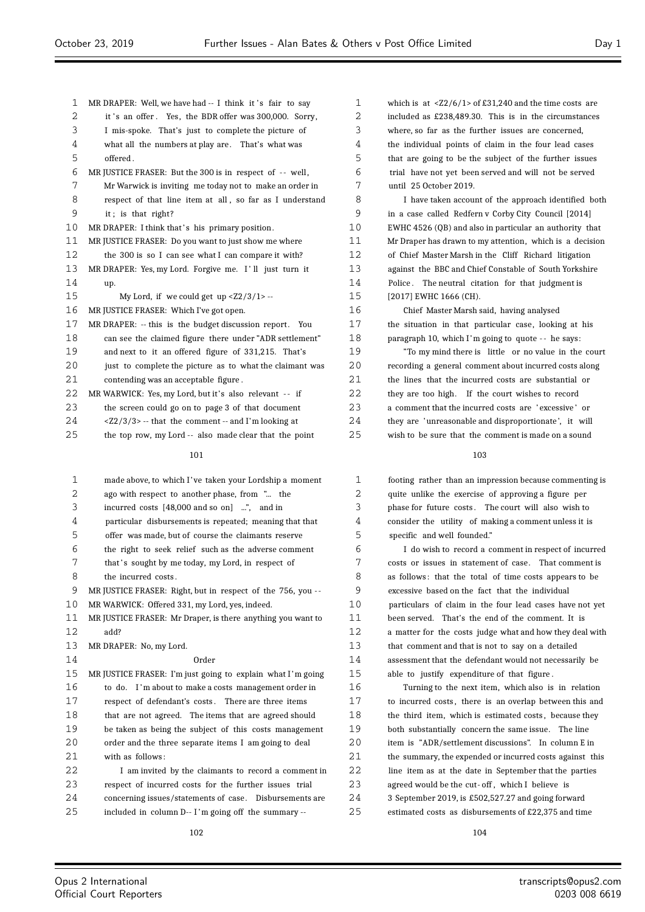MR DRAPER: Well, we have had -- I think it's fair to say it's an offer. Yes, the BDR offer was 300,000. Sorry, I mis-spoke. That's just to complete the picture of what all the numbers at play are. That's what was offered.

MR JUSTICE FRASER: But the 300 is in respect of -- well, Mr Warwick is inviting me today not to make an order in respect of that line item at all, so far as I understand it; is that right?

MR DRAPER: I think that's his primary position.

MR JUSTICE FRASER: Do you want to just show me where the 300 is so I can see what I can compare it with?

MR DRAPER: Yes, my Lord. Forgive me. I'll just turn it up.

My Lord, if we could get up <Z2/3/1> --

MR JUSTICE FRASER: Which I've got open.

MR DRAPER: -- this is the budget discussion report. You can see the claimed figure there under "ADR settlement" and next to it an offered figure of 331,215. That's just to complete the picture as to what the claimant was contending was an acceptable figure.

MR WARWICK: Yes, my Lord, but it's also relevant -- if the screen could go on to page 3 of that document <Z2/3/3> -- that the comment -- and I'm looking at the top row, my Lord -- also made clear that the point made above, to which I've taken your Lordship a moment ago with respect to another phase, from "... the incurred costs [48,000 and so on] ...", and in particular disbursements is repeated; meaning that that offer was made, but of course the claimants reserve the right to seek relief such as the adverse comment that's sought by me today, my Lord, in respect of the incurred costs.

MR JUSTICE FRASER: Right, but in respect of the 756, you --

MR WARWICK: Offered 331, my Lord, yes, indeed.

MR JUSTICE FRASER: Mr Draper, is there anything you want to add?

MR DRAPER: No, my Lord.

## Order

MR JUSTICE FRASER: I'm just going to explain what I'm going to do. I'm about to make a costs management order in respect of defendant's costs. There are three items that are not agreed. The items that are agreed should be taken as being the subject of this costs management order and the three separate items I am going to deal with as follows:

I am invited by the claimants to record a comment in respect of incurred costs for the further issues trial concerning issues/statements of case. Disbursements are included in column D-- I'm going off the summary -- which is at <Z2/6/1> of £31,240 and the time costs are included as £238,489.30. This is in the circumstances where, so far as the further issues are concerned, the individual points of claim in the four lead cases that are going to be the subject of the further issues trial have not yet been served and will not be served until 25 October 2019.

I have taken account of the approach identified both in a case called Redfern v Corby City Council [2014] EWHC 4526 (QB) and also in particular an authority that Mr Draper has drawn to my attention, which is a decision of Chief Master Marsh in the Cliff Richard litigation against the BBC and Chief Constable of South Yorkshire Police. The neutral citation for that judgment is [2017] EWHC 1666 (CH).

Chief Master Marsh said, having analysed the situation in that particular case, looking at his paragraph 10, which I'm going to quote -- he says:

"To my mind there is little or no value in the court recording a general comment about incurred costs along the lines that the incurred costs are substantial or they are too high. If the court wishes to record a comment that the incurred costs are 'excessive' or they are 'unreasonable and disproportionate', it will wish to be sure that the comment is made on a sound footing rather than an impression because commenting is quite unlike the exercise of approving a figure per phase for future costs. The court will also wish to consider the utility of making a comment unless it is specific and well founded."

I do wish to record a comment in respect of incurred costs or issues in statement of case. That comment is as follows: that the total of time costs appears to be excessive based on the fact that the individual particulars of claim in the four lead cases have not yet been served. That's the end of the comment. It is a matter for the costs judge what and how they deal with that comment and that is not to say on a detailed assessment that the defendant would not necessarily be able to justify expenditure of that figure.

Turning to the next item, which also is in relation to incurred costs, there is an overlap between this and the third item, which is estimated costs, because they both substantially concern the same issue. The line item is "ADR/settlement discussions". In column E in the summary, the expended or incurred costs against this line item as at the date in September that the parties agreed would be the cut-off, which I believe is 3 September 2019, is £502,527.27 and going forward estimated costs as disbursements of £22,375 and time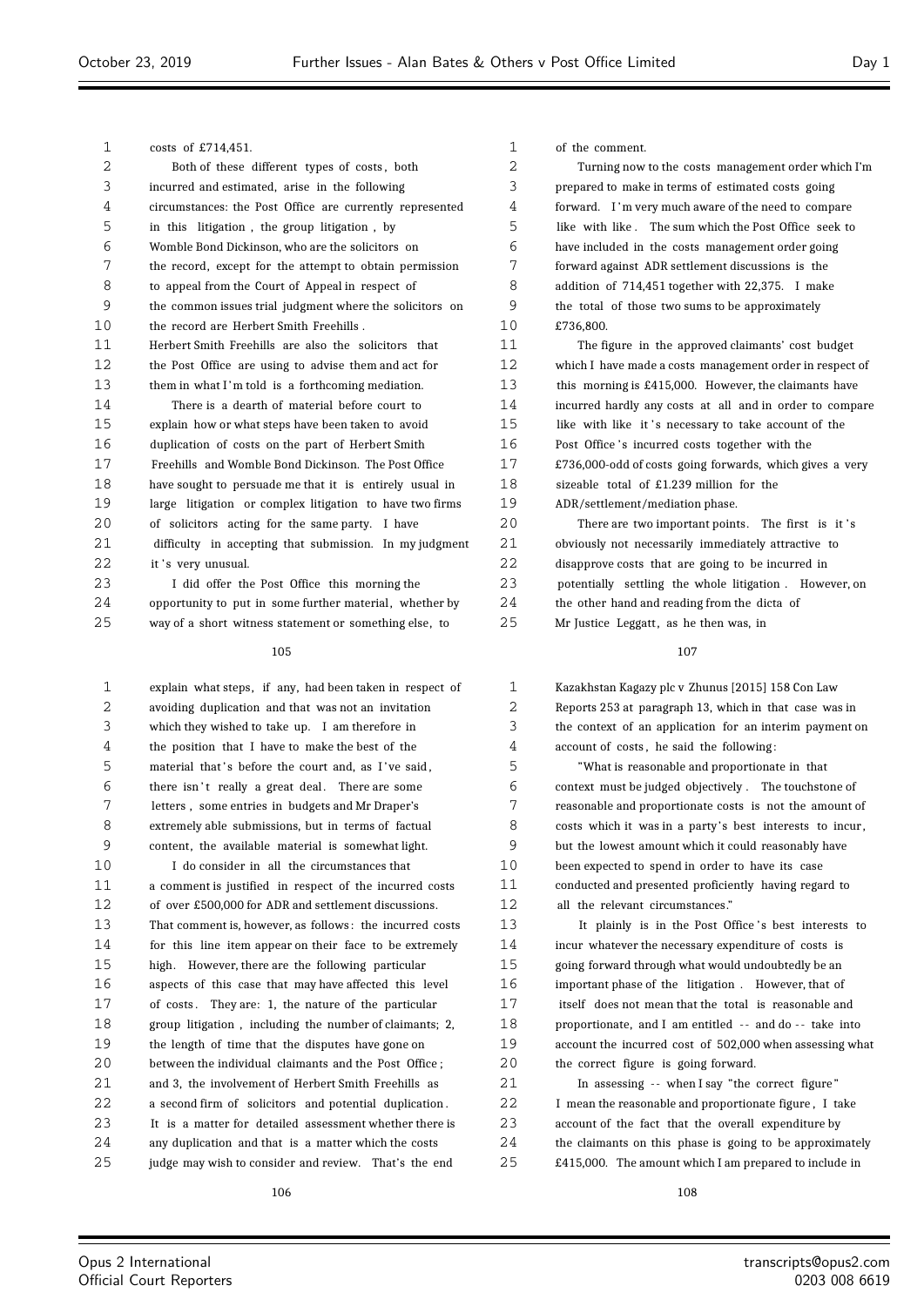costs of £714,451.

Both of these different types of costs, both incurred and estimated, arise in the following circumstances: the Post Office are currently represented in this litigation, the group litigation, by Womble Bond Dickinson, who are the solicitors on the record, except for the attempt to obtain permission to appeal from the Court of Appeal in respect of the common issues trial judgment where the solicitors on the record are Herbert Smith Freehills. Herbert Smith Freehills are also the solicitors that the Post Office are using to advise them and act for them in what I'm told is a forthcoming mediation.

There is a dearth of material before court to explain how or what steps have been taken to avoid duplication of costs on the part of Herbert Smith Freehills and Womble Bond Dickinson. The Post Office have sought to persuade me that it is entirely usual in large litigation or complex litigation to have two firms of solicitors acting for the same party. I have difficulty in accepting that submission. In my judgment it's very unusual.

I did offer the Post Office this morning the opportunity to put in some further material, whether by way of a short witness statement or something else, to explain what steps, if any, had been taken in respect of avoiding duplication and that was not an invitation which they wished to take up. I am therefore in the position that I have to make the best of the material that's before the court and, as I've said, there isn't really a great deal. There are some letters, some entries in budgets and Mr Draper's extremely able submissions, but in terms of factual content, the available material is somewhat light.

I do consider in all the circumstances that a comment is justified in respect of the incurred costs of over £500,000 for ADR and settlement discussions. That comment is, however, as follows: the incurred costs for this line item appear on their face to be extremely high. However, there are the following particular aspects of this case that may have affected this level of costs. They are: 1, the nature of the particular group litigation, including the number of claimants; 2, the length of time that the disputes have gone on between the individual claimants and the Post Office; and 3, the involvement of Herbert Smith Freehills as a second firm of solicitors and potential duplication. It is a matter for detailed assessment whether there is any duplication and that is a matter which the costs judge may wish to consider and review. That's the end of the comment.

Turning now to the costs management order which I'm prepared to make in terms of estimated costs going forward. I'm very much aware of the need to compare like with like. The sum which the Post Office seek to have included in the costs management order going forward against ADR settlement discussions is the addition of 714,451 together with 22,375. I make the total of those two sums to be approximately £736,800.

The figure in the approved claimants' cost budget which I have made a costs management order in respect of this morning is £415,000. However, the claimants have incurred hardly any costs at all and in order to compare like with like it's necessary to take account of the Post Office's incurred costs together with the £736,000-odd of costs going forwards, which gives a very sizeable total of £1.239 million for the ADR/settlement/mediation phase.

There are two important points. The first is it's obviously not necessarily immediately attractive to disapprove costs that are going to be incurred in potentially settling the whole litigation. However, on the other hand and reading from the dicta of Mr Justice Leggatt, as he then was, in Kazakhstan Kagazy plc v Zhunus [2015] 158 Con Law Reports 253 at paragraph 13, which in that case was in the context of an application for an interim payment on account of costs, he said the following:

"What is reasonable and proportionate in that context must be judged objectively. The touchstone of reasonable and proportionate costs is not the amount of costs which it was in a party's best interests to incur, but the lowest amount which it could reasonably have been expected to spend in order to have its case conducted and presented proficiently having regard to all the relevant circumstances."

It plainly is in the Post Office's best interests to incur whatever the necessary expenditure of costs is going forward through what would undoubtedly be an important phase of the litigation. However, that of itself does not mean that the total is reasonable and proportionate, and I am entitled -- and do -- take into account the incurred cost of 502,000 when assessing what the correct figure is going forward.

In assessing -- when I say "the correct figure" I mean the reasonable and proportionate figure, I take account of the fact that the overall expenditure by the claimants on this phase is going to be approximately £415,000. The amount which I am prepared to include in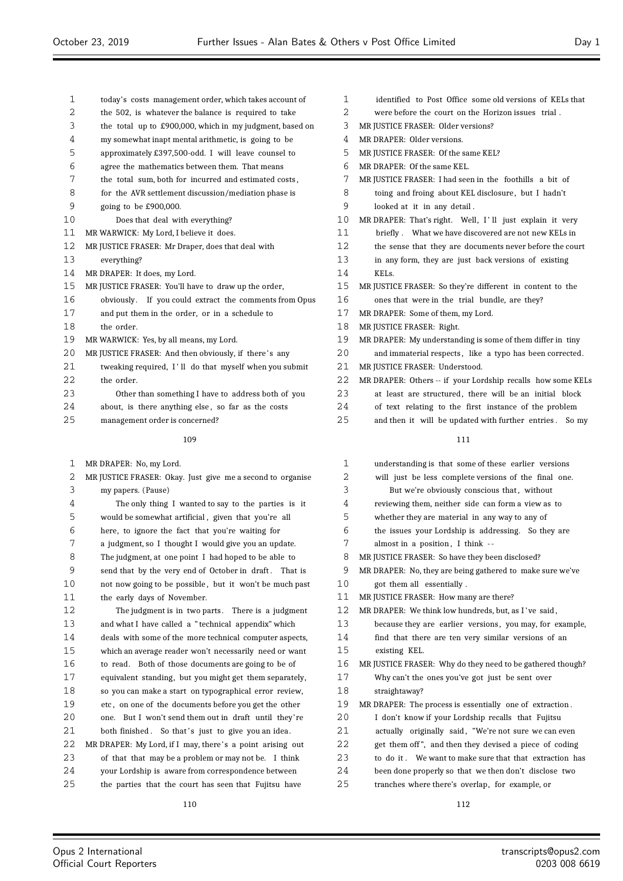today's costs management order, which takes account of the 502, is whatever the balance is required to take the total up to £900,000, which in my judgment, based on my somewhat inapt mental arithmetic, is going to be approximately £397,500-odd. I will leave counsel to agree the mathematics between them. That means the total sum, both for incurred and estimated costs, for the AVR settlement discussion/mediation phase is going to be £900,000.

Does that deal with everything?

MR WARWICK: My Lord, I believe it does.

MR JUSTICE FRASER: Mr Draper, does that deal with everything?

MR DRAPER: It does, my Lord.

MR JUSTICE FRASER: You'll have to draw up the order, obviously. If you could extract the comments from Opus and put them in the order, or in a schedule to the order.

MR WARWICK: Yes, by all means, my Lord.

MR JUSTICE FRASER: And then obviously, if there's any tweaking required, I'll do that myself when you submit the order.

Other than something I have to address both of you about, is there anything else, so far as the costs management order is concerned?

MR DRAPER: No, my Lord.

MR JUSTICE FRASER: Okay. Just give me a second to organise my papers. (Pause)

The only thing I wanted to say to the parties is it would be somewhat artificial, given that you're all here, to ignore the fact that you're waiting for a judgment, so I thought I would give you an update. The judgment, at one point I had hoped to be able to send that by the very end of October in draft. That is not now going to be possible, but it won't be much past the early days of November.

The judgment is in two parts. There is a judgment and what I have called a "technical appendix" which deals with some of the more technical computer aspects, which an average reader won't necessarily need or want to read. Both of those documents are going to be of equivalent standing, but you might get them separately, so you can make a start on typographical error review, etc, on one of the documents before you get the other one. But I won't send them out in draft until they're both finished. So that's just to give you an idea.

MR DRAPER: My Lord, if I may, there's a point arising out of that that may be a problem or may not be. I think your Lordship is aware from correspondence between the parties that the court has seen that Fujitsu have identified to Post Office some old versions of KELs that were before the court on the Horizon issues trial.

MR JUSTICE FRASER: Older versions?

MR DRAPER: Older versions.

MR JUSTICE FRASER: Of the same KEL?

MR DRAPER: Of the same KEL.

MR JUSTICE FRASER: I had seen in the foothills a bit of toing and froing about KEL disclosure, but I hadn't looked at it in any detail.

MR DRAPER: That's right. Well, I'll just explain it very briefly. What we have discovered are not new KELs in the sense that they are documents never before the court in any form, they are just back versions of existing KELs.

MR JUSTICE FRASER: So they're different in content to the ones that were in the trial bundle, are they?

MR DRAPER: Some of them, my Lord.

MR JUSTICE FRASER: Right.

MR DRAPER: My understanding is some of them differ in tiny and immaterial respects, like a typo has been corrected.

MR JUSTICE FRASER: Understood.

MR DRAPER: Others -- if your Lordship recalls how some KELs at least are structured, there will be an initial block of text relating to the first instance of the problem and then it will be updated with further entries. So my understanding is that some of these earlier versions will just be less complete versions of the final one.

But we're obviously conscious that, without reviewing them, neither side can form a view as to whether they are material in any way to any of the issues your Lordship is addressing. So they are almost in a position, I think --

MR JUSTICE FRASER: So have they been disclosed?

MR DRAPER: No, they are being gathered to make sure we've got them all essentially.

MR JUSTICE FRASER: How many are there?

MR DRAPER: We think low hundreds, but, as I've said, because they are earlier versions, you may, for example, find that there are ten very similar versions of an existing KEL.

MR JUSTICE FRASER: Why do they need to be gathered though? Why can't the ones you've got just be sent over straightaway?

MR DRAPER: The process is essentially one of extraction. I don't know if your Lordship recalls that Fujitsu actually originally said, "We're not sure we can even get them off", and then they devised a piece of coding to do it. We want to make sure that that extraction has been done properly so that we then don't disclose two tranches where there's overlap, for example, or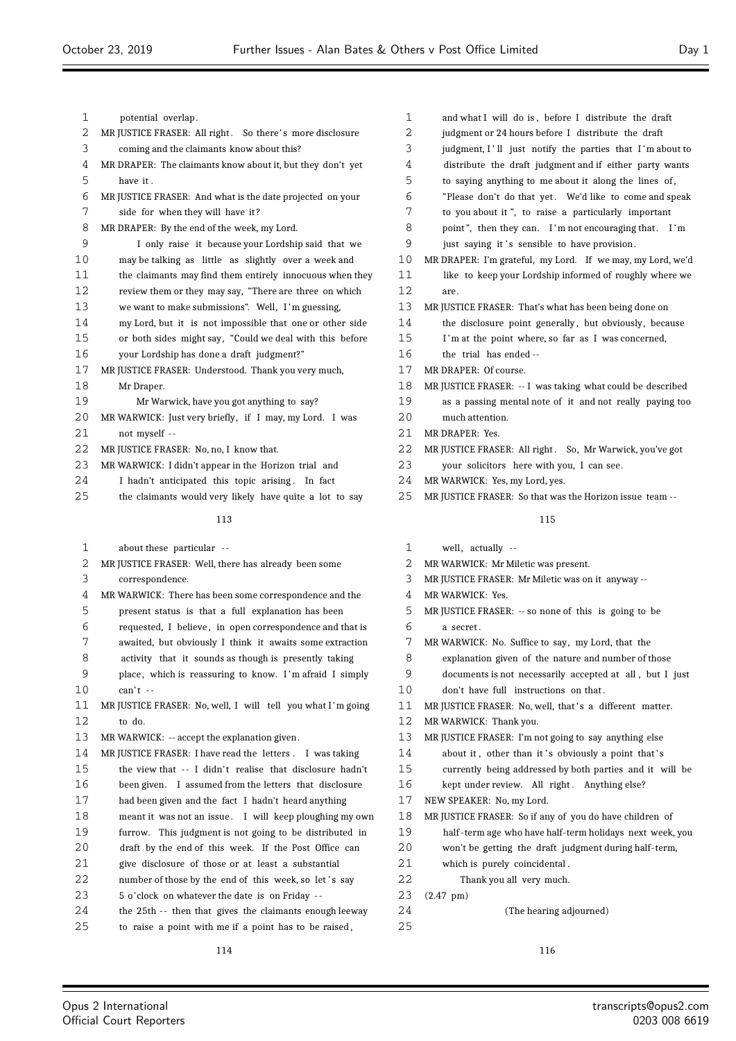potential overlap.

MR JUSTICE FRASER: All right. So there's more disclosure coming and the claimants know about this?

MR DRAPER: The claimants know about it, but they don't yet have it.

MR JUSTICE FRASER: And what is the date projected on your side for when they will have it?

MR DRAPER: By the end of the week, my Lord.

I only raise it because your Lordship said that we may be talking as little as slightly over a week and the claimants may find them entirely innocuous when they review them or they may say, "There are three on which we want to make submissions". Well, I'm guessing, my Lord, but it is not impossible that one or other side or both sides might say, "Could we deal with this before your Lordship has done a draft judgment?"

MR JUSTICE FRASER: Understood. Thank you very much, Mr Draper.

Mr Warwick, have you got anything to say?

MR WARWICK: Just very briefly, if I may, my Lord. I was not myself --

MR JUSTICE FRASER: No, no, I know that.

MR WARWICK: I didn't appear in the Horizon trial and I hadn't anticipated this topic arising. In fact the claimants would very likely have quite a lot to say about these particular --

MR JUSTICE FRASER: Well, there has already been some correspondence.

MR WARWICK: There has been some correspondence and the present status is that a full explanation has been requested, I believe, in open correspondence and that is awaited, but obviously I think it awaits some extraction activity that it sounds as though is presently taking place, which is reassuring to know. I'm afraid I simply can't --

MR JUSTICE FRASER: No, well, I will tell you what I'm going to do.

MR WARWICK: -- accept the explanation given.

MR JUSTICE FRASER: I have read the letters. I was taking the view that -- I didn't realise that disclosure hadn't been given. I assumed from the letters that disclosure had been given and the fact I hadn't heard anything meant it was not an issue. I will keep ploughing my own furrow. This judgment is not going to be distributed in draft by the end of this week. If the Post Office can give disclosure of those or at least a substantial number of those by the end of this week, so let's say 5 o'clock on whatever the date is on Friday -- the 25th -- then that gives the claimants enough leeway to raise a point with me if a point has to be raised, and what I will do is, before I distribute the draft judgment or 24 hours before I distribute the draft judgment, I'll just notify the parties that I'm about to distribute the draft judgment and if either party wants to saying anything to me about it along the lines of, "Please don't do that yet. We'd like to come and speak to you about it", to raise a particularly important point", then they can. I'm not encouraging that. I'm just saying it's sensible to have provision.

MR DRAPER: I'm grateful, my Lord. If we may, my Lord, we'd like to keep your Lordship informed of roughly where we are.

MR JUSTICE FRASER: That's what has been being done on the disclosure point generally, but obviously, because I'm at the point where, so far as I was concerned, the trial has ended --

MR DRAPER: Of course.

MR JUSTICE FRASER: -- I was taking what could be described as a passing mental note of it and not really paying too much attention.

MR DRAPER: Yes.

MR JUSTICE FRASER: All right. So, Mr Warwick, you've got your solicitors here with you, I can see.

MR WARWICK: Yes, my Lord, yes.

MR JUSTICE FRASER: So that was the Horizon issue team -- well, actually --

MR WARWICK: Mr Miletic was present.

MR JUSTICE FRASER: Mr Miletic was on it anyway --

MR WARWICK: Yes.

MR JUSTICE FRASER: -- so none of this is going to be a secret.

MR WARWICK: No. Suffice to say, my Lord, that the explanation given of the nature and number of those documents is not necessarily accepted at all, but I just don't have full instructions on that.

MR JUSTICE FRASER: No, well, that's a different matter.

MR WARWICK: Thank you.

MR JUSTICE FRASER: I'm not going to say anything else about it, other than it's obviously a point that's currently being addressed by both parties and it will be kept under review. All right. Anything else?

NEW SPEAKER: No, my Lord.

MR JUSTICE FRASER: So if any of you do have children of half-term age who have half-term holidays next week, you won't be getting the draft judgment during half-term, which is purely coincidental.

Thank you all very much.

(2.47 pm)

(The hearing adjourned)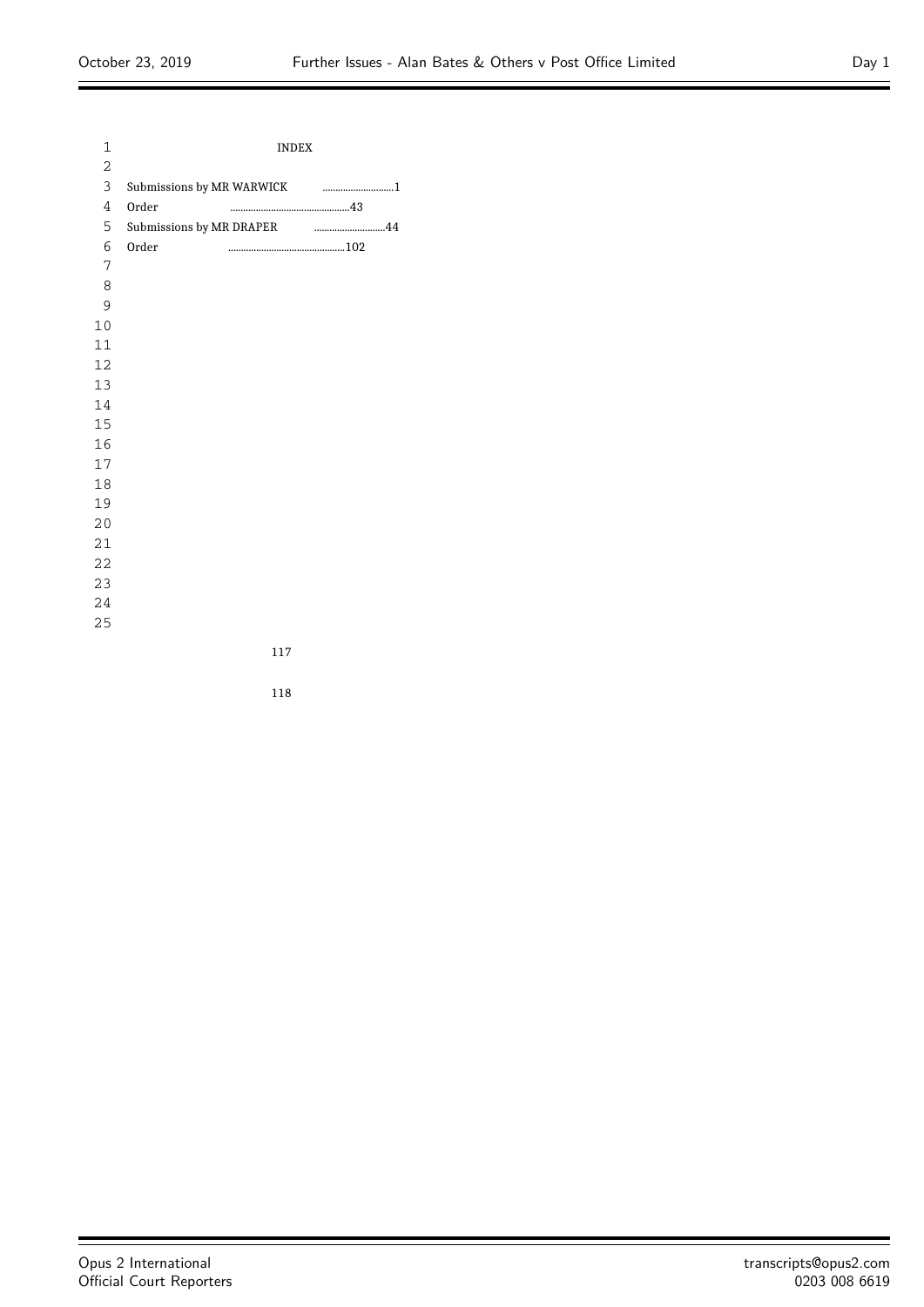INDEX

Submissions by MR WARWICK ............................1

Order ...............................................43

Submissions by MR DRAPER ............................44

Order ...............................................102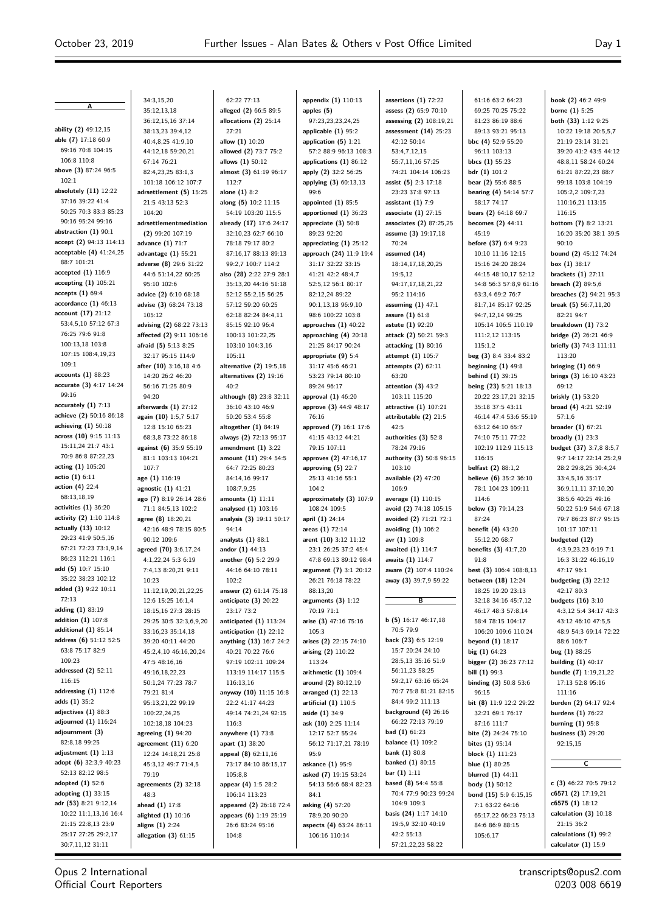## A

**ability (2)** 49:12,15
**able (7)** 17:18 60:9 69:16 70:8 104:15 106:8 110:8
**above (3)** 87:24 96:5 102:1
**absolutely (11)** 12:22 37:16 39:22 41:4 50:25 70:3 83:3 85:23 90:16 95:24 99:16
**abstraction (1)** 90:1
**accept (2)** 94:13 114:13
**acceptable (4)** 41:24,25 88:7 101:21
**accepted (1)** 116:9
**accepting (1)** 105:21
**accepts (1)** 69:4
**accordance (1)** 46:13
**account (17)** 21:12 53:4,5,10 57:12 67:3 76:25 79:6 91:8 100:13,18 103:8 107:15 108:4,19,23 109:1
**accounts (1)** 88:23
**accurate (3)** 4:17 14:24 99:16
**accurately (1)** 7:13
**achieve (2)** 50:16 86:18
**achieving (1)** 50:18
**across (10)** 9:15 11:13 15:11,24 21:7 43:1 70:9 86:8 87:22,23
**acting (1)** 105:20
**actio (1)** 6:11
**action (4)** 22:4 68:13,18,19
**activities (1)** 36:20
**activity (2)** 1:10 114:8
**actually (13)** 10:12 29:23 41:9 50:5,16 67:21 72:23 73:1,9,14 86:23 112:21 116:1
**add (5)** 10:7 15:10 35:22 38:23 102:12
**added (3)** 9:22 10:11 72:13
**adding (1)** 83:19
**addition (1)** 107:8
**additional (1)** 85:14
**address (6)** 51:12 52:5 63:8 75:17 82:9 109:23
**addressed (2)** 52:11 116:15
**addressing (1)** 112:6
**adds (1)** 35:2
**adjectives (1)** 88:3
**adjourned (1)** 116:24
**adjournment (3)** 82:8,18 99:25
**adjustment (1)** 1:13
**adopt (6)** 32:3,9 40:23 52:13 82:12 98:5
**adopted (1)** 52:6
**adopting (1)** 33:15
**adr (53)** 8:21 9:12,14 10:22 11:1,13,16 16:4 21:15 22:8,13 23:9 25:17 27:25 29:2,17 30:7,11,12 31:11 34:3,15,20 35:12,13,18 36:12,15,16 37:14 38:13,23 39:4,12 40:4,8,25 41:9,10 44:12,18 59:20,21 67:14 76:21 82:4,23,25 83:1,3 101:18 106:12 107:7
**adrsettlement (5)** 15:25 21:5 43:13 52:3 104:20
**adrsettlementmediation (2)** 99:20 107:19
**advance (1)** 71:7
**advantage (1)** 55:21
**adverse (8)** 29:6 31:22 44:6 51:14,22 60:25 95:10 102:6
**advice (2)** 6:10 68:18
**advise (3)** 68:24 73:18 105:12
**advising (2)** 68:22 73:13
**affected (2)** 9:11 106:16
**afraid (5)** 5:13 8:25 32:17 95:15 114:9
**after (10)** 3:16,18 4:6 14:20 26:2 46:20 56:16 71:25 80:9 94:20
**afterwards (1)** 27:12
**again (10)** 1:5,7 5:17 12:8 15:10 65:23 68:3,8 73:22 86:18
**against (6)** 35:9 55:19 81:1 103:13 104:21 107:7
**age (1)** 116:19
**agnostic (1)** 41:21
**ago (7)** 8:19 26:14 28:6 71:1 84:5,13 102:2
**agree (8)** 18:20,21 42:16 48:9 78:15 80:5 90:12 109:6
**agreed (70)** 3:6,17,24 4:1,22,24 5:3 6:19 7:4,13 8:20,21 9:11 10:23 11:12,19,20,21,22,25 12:6 15:25 16:1,4 18:15,16 27:3 28:15 29:25 30:5 32:3,6,9,20 33:16,23 35:14,18 39:20 40:11 44:20 45:2,4,10 46:16,20,24 47:5 48:16,16 49:16,18,22,23 50:1,24 77:23 78:7 79:21 81:4 95:13,21,22 99:19 100:22,24,25 102:18,18 104:23
**agreeing (1)** 94:20
**agreement (11)** 6:20 12:24 14:18,21 25:8 45:3,12 49:7 71:4,5 79:19
**agreements (2)** 32:18 48:3
**ahead (1)** 17:8
**alighted (1)** 10:16
**aligns (1)** 2:24
**allegation (3)** 61:15 62:22 77:13
**alleged (2)** 66:5 89:5
**allocations (2)** 25:14 27:21
**allow (1)** 10:20
**allowed (2)** 73:7 75:2
**allows (1)** 50:12
**almost (3)** 61:19 96:17 112:7
**alone (1)** 8:2
**along (5)** 10:2 11:15 54:19 103:20 115:5
**already (17)** 17:6 24:17 32:10,23 62:7 66:10 78:18 79:17 80:2 87:16,17 88:13 89:13 99:2,7 100:7 114:2
**also (28)** 2:22 27:9 28:1 35:13,20 44:16 51:18 52:12 55:2,15 56:25 57:12 59:20 60:25 62:18 82:24 84:4,11 85:15 92:10 96:4 100:13 101:22,25 103:10 104:3,16 105:11
**alternative (2)** 19:5,18
**alternatives (2)** 19:16 40:2
**although (8)** 23:8 32:11 36:10 43:10 46:9 50:20 53:4 55:8
**altogether (1)** 84:19
**always (2)** 72:13 95:17
**amendment (1)** 3:22
**amount (11)** 29:4 54:5 64:7 72:25 80:23 84:14,16 99:17 108:7,9,25
**amounts (1)** 11:11
**analysed (1)** 103:16
**analysis (3)** 19:11 50:17 94:14
**analysts (1)** 88:1
**andor (1)** 44:13
**another (6)** 5:2 29:9 44:16 64:10 78:11 102:2
**answer (2)** 61:14 75:18
**anticipate (3)** 20:22 23:17 73:2
**anticipated (1)** 113:24
**anticipation (1)** 22:12
**anything (13)** 16:7 24:2 40:21 70:22 76:6 97:19 102:11 109:24 113:19 114:17 115:5 116:13,16
**anyway (10)** 11:15 16:8 22:2 41:17 44:23 49:14 74:21,24 92:15 116:3
**anywhere (1)** 73:8
**apart (1)** 38:20
**appeal (8)** 62:11,16 73:17 84:10 86:15,17 105:8,8
**appear (4)** 1:5 28:2 106:14 113:23
**appeared (2)** 26:18 72:4
**appears (6)** 1:19 25:19 26:6 83:24 95:16 104:8
**appendix (1)** 110:13
**apples (5)** 97:23,23,23,24,25
**applicable (1)** 95:2
**application (5)** 1:21 57:2 88:9 96:13 108:3
**applications (1)** 86:12
**apply (2)** 32:2 56:25
**applying (3)** 60:13,13 99:6
**appointed (1)** 85:5
**apportioned (1)** 36:23
**appreciate (3)** 50:8 89:23 92:20
**appreciating (1)** 25:12
**approach (24)** 11:9 19:4 31:17 32:22 33:15 41:21 42:2 48:4,7 52:5,12 56:1 80:17 82:12,24 89:22 90:1,13,18 96:9,10 98:6 100:22 103:8
**approaches (1)** 40:22
**approaching (4)** 20:18 21:25 84:17 90:24
**appropriate (9)** 5:4 31:17 45:6 46:21 53:23 79:14 80:10 89:24 96:17
**approval (1)** 46:20
**approve (3)** 44:9 48:17 76:16
**approved (7)** 16:1 17:6 41:15 43:12 44:21 79:15 107:11
**approves (2)** 47:16,17
**approving (5)** 22:7 25:13 41:16 55:1 104:2
**approximately (3)** 107:9 108:24 109:5
**april (1)** 24:14
**areas (1)** 72:14
**arent (10)** 3:12 11:12 23:1 26:25 37:2 45:4 47:8 69:13 89:12 98:4
**argument (7)** 3:1 20:12 26:21 76:18 78:22 88:13,20
**arguments (3)** 1:12 70:19 71:1
**arise (3)** 47:16 75:16 105:3
**arises (2)** 22:15 74:10
**arising (2)** 110:22 113:24
**arithmetic (1)** 109:4
**around (2)** 80:12,19
**arranged (1)** 22:13
**artificial (1)** 110:5
**aside (1)** 34:9
**ask (10)** 2:25 11:14 12:17 52:7 55:24 56:12 71:17,21 78:19 95:9
**askance (1)** 95:9
**asked (7)** 19:15 53:24 54:13 56:6 68:4 82:23 84:1
**asking (4)** 57:20 78:9,20 90:20
**aspects (4)** 63:24 86:11 106:16 110:14
**assertions (1)** 72:22
**assess (2)** 65:9 70:10
**assessing (2)** 108:19,21
**assessment (14)** 25:23 42:12 50:14 53:4,7,12,15 55:7,11,16 57:25 74:21 104:14 106:23
**assist (5)** 2:3 17:18 23:23 37:8 97:13
**assistant (1)** 7:9
**associate (1)** 27:15
**associates (2)** 87:25,25
**assume (3)** 19:17,18 70:24
**assumed (14)** 18:14,17,18,20,25 19:5,12 94:17,17,18,21,22 95:2 114:16
**assuming (1)** 47:1
**assure (1)** 61:8
**astute (1)** 92:20
**attack (2)** 50:21 59:3
**attacking (1)** 80:16
**attempt (1)** 105:7
**attempts (2)** 62:11 63:20
**attention (3)** 43:2 103:11 115:20
**attractive (1)** 107:21
**attributable (2)** 21:5 42:5
**authorities (3)** 52:8 78:24 79:16
**authority (3)** 50:8 96:15 103:10
**available (2)** 47:20 106:9
**average (1)** 110:15
**avoid (2)** 74:18 105:15
**avoided (2)** 71:21 72:1
**avoiding (1)** 106:2
**avr (1)** 109:8
**awaited (1)** 114:7
**awaits (1)** 114:7
**aware (2)** 107:4 110:24
**away (3)** 39:7,9 59:22

## B

**b (5)** 16:17 46:17,18 70:5 79:9
**back (23)** 6:5 12:19 15:7 20:24 24:10 28:5,13 35:16 51:9 56:11,23 58:25 59:2,17 63:16 65:24 70:7 75:8 81:21 82:15 84:4 99:2 111:13
**background (4)** 26:16 66:22 72:13 79:19
**bad (1)** 61:23
**balance (1)** 109:2
**bank (1)** 80:8
**banked (1)** 80:15
**bar (1)** 1:11
**based (8)** 54:4 55:8 70:4 77:9 90:23 99:24 104:9 109:3
**basis (24)** 1:17 14:10 19:5,9 32:10 40:19 42:2 55:13 57:21,22,23 58:22 61:16 63:2 64:23 69:25 70:25 75:22 81:23 86:19 88:6 89:13 93:21 95:13
**bbc (4)** 52:9 55:20 96:11 103:13
**bbcs (1)** 55:23
**bdr (1)** 101:2
**bear (2)** 55:6 88:5
**bearing (4)** 54:14 57:7 58:17 74:17
**bears (2)** 64:18 69:7
**becomes (2)** 44:11 45:19
**before (37)** 6:4 9:23 10:10 11:16 12:15 15:16 24:20 28:24 44:15 48:10,17 52:12 54:8 56:3 57:8,9 61:16 63:3,4 69:2 76:7 81:7,14 85:17 92:25 94:7,12,14 99:25 105:14 106:5 110:19 111:2,12 113:15 115:1,2
**beg (3)** 8:4 33:4 83:2
**beginning (1)** 49:8
**behind (1)** 39:15
**being (23)** 5:21 18:13 20:22 23:17,21 32:15 35:18 37:5 43:11 46:14 47:4 53:6 55:19 63:12 64:10 65:7 74:10 75:11 77:22 102:19 112:9 115:13 116:15
**belfast (2)** 88:1,2
**believe (6)** 35:2 36:10 78:1 104:23 109:11 114:6
**below (3)** 79:14,23 87:24
**benefit (4)** 43:20 55:12,20 68:7
**benefits (3)** 41:7,20 91:8
**best (3)** 106:4 108:8,13
**between (18)** 12:24 18:25 19:20 23:13 32:18 34:16 45:7,12 46:17 48:3 57:8,14 58:4 78:15 104:17 106:20 109:6 110:24
**beyond (1)** 18:17
**big (1)** 64:23
**bigger (2)** 36:23 77:12
**bill (1)** 99:3
**binding (3)** 50:8 53:6 96:15
**bit (8)** 11:9 12:2 29:22 32:21 69:1 76:17 87:16 111:7
**bite (2)** 24:24 75:10
**bites (1)** 95:14
**block (1)** 111:23
**blue (1)** 80:25
**blurred (1)** 44:11
**body (1)** 50:12
**bond (15)** 5:9 6:15,15 7:1 63:22 64:16 65:17,22 66:23 75:13 84:6 86:9 88:15 105:6,17
**book (2)** 46:2 49:9
**borne (1)** 5:25
**both (33)** 1:12 9:25 10:22 19:18 20:5,5,7 21:19 23:14 31:21 39:20 41:2 43:5 44:12 48:8,11 58:24 60:24 61:21 87:22,23 88:7 99:18 103:8 104:19 105:2,2 109:7,23 110:16,21 113:15 116:15
**bottom (7)** 8:2 13:21 16:20 35:20 38:1 39:5 90:10
**bound (2)** 45:12 74:24
**box (1)** 38:17
**brackets (1)** 27:11
**breach (2)** 89:5,6
**breaches (2)** 94:21 95:3
**break (5)** 56:7,11,20 82:21 94:7
**breakdown (1)** 73:2
**bridge (2)** 26:21 46:9
**briefly (3)** 74:3 111:11 113:20
**bringing (1)** 66:9
**brings (3)** 16:10 43:23 69:12
**briskly (1)** 53:20
**broad (4)** 4:21 52:19 57:1,6
**broader (1)** 67:21
**broadly (1)** 23:3
**budget (37)** 3:7,8 8:5,7 9:7 14:17 22:14 25:2,9 28:2 29:8,25 30:4,24 33:4,5,16 35:17 36:9,11,11 37:10,20 38:5,6 40:25 49:16 50:22 51:9 54:6 67:18 79:7 86:23 87:7 95:15 101:17 107:11
**budgeted (12)** 4:3,9,23,25 6:19 7:1 16:3 31:22 46:16,19 47:17 96:1
**budgeting (3)** 22:12 42:17 80:3
**budgets (16)** 3:10 4:3,12 5:4 34:17 42:3 43:12 46:10 47:5,5 48:9 54:3 69:14 72:22 88:6 106:7
**bug (1)** 88:25
**building (1)** 40:17
**bundle (7)** 1:19,21,22 17:13 52:8 95:16 111:16
**burden (2)** 64:17 92:4
**burdens (1)** 76:22
**burning (1)** 95:8
**business (3)** 29:20 92:15,15

## C

**c (3)** 46:22 70:5 79:12
**c6571 (2)** 17:19,21
**c6575 (1)** 18:12
**calculation (3)** 10:18 21:15 36:2
**calculations (1)** 99:2
**calculator (1)** 15:9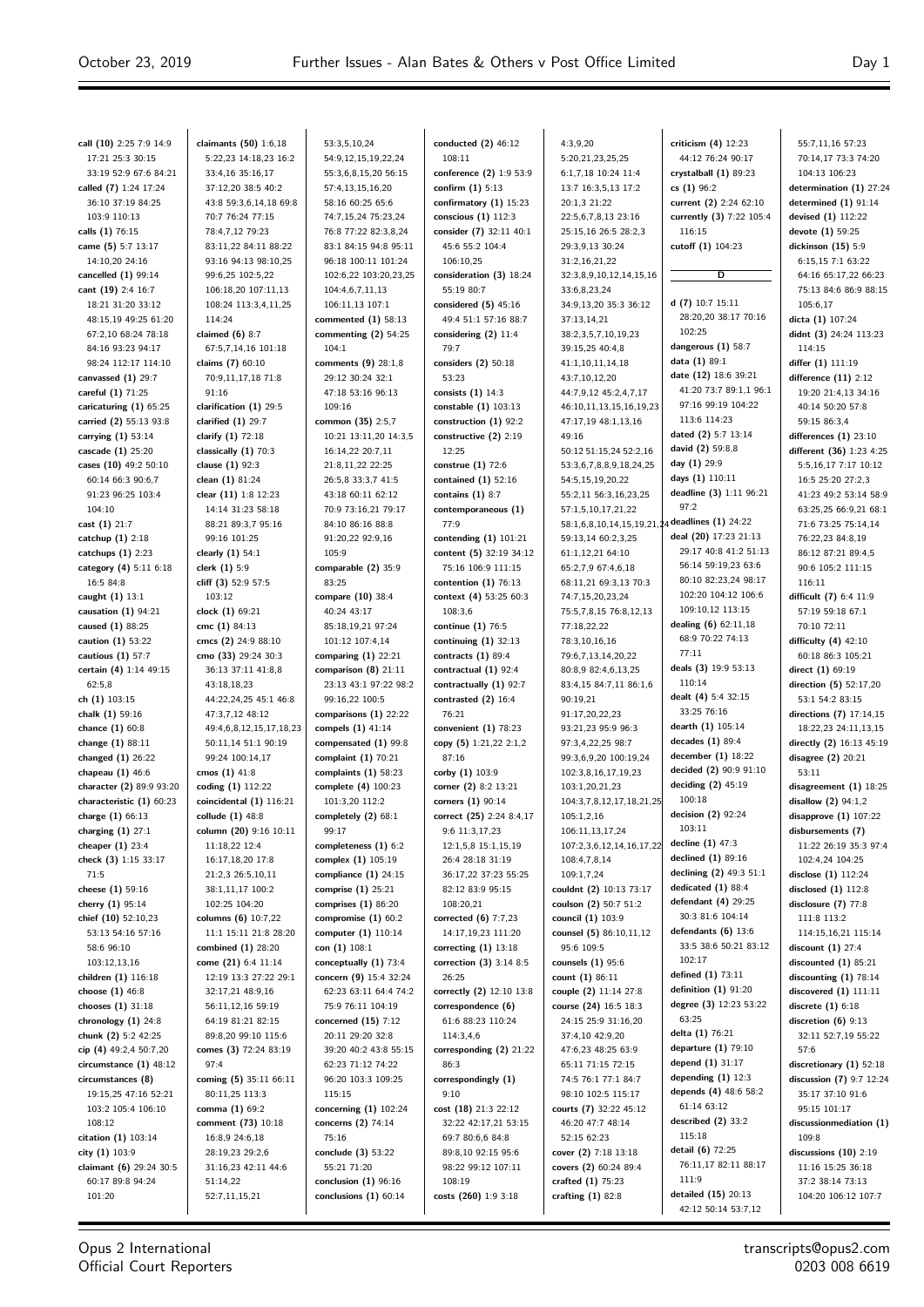**call (10)** 2:25 7:9 14:9 17:21 25:3 30:15 33:19 52:9 67:6 84:21
**called (7)** 1:24 17:24 36:10 37:19 84:25 103:9 110:13
**calls (1)** 76:15
**came (5)** 5:7 13:17 14:10,20 24:16
**cancelled (1)** 99:14
**cant (19)** 2:4 16:7 18:21 31:20 33:12 48:15,19 49:25 61:20 67:2,10 68:24 78:18 84:16 93:23 94:17 98:24 112:17 114:10
**canvassed (1)** 29:7
**careful (1)** 71:25
**caricaturing (1)** 65:25
**carried (2)** 55:13 93:8
**carrying (1)** 53:14
**cascade (1)** 25:20
**cases (10)** 49:2 50:10 60:14 66:3 90:6,7 91:23 96:25 103:4 104:10
**cast (1)** 21:7
**catchup (1)** 2:18
**catchups (1)** 2:23
**category (4)** 5:11 6:18 16:5 84:8
**caught (1)** 13:1
**causation (1)** 94:21
**caused (1)** 88:25
**caution (1)** 53:22
**cautious (1)** 57:7
**certain (4)** 1:14 49:15 62:5,8
**ch (1)** 103:15
**chalk (1)** 59:16
**chance (1)** 60:8
**change (1)** 88:11
**changed (1)** 26:22
**chapeau (1)** 46:6
**character (2)** 89:9 93:20
**characteristic (1)** 60:23
**charge (1)** 66:13
**charging (1)** 27:1
**cheaper (1)** 23:4
**check (3)** 1:15 33:17 71:5
**cheese (1)** 59:16
**cherry (1)** 95:14
**chief (10)** 52:10,23 53:13 54:16 57:16 58:6 96:10 103:12,13,16
**children (1)** 116:18
**choose (1)** 46:8
**chooses (1)** 31:18
**chronology (1)** 24:8
**chunk (2)** 5:2 42:25
**cip (4)** 49:2,4 50:7,20
**circumstance (1)** 48:12
**circumstances (8)** 19:15,25 47:16 52:21 103:2 105:4 106:10 108:12
**citation (1)** 103:14
**city (1)** 103:9
**claimant (6)** 29:24 30:5 60:17 89:8 94:24 101:20
**claimants (50)** 1:6,18 5:22,23 14:18,23 16:2 33:4,16 35:16,17 37:12,20 38:5 40:2 43:8 59:3,6,14,18 69:8 70:7 76:24 77:15 78:4,7,12 79:23 83:11,22 84:11 88:22 93:16 94:13 98:10,25 99:6,25 102:5,22 106:18,20 107:11,13 108:24 113:3,4,11,25 114:24
**claimed (6)** 8:7 67:5,7,14,16 101:18
**claims (7)** 60:10 70:9,11,17,18 71:8 91:16
**clarification (1)** 29:5
**clarified (1)** 29:7
**clarify (1)** 72:18
**classically (1)** 70:3
**clause (1)** 92:3
**clean (1)** 81:24
**clear (11)** 1:8 12:23 14:14 31:23 58:18 88:21 89:3,7 95:16 99:16 101:25
**clearly (1)** 54:1
**clerk (1)** 5:9
**cliff (3)** 52:9 57:5 103:12
**clock (1)** 69:21
**cmc (1)** 84:13
**cmcs (2)** 24:9 88:10
**cmo (33)** 29:24 30:3 36:13 37:11 41:8,8 43:18,18,23 44:22,24,25 45:1 46:8 47:3,7,12 48:12 49:4,6,8,12,15,17,18,23 50:11,14 51:1 90:19 99:24 100:14,17
**cmos (1)** 41:8
**coding (1)** 112:22
**coincidental (1)** 116:21
**collude (1)** 48:8
**column (20)** 9:16 10:11 11:18,22 12:4 16:17,18,20 17:8 21:2,3 26:5,10,11 38:1,11,17 100:2 102:25 104:20
**columns (6)** 10:7,22 11:1 15:11 21:8 28:20
**combined (1)** 28:20
**come (21)** 6:4 11:14 12:19 13:3 27:22 29:1 32:17,21 48:9,16 56:11,12,16 59:19 64:19 81:21 82:15 89:8,20 99:10 115:6
**comes (3)** 72:24 83:19 97:4
**coming (5)** 35:11 66:11 80:11,25 113:3
**comma (1)** 69:2
**comment (73)** 10:18 16:8,9 24:6,18 28:19,23 29:2,6 31:16,23 42:11 44:6 51:14,22 52:7,11,15,21 53:3,5,10,24 54:9,12,15,19,22,24 55:3,6,8,15,20 56:15 57:4,13,15,16,20 58:16 60:25 65:6 74:7,15,24 75:23,24 76:8 77:22 82:3,8,24 83:1 84:15 94:8 95:11 96:18 100:11 101:24 102:6,22 103:20,23,25 104:4,6,7,11,13 106:11,13 107:1
**commented (1)** 58:13
**commenting (2)** 54:25 104:1
**comments (9)** 28:1,8 29:12 30:24 32:1 47:18 53:16 96:13 109:16
**common (35)** 2:5,7 10:21 13:11,20 14:3,5 16:14,22 20:7,11 21:8,11,22 22:25 26:5,8 33:3,7 41:5 43:18 60:11 62:12 70:9 73:16,21 79:17 84:10 86:16 88:8 91:20,22 92:9,16 105:9
**comparable (2)** 35:9 83:25
**compare (10)** 38:4 40:24 43:17 85:18,19,21 97:24 101:12 107:4,14
**comparing (1)** 22:21
**comparison (8)** 21:11 23:13 43:1 97:22 98:2 99:16,22 100:5
**comparisons (1)** 22:22
**compels (1)** 41:14
**compensated (1)** 99:8
**complaint (1)** 70:21
**complaints (1)** 58:23
**complete (4)** 100:23 101:3,20 112:2
**completely (2)** 68:1 99:17
**completeness (1)** 6:2
**complex (1)** 105:19
**compliance (1)** 24:15
**comprise (1)** 25:21
**comprises (1)** 86:20
**compromise (1)** 60:2
**computer (1)** 110:14
**con (1)** 108:1
**conceptually (1)** 73:4
**concern (9)** 15:4 32:24 62:23 63:11 64:4 74:2 75:9 76:11 104:19
**concerned (15)** 7:12 20:11 29:20 32:8 39:20 40:2 43:8 55:15 62:23 71:12 74:22 96:20 103:3 109:25 115:15
**concerning (1)** 102:24
**concerns (2)** 74:14 75:16
**conclude (3)** 53:22 55:21 71:20
**conclusion (1)** 96:16
**conclusions (1)** 60:14
**conducted (2)** 46:12 108:11
**conference (2)** 1:9 53:9
**confirm (1)** 5:13
**confirmatory (1)** 15:23
**conscious (1)** 112:3
**consider (7)** 32:11 40:1 45:6 55:2 104:4 106:10,25
**consideration (3)** 18:24 55:19 80:7
**considered (5)** 45:16 49:4 51:6 57:16 88:7
**considering (2)** 11:4 79:7
**considers (2)** 50:18 53:23
**consists (1)** 14:3
**constable (1)** 103:13
**construction (1)** 92:2
**constructive (2)** 2:19 12:25
**construe (1)** 72:6
**contained (1)** 52:16
**contains (1)** 8:7
**contemporaneous (1)** 77:9
**contending (1)** 101:21
**content (5)** 32:19 34:12 75:16 106:9 111:15
**contention (1)** 76:13
**context (4)** 53:25 60:3 108:3,6
**continue (1)** 76:5
**continuing (1)** 32:13
**contracts (1)** 89:4
**contractual (1)** 92:4
**contractually (1)** 92:7
**contrasted (2)** 16:4 76:21
**convenient (1)** 78:23
**copy (5)** 1:21,22 2:1,2 87:16
**corby (1)** 103:9
**corner (2)** 8:2 13:21
**corners (1)** 90:14
**correct (25)** 2:24 8:4,17 9:6 11:3,17,23 12:1,5,8 15:1,15,19 26:4 28:18 31:19 36:17,22 37:23 55:25 82:12 83:9 95:15 108:20,21
**corrected (6)** 7:7,23 14:17,19,23 111:20
**correcting (1)** 13:18
**correction (3)** 3:14 8:5 26:25
**correctly (2)** 12:10 13:8
**correspondence (6)** 61:6 88:23 110:24 114:3,4,6
**corresponding (2)** 21:22 86:3
**correspondingly (1)** 9:10
**cost (18)** 21:3 22:12 32:22 42:17,21 53:15 69:7 80:6,6 84:8 89:8,10 92:15 95:6 98:22 99:12 107:11 108:19
**costs (260)** 1:9 3:18 4:3,9,20 5:20,21,23,25,25 6:1,7,18 10:24 11:4 13:7 16:3,5,13 17:2 20:1,3 21:22 22:5,6,7,8,13 23:16 25:15,16 26:5 28:2,3 29:3,9,13 30:24 31:2,16,21,22 32:3,8,9,10,12,14,15,16 33:6,8,23,24 34:9,13,20 35:3 36:12 37:13,14,21 38:2,3,5,7,10,19,23 39:15,25 40:4,8 41:1,10,11,14,18 43:7,10,12,20 44:7,9,12 45:2,4,7,17 46:10,11,13,15,16,19,23 47:17,19 48:1,13,16 49:16 50:12 51:15,24 52:2,16 53:3,6,7,8,8,9,18,24,25 54:5,15,19,20,22 55:2,11 56:3,16,23,25 57:1,5,10,17,21,22 58:1,6,8,10,14,15,19,21,24 59:13,14 60:2,3,25 61:1,12,21 64:10 65:2,7,9 67:4,6,18 68:11,21 69:3,13 70:3 74:7,15,20,23,24 75:5,7,8,15 76:8,12,13 77:18,22,22 78:3,10,16,16 79:6,7,13,14,20,22 80:8,9 82:4,6,13,25 83:4,15 84:7,11 86:1,6 90:19,21 91:17,20,22,23 93:21,23 95:9 96:3 97:3,4,22,25 98:7 99:3,6,9,20 100:19,24 102:3,8,16,17,19,23 103:1,20,21,23 104:3,7,8,12,17,18,21,25 105:1,2,16 106:11,13,17,24 107:2,3,6,12,14,16,17,22 108:4,7,8,14 109:1,7,24
**couldnt (2)** 10:13 73:17
**coulson (2)** 50:7 51:2
**council (1)** 103:9
**counsel (5)** 86:10,11,12 95:6 109:5
**counsels (1)** 95:6
**count (1)** 86:11
**couple (2)** 11:14 27:8
**course (24)** 16:5 18:3 24:15 25:9 31:16,20 37:4,10 42:9,20 47:6,23 48:25 63:9 65:11 71:15 72:15 74:5 76:1 77:1 84:7 98:10 102:5 115:17
**courts (7)** 32:22 45:12 46:20 47:7 48:14 52:15 62:23
**cover (2)** 7:18 13:18
**covers (2)** 60:24 89:4
**crafted (1)** 75:23
**crafting (1)** 82:8
**criticism (4)** 12:23 44:12 76:24 90:17
**crystalball (1)** 89:23
**cs (1)** 96:2
**current (2)** 2:24 62:10
**currently (3)** 7:22 105:4 116:15
**cutoff (1)** 104:23

**D**

**d (7)** 10:7 15:11 28:20,20 38:17 70:16 102:25
**dangerous (1)** 58:7
**data (1)** 89:1
**date (12)** 18:6 39:21 41:20 73:7 89:1,1 96:1 97:16 99:19 104:22 113:6 114:23
**dated (2)** 5:7 13:14
**david (2)** 59:8,8
**day (1)** 29:9
**days (1)** 110:11
**deadline (3)** 1:11 96:21 97:2
**deadlines (1)** 24:22
**deal (20)** 17:23 21:13 29:17 40:8 41:2 51:13 56:14 59:19,23 63:6 80:10 82:23,24 98:17 102:20 104:12 106:6 109:10,12 113:15
**dealing (6)** 62:11,18 68:9 70:22 74:13 77:11
**deals (3)** 19:9 53:13 110:14
**dealt (4)** 5:4 32:15 33:25 76:16
**dearth (1)** 105:14
**decades (1)** 89:4
**december (1)** 18:22
**decided (2)** 90:9 91:10
**deciding (2)** 45:19 100:18
**decision (2)** 92:24 103:11
**decline (1)** 47:3
**declined (1)** 89:16
**declining (2)** 49:3 51:1
**dedicated (1)** 88:4
**defendant (4)** 29:25 30:3 81:6 104:14
**defendants (6)** 13:6 33:5 38:6 50:21 83:12 102:17
**defined (1)** 73:11
**definition (1)** 91:20
**degree (3)** 12:23 53:22 63:25
**delta (1)** 76:21
**departure (1)** 79:10
**depend (1)** 31:17
**depending (1)** 12:3
**depends (4)** 48:6 58:2 61:14 63:12
**described (2)** 33:2 115:18
**detail (6)** 72:25 76:11,17 82:11 88:17 111:9
**detailed (15)** 20:13 42:12 50:14 53:7,12 55:7,11,16 57:23 70:14,17 73:3 74:20 104:13 106:23
**determination (1)** 27:24
**determined (1)** 91:14
**devised (1)** 112:22
**devote (1)** 59:25
**dickinson (15)** 5:9 6:15,15 7:1 63:22 64:16 65:17,22 66:23 75:13 84:6 86:9 88:15 105:6,17
**dicta (1)** 107:24
**didnt (3)** 24:24 113:23 114:15
**differ (1)** 111:19
**difference (11)** 2:12 19:20 21:4,13 34:16 40:14 50:20 57:8 59:15 86:3,4
**differences (1)** 23:10
**different (36)** 1:23 4:25 5:5,16,17 7:17 10:12 16:5 25:20 27:2,3 41:23 49:2 53:14 58:9 63:25,25 66:9,21 68:1 71:6 73:25 75:14,14 76:22,23 84:8,19 86:12 87:21 89:4,5 90:6 105:2 111:15 116:11
**difficult (7)** 6:4 11:9 57:19 59:18 67:1 70:10 72:11
**difficulty (4)** 42:10 60:18 86:3 105:21
**direct (1)** 69:19
**direction (5)** 52:17,20 53:1 54:2 83:15
**directions (7)** 17:14,15 18:22,23 24:11,13,15
**directly (2)** 16:13 45:19
**disagree (2)** 20:21 53:11
**disagreement (1)** 18:25
**disallow (2)** 94:1,2
**disapprove (1)** 107:22
**disbursements (7)** 11:22 26:19 35:3 97:4 102:4,24 104:25
**disclose (1)** 112:24
**disclosed (1)** 112:8
**disclosure (7)** 77:8 111:8 113:2 114:15,16,21 115:14
**discount (1)** 27:4
**discounted (1)** 85:21
**discounting (1)** 78:14
**discovered (1)** 111:11
**discrete (1)** 6:18
**discretion (6)** 9:13 32:11 52:7,19 55:22 57:6
**discretionary (1)** 52:18
**discussion (7)** 9:7 12:24 35:17 37:10 91:6 95:15 101:17
**discussionmediation (1)** 109:8
**discussions (10)** 2:19 11:16 15:25 36:18 37:2 38:14 73:13 104:20 106:12 107:7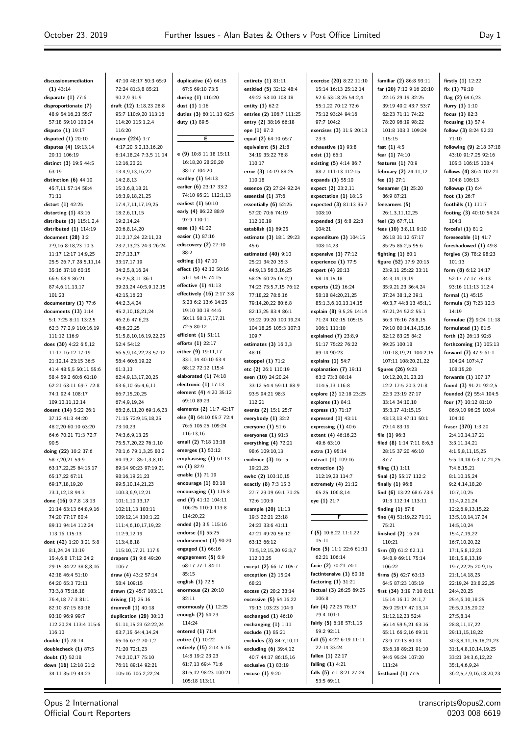**discussionsmediation (1)** 43:14
**disparate (1)** 77:6
**disproportionate (7)** 48:9 54:16,23 55:7 57:18 59:10 103:24
**dispute (1)** 19:17
**disputed (1)** 20:10
**disputes (4)** 19:13,14 20:11 106:19
**distinct (3)** 19:5 44:5 63:19
**distinction (6)** 44:10 45:7,11 57:14 58:4 71:11
**distort (1)** 42:25
**distorting (1)** 43:16
**distribute (3)** 115:1,2,4
**distributed (1)** 114:19
**document (28)** 3:2 7:9,16 8:18,23 10:3 11:17 12:17 14:9,25 25:5 26:7,7 28:5,11,14 35:16 37:18 60:15 66:5 68:9 86:21 87:4,6,11,13,17 101:23
**documentary (1)** 77:6
**documents (13)** 1:14 5:1 7:25 8:11 13:2,5 62:3 77:2,9 110:16,19 111:12 116:9
**does (30)** 4:22 6:5,12 11:17 16:12 17:19 21:12,14 23:15 36:5 41:4 48:5,5 50:11 55:6 58:4 59:2 60:6 61:10 62:21 63:11 69:7 72:8 74:1 92:4 108:17 109:10,11,12,14
**doesnt (14)** 5:22 26:1 37:12 41:3 44:20 48:2,20 60:10 63:20 64:6 70:21 71:3 72:7 90:5
**doing (22)** 10:2 37:6 58:7,20,21 59:9 63:17,22,25 64:15,17 65:17,22 67:11 69:17,18,19,20 73:1,12,18 94:3
**done (16)** 9:7,8 18:13 21:14 63:13 64:8,9,16 74:20 77:17 80:4 89:11 94:14 112:24 113:16 115:13
**dont (42)** 1:20 3:21 5:8 8:1,24,24 13:19 15:4,6,8 17:12 24:2 29:15 34:22 38:8,8,16 42:18 46:4 51:10 64:20 65:3 72:11 73:3,8 75:16,18 76:4,18 77:3 81:1 82:10 87:15 89:18 93:10 96:9 99:7 112:20,24 113:4 115:6 116:10
**double (1)** 78:14
**doublecheck (1)** 87:5
**doubt (1)** 52:18
**down (16)** 12:18 21:2 34:11 35:19 44:23 47:10 48:17 50:3 65:9 72:24 81:3,8 85:21 90:2,9 91:9
**draft (12)** 1:18,23 28:8 95:7 110:9,20 113:16 114:20 115:1,2,4 116:20
**draper (224)** 1:7 4:17,20 5:2,13,16,20 6:14,18,24 7:3,5 11:14 12:16,20,21 13:4,9,13,16,22 14:2,8,13 15:3,6,8,18,21 16:3,9,18,21,25 17:4,7,11,17,19,25 18:2,6,11,15 19:2,14,24 20:6,8,14,20 21:2,17,24 22:11,23 23:7,13,23 24:3 26:24 27:7,13,17 33:17,17,19 34:2,5,8,16,24 35:2,5,8,11 36:1 39:23,24 40:5,9,12,15 42:15,16,23 44:2,3,4,24 45:2,10,18,21,24 46:2,6 47:6,23 48:6,22,25 51:5,8,10,16,19,22,25 52:4 54:12 56:5,9,14,22,23 57:12 58:4 60:6,19,22 61:3,13 62:4,9,13,17,20,25 63:6,10 65:4,6,11 66:7,15,20,25 67:4,9,19,24 68:2,6,11,20 69:1,6,23 71:15 72:9,15,18,25 73:10,23 74:3,6,9,13,25 75:5,7,20,22 76:1,10 78:1,6 79:1,3,25 80:2 84:19,21 85:1,3,8,10 89:14 90:23 97:19,21 98:16,19,21,23 99:5,10,14,21,23 100:3,6,9,12,21 101:1,10,13,17 102:11,13 103:11 109:12,14 110:1,22 111:4,6,10,17,19,22 112:9,12,19 113:4,8,18 115:10,17,21 117:5
**drapers (3)** 9:6 49:20 106:7
**draw (4)** 43:2 57:14 58:4 109:15
**drawn (2)** 45:7 103:11
**driving (1)** 25:16
**drumroll (1)** 40:18
**duplication (29)** 30:13 61:11,15,23 62:22,24 63:7,15 64:4,14,24 65:16 67:2 70:1,2 71:20 72:1,23 74:2,10,17 75:10 76:11 89:14 92:21 105:16 106:2,22,24
**duplicative (4)** 64:15 67:5 69:10 73:5
**during (1)** 116:20
**dust (1)** 1:16
**duties (3)** 60:11,13 62:5
**duty (1)** 89:5

## E

**e (9)** 10:8 11:18 15:11 16:18,20 28:20,20 38:17 104:20
**eardley (1)** 54:13
**earlier (6)** 23:17 33:2 74:10 95:21 112:1,13
**earliest (1)** 50:10
**early (4)** 86:22 88:9 97:9 110:11
**ease (1)** 41:22
**easier (1)** 87:16
**ediscovery (2)** 27:10 88:2
**editing (1)** 47:10
**effect (5)** 42:12 50:16 51:1 54:15 74:15
**effective (1)** 41:13
**effectively (16)** 2:17 3:8 5:23 6:2 13:6 14:25 19:10 30:18 44:6 50:11 58:1,7,17,21 72:5 80:12
**efficient (1)** 51:11
**efforts (1)** 22:17
**either (9)** 19:11,17 33:1,14 40:10 63:4 68:12 72:12 115:4
**elaborated (1)** 74:18
**electronic (1)** 17:13
**element (4)** 4:20 35:12 69:10 89:23
**elements (2)** 11:7 42:17
**else (8)** 64:10 65:7 72:4 76:6 105:25 109:24 116:13,16
**email (2)** 7:18 13:18
**emerges (1)** 53:12
**emphasising (1)** 61:13
**en (1)** 82:9
**enable (1)** 71:19
**encourage (1)** 80:18
**encouraging (1)** 115:8
**end (7)** 41:12 104:11 106:25 110:9 113:8 114:20,22
**ended (2)** 3:5 115:16
**endorse (1)** 55:25
**endorsement (1)** 90:20
**engaged (1)** 66:16
**engagement (5)** 6:9 68:17 77:1 84:11 85:15
**english (1)** 72:5
**enormous (2)** 20:10 82:11
**enormously (1)** 12:25
**enough (2)** 64:23 114:24
**entered (1)** 71:4
**entire (1)** 10:22
**entirely (15)** 2:14 5:16 14:8 19:2 23:23 61:7,13 69:4 71:6 81:5,12 98:23 100:21 105:18 113:11
**entirety (1)** 81:11
**entitled (5)** 32:12 48:4 49:22 53:10 108:18
**entity (1)** 62:2
**entries (2)** 106:7 111:25
**entry (2)** 38:16 66:18
**epe (1)** 87:2
**equal (2)** 64:10 65:7
**equivalent (5)** 21:8 34:19 35:22 78:8 110:17
**error (3)** 14:19 88:25 110:18
**essence (2)** 27:24 92:24
**essential (1)** 37:6
**essentially (6)** 52:25 57:20 70:6 74:19 112:10,19
**establish (1)** 69:25
**estimate (3)** 18:1 29:23 45:6
**estimated (40)** 9:10 25:21 34:20 35:3 44:9,13 56:3,16,25 58:25 60:25 65:2,9 74:23 75:5,7,15 76:12 77:18,22 78:6,16 79:14,20,22 80:6,8 82:13,25 83:4 86:1 93:22 99:20 100:19,24 104:18,25 105:3 107:3 109:7
**estimates (3)** 16:3,3 48:16
**estoppel (1)** 71:2
**etc (2)** 26:1 110:19
**even (10)** 24:20,24 33:12 54:4 59:11 88:9 93:5 94:21 98:3 112:21
**events (2)** 15:1 25:7
**everybody (1)** 32:2
**everyone (1)** 51:6
**everyones (1)** 91:3
**everything (4)** 72:21 98:6 109:10,13
**evidence (3)** 16:15 19:21,23
**ewhc (2)** 103:10,15
**exactly (8)** 7:3 15:3 27:7 29:19 69:1 71:25 72:6 100:9
**example (20)** 11:13 19:3 22:21 23:18 24:23 33:6 41:11 47:21 49:20 58:12 63:13 66:12 73:5,12,15,20 92:3,7 112:13,25
**except (2)** 66:17 105:7
**exception (2)** 15:24 68:21
**excess (2)** 20:2 33:14
**excessive (5)** 54:16,22 79:13 103:23 104:9
**exchanged (1)** 46:10
**exchanging (1)** 1:11
**exclude (1)** 85:21
**excludes (3)** 84:7,10,11
**excluding (6)** 39:4,12 40:7 44:17 86:15,16
**exclusive (1)** 83:19
**excuse (1)** 9:20
**exercise (20)** 8:22 11:10 15:14 16:13 25:12,14 52:6 53:18,25 54:2,4 55:1,22 70:12 72:6 75:12 93:24 94:16 97:7 104:2
**exercises (3)** 11:5 20:13 23:3
**exhaustive (1)** 93:8
**exist (1)** 66:1
**existing (5)** 4:14 86:7 88:7 111:13 112:15
**expands (1)** 55:10
**expect (2)** 23:2,11
**expectation (1)** 18:15
**expected (3)** 81:13 95:7 108:10
**expended (3)** 6:8 22:8 104:21
**expenditure (3)** 104:15 108:14,23
**expensive (1)** 77:12
**experience (1)** 77:5
**expert (4)** 20:13 58:14,15,18
**experts (12)** 16:24 58:18 84:20,21,25 85:1,3,6,10,13,14,15
**explain (8)** 9:5,25 14:14 71:24 102:15 105:15 106:1 111:10
**explained (7)** 23:8,9 51:17 75:22 76:22 89:14 90:23
**explains (1)** 54:7
**explanation (7)** 19:11 63:2 73:3 88:14 114:5,13 116:8
**explore (2)** 12:18 23:25
**explores (1)** 84:1
**express (1)** 71:17
**expressed (1)** 43:11
**expressing (1)** 40:6
**extent (4)** 46:16,23 49:6 63:10
**extra (1)** 95:14
**extract (1)** 109:16
**extraction (3)** 112:19,23 114:7
**extremely (4)** 21:12 65:25 106:8,14
**eye (1)** 21:7

## F

**f (5)** 10:8,22 11:1,22 15:11
**face (5)** 11:1 22:6 61:11 62:21 106:14
**facie (2)** 70:21 74:1
**factintensive (1)** 60:16
**factoring (1)** 31:21
**factual (3)** 26:25 69:25 106:8
**fair (4)** 72:25 76:17 79:4 101:1
**fairly (5)** 6:18 57:1,15 59:2 92:11
**fall (5)** 4:22 6:19 11:11 22:14 33:24
**fallen (1)** 22:17
**falling (1)** 4:21
**falls (5)** 7:1 8:21 27:24 53:5 69:11
**familiar (2)** 86:8 93:11
**far (20)** 7:12 9:16 20:10 22:16 29:19 32:25 39:19 40:2 43:7 53:7 62:23 71:11 74:22 78:20 96:19 98:22 101:8 103:1 109:24 115:15
**fast (1)** 4:5
**fear (1)** 74:10
**features (1)** 70:9
**february (2)** 24:11,12
**fee (1)** 27:1
**feeearner (3)** 25:20 86:9 87:21
**feeearners (5)** 26:1,3,11,12,25
**feel (2)** 67:7,11
**fees (10)** 3:8,11 9:10 26:18 31:12 67:17 85:25 86:2,5 95:6
**fighting (1)** 60:1
**figure (52)** 17:9 20:15 23:9,11 25:22 33:11 34:3,14,19,19 35:9,21,23 36:4,24 37:24 38:1,2 39:1 40:3,7 44:8,13 45:1,1 47:21,24 52:2 55:1 56:3 76:16 78:8,15 79:10 80:14,14,15,16 82:12 83:25 84:2 99:25 100:18 101:18,19,21 104:2,15 107:11 108:20,21,22
**figures (26)** 9:23 10:12,20,21,23,23 12:2 17:5 20:3 21:8 22:3 23:19 27:17 33:14 34:10,10 35:3,17 41:15,15 43:13,13 47:11 50:1 79:14 83:19
**file (1)** 96:3
**filed (8)** 1:14 7:11 8:6,6 28:15 37:20 46:10 87:7
**filing (1)** 1:11
**final (2)** 55:17 112:2
**finally (1)** 96:8
**find (6)** 13:22 68:6 73:9 91:3 112:14 113:11
**finding (1)** 67:8
**fine (4)** 51:19,22 71:11 75:21
**finished (2)** 16:24 110:21
**firm (8)** 61:2 62:1,1 64:8,9 69:11 75:14 106:22
**firms (5)** 62:7 63:13 64:5 87:23 105:19
**first (34)** 3:19 7:10 8:11 15:14 16:11 24:1,7 26:9 29:17 47:13,14 51:12,12,23 52:4 56:14 59:5,21 63:16 65:11 66:2,16 69:11 73:9 77:13 80:13 83:6,18 89:21 91:10 94:6 95:24 107:20 111:24
**firsthand (1)** 77:5
**firstly (1)** 12:22
**fix (1)** 79:10
**flag (2)** 64:6,23
**flurry (1)** 1:10
**focus (1)** 82:3
**focusing (1)** 57:4
**follow (3)** 8:24 52:23 71:10
**following (9)** 2:18 37:18 43:10 91:7,25 92:16 105:3 106:15 108:4
**follows (4)** 86:4 102:21 104:8 106:13
**followup (1)** 6:4
**foot (1)** 26:7
**foothills (1)** 111:7
**footing (3)** 40:10 54:24 104:1
**forceful (1)** 81:2
**foreseeable (1)** 41:7
**foreshadowed (1)** 49:8
**forgive (3)** 78:2 98:23 101:13
**form (8)** 6:12 14:17 52:17 77:17 78:13 93:16 111:13 112:4
**formal (1)** 45:15
**formula (3)** 7:23 12:3 14:19
**formulae (2)** 9:24 11:18
**formulated (1)** 81:5
**forth (2)** 26:13 92:8
**forthcoming (1)** 105:13
**forward (7)** 47:9 61:1 104:24 107:4,7 108:15,20
**forwards (1)** 107:17
**found (3)** 91:21 92:2,5
**founded (2)** 55:4 104:5
**four (7)** 10:12 81:10 86:9,10 96:25 103:4 104:10
**fraser (370)** 1:3,20 2:4,10,14,17,21 3:3,11,14,21 4:1,5,8,11,15,25 5:5,14,18 6:3,17,21,25 7:4,6,15,21 8:1,10,15,24 9:2,4,14,18,20 10:7,10,25 11:4,9,21,24 12:2,6,9,13,15,22 13:5,10,14,17,24 14:5,10,24 15:4,7,19,22 16:7,10,20,22 17:1,5,8,12,21 18:1,5,8,13,19 19:7,22,25 20:9,15 21:1,14,18,25 22:19,24 23:8,22,25 24:4,20,25 25:4,6,10,18,25 26:5,9,15,20,22 27:5,8,14 28:8,11,17,22 29:11,15,18,22 30:3,8,11,15,18,21,23 31:1,4,8,10,14,19,25 33:21 34:3,6,12,22 35:1,4,6,9,24 36:2,5,7,9,16,18,20,23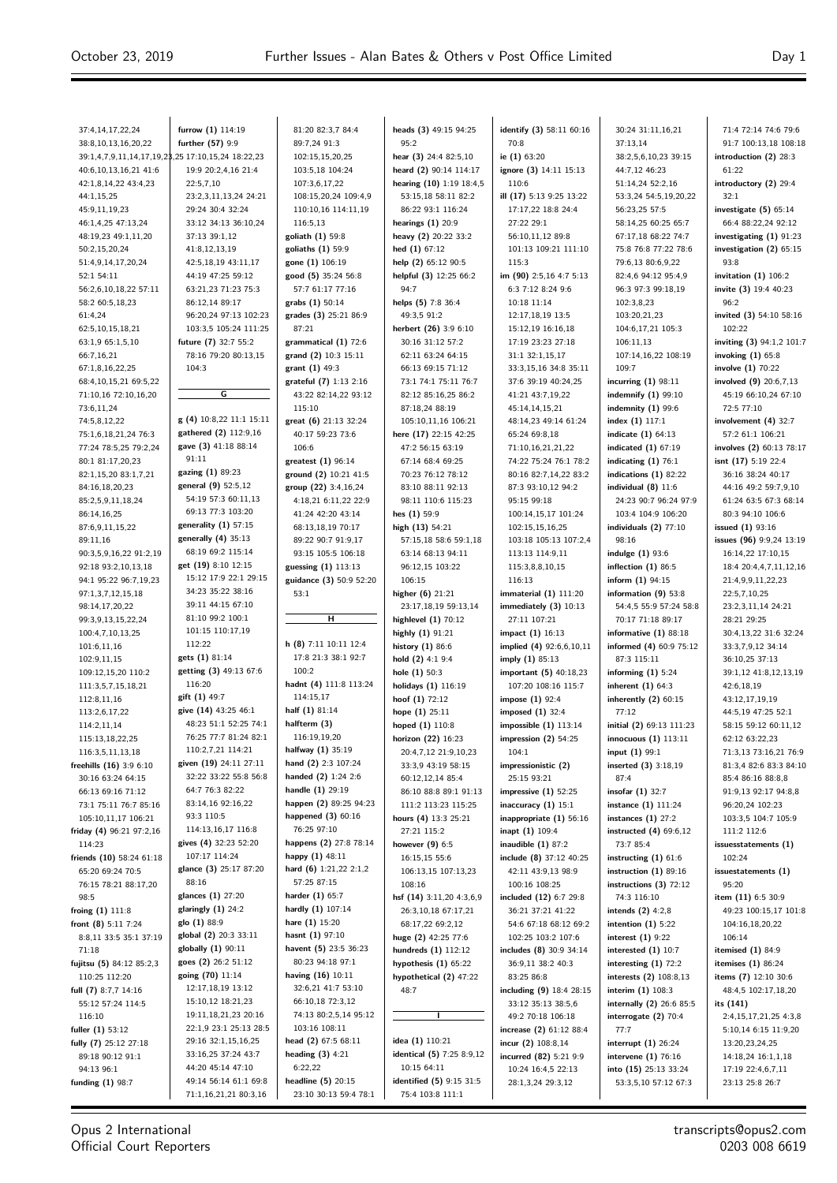37:4,14,17,22,24
38:8,10,13,16,20,22
39:1,4,7,9,11,14,17,19,23,25
40:6,10,13,16,21 41:6
42:1,8,14,22 43:4,23
44:1,15,25
45:9,11,19,23
46:1,4,25 47:13,24
48:19,23 49:1,11,20
50:2,15,20,24
51:4,9,14,17,20,24
52:1 54:11
56:2,6,10,18,22 57:11
58:2 60:5,18,23
61:4,24
62:5,10,15,18,21
63:1,9 65:1,5,10
66:7,16,21
67:1,8,16,22,25
68:4,10,15,21 69:5,22
71:10,16 72:10,16,20
73:6,11,24
74:5,8,12,22
75:1,6,18,21,24 76:3
77:24 78:5,25 79:2,24
80:1 81:17,20,23
82:1,15,20 83:1,7,21
84:16,18,20,23
85:2,5,9,11,18,24
86:14,16,25
87:6,9,11,15,22
89:11,16
90:3,5,9,16,22 91:2,19
92:18 93:2,10,13,18
94:1 95:22 96:7,19,23
97:1,3,7,12,15,18
98:14,17,20,22
99:3,9,13,15,22,24
100:4,7,10,13,25
101:6,11,16
102:9,11,15
109:12,15,20 110:2
111:3,5,7,15,18,21
112:8,11,16
113:2,6,17,22
114:2,11,14
115:13,18,22,25
116:3,5,11,13,18
**freehills (16)** 3:9 6:10
30:16 63:24 64:15
66:13 69:16 71:12
73:1 75:11 76:7 85:16
105:10,11,17 106:21
**friday (4)** 96:21 97:2,16
114:23
**friends (10)** 58:24 61:18
65:20 69:24 70:5
76:15 78:21 88:17,20
98:5
**froing (1)** 111:8
**front (8)** 5:11 7:24
8:8,11 33:5 35:1 37:19
71:18
**fujitsu (5)** 84:12 85:2,3
110:25 112:20
**full (7)** 8:7,7 14:16
55:12 57:24 114:5
116:10
**fuller (1)** 53:12
**fully (7)** 25:12 27:18
89:18 90:12 91:1
94:13 96:1
**funding (1)** 98:7
**furrow (1)** 114:19
**further (57)** 9:9
17:10,15,24 18:22,23
19:9 20:2,4,16 21:4
22:5,7,10
23:2,3,11,13,24 24:21
29:24 30:4 32:24
33:12 34:13 36:10,24
37:13 39:1,12
41:8,12,13,19
42:5,18,19 43:11,17
44:19 47:25 59:12
63:21,23 71:23 75:3
86:12,14 89:17
96:20,24 97:13 102:23
103:3,5 105:24 111:25
**future (7)** 32:7 55:2
78:16 79:20 80:13,15
104:3

**G**

**g (4)** 10:8,22 11:1 15:11
**gathered (2)** 112:9,16
**gave (3)** 41:18 88:14
91:11
**gazing (1)** 89:23
**general (9)** 52:5,12
54:19 57:3 60:11,13
69:13 77:3 103:20
**generality (1)** 57:15
**generally (4)** 35:13
68:19 69:2 115:14
**get (19)** 8:10 12:15
15:12 17:9 22:1 29:15
34:23 35:22 38:16
39:11 44:15 67:10
81:10 99:2 100:1
101:15 110:17,19
112:22
**gets (1)** 81:14
**getting (3)** 49:13 67:6
116:20
**gift (1)** 49:7
**give (14)** 43:25 46:1
48:23 51:1 52:25 74:1
76:25 77:7 81:24 82:1
110:2,7,21 114:21
**given (19)** 24:11 27:11
32:22 33:22 55:8 56:8
64:7 76:3 82:22
83:14,16 92:16,22
93:3 110:5
114:13,16,17 116:8
**gives (4)** 32:23 52:20
107:17 114:24
**glance (3)** 25:17 87:20
88:16
**glances (1)** 27:20
**glaringly (1)** 24:2
**glo (1)** 88:9
**global (2)** 20:3 33:11
**globally (1)** 90:11
**goes (2)** 26:2 51:12
**going (70)** 11:14
12:17,18,19 13:12
15:10,12 18:21,23
19:11,18,21,23 20:16
22:1,9 23:1 25:13 28:5
29:16 32:1,15,16,25
33:16,25 37:24 43:7
44:20 45:14 47:10
49:14 56:14 61:1 69:8
71:1,16,21,21 80:3,16
81:20 82:3,7 84:4
89:7,24 91:3
102:15,15,20,25
103:5,18 104:24
107:3,6,17,22
108:15,20,24 109:4,9
110:10,16 114:11,19
116:5,13
**goliath (1)** 59:8
**goliaths (1)** 59:9
**gone (1)** 106:19
**good (5)** 35:24 56:8
57:7 61:17 77:16
**grabs (1)** 50:14
**grades (3)** 25:21 86:9
87:21
**grammatical (1)** 72:6
**grand (2)** 10:3 15:11
**grant (1)** 49:3
**grateful (7)** 1:13 2:16
43:22 82:14,22 93:12
115:10
**great (6)** 21:13 32:24
40:17 59:23 73:6
106:6
**greatest (1)** 96:14
**ground (2)** 10:21 41:5
**group (22)** 3:4,16,24
4:18,21 6:11,22 22:9
41:24 42:20 43:14
68:13,18,19 70:17
89:22 90:7 91:9,17
93:15 105:5 106:18
**guessing (1)** 113:13
**guidance (3)** 50:9 52:20
53:1

**H**

**h (8)** 7:11 10:11 12:4
17:8 21:3 38:1 92:7
100:2
**hadnt (4)** 111:8 113:24
114:15,17
**half (1)** 81:14
**halfterm (3)**
116:19,19,20
**halfway (1)** 35:19
**hand (2)** 2:3 107:24
**handed (2)** 1:24 2:6
**handle (1)** 29:19
**happen (2)** 89:25 94:23
**happened (3)** 60:16
76:25 97:10
**happens (2)** 27:8 78:14
**happy (1)** 48:11
**hard (6)** 1:21,22 2:1,2
57:25 87:15
**harder (1)** 65:7
**hardly (1)** 107:14
**hare (1)** 15:20
**hasnt (1)** 97:10
**havent (5)** 23:5 36:23
80:23 94:18 97:1
**having (16)** 10:11
32:6,21 41:7 53:10
66:10,18 72:3,12
74:13 80:2,5,14 95:12
103:16 108:11
**head (2)** 67:5 68:11
**heading (3)** 4:21
6:22,22
**headline (5)** 20:15
23:10 30:13 59:4 78:1
**heads (3)** 49:15 94:25
95:2
**hear (3)** 24:4 82:5,10
**heard (2)** 90:14 114:17
**hearing (10)** 1:19 18:4,5
53:15,18 58:11 82:2
86:22 93:1 116:24
**hearings (1)** 20:9
**heavy (2)** 20:22 33:2
**hed (1)** 67:12
**help (2)** 65:12 90:5
**helpful (3)** 12:25 66:2
94:7
**helps (5)** 7:8 36:4
49:3,5 91:2
**herbert (26)** 3:9 6:10
30:16 31:12 57:2
62:11 63:24 64:15
66:13 69:15 71:12
73:1 74:1 75:11 76:7
82:12 85:16,25 86:2
87:18,24 88:19
105:10,11,16 106:21
**here (17)** 22:15 42:25
47:2 56:15 63:19
67:14 68:4 69:25
70:23 76:12 78:12
83:10 88:11 92:13
98:11 110:6 115:23
**hes (1)** 59:9
**high (13)** 54:21
57:15,18 58:6 59:1,18
63:14 68:13 94:11
96:12,15 103:22
106:15
**higher (6)** 21:21
23:17,18,19 59:13,14
**highlevel (1)** 70:12
**highly (1)** 91:21
**history (1)** 86:6
**hold (2)** 4:1 9:4
**hole (1)** 50:3
**holidays (1)** 116:19
**hoof (1)** 72:12
**hope (1)** 25:11
**hoped (1)** 110:8
**horizon (22)** 16:23
20:4,7,12 21:9,10,23
33:3,9 43:19 58:15
60:12,12,14 85:4
86:10 88:8 89:1 91:13
111:2 113:23 115:25
**hours (4)** 13:3 25:21
27:21 115:2
**however (9)** 6:5
16:15,15 55:6
106:13,15 107:13,23
108:16
**hsf (14)** 3:11,20 4:3,6,9
26:3,10,18 67:17,21
68:17,22 69:2,12
**huge (2)** 42:25 77:6
**hundreds (1)** 112:12
**hypothesis (1)** 65:22
**hypothetical (2)** 47:22
48:7

**I**

**idea (1)** 110:21
**identical (5)** 7:25 8:9,12
10:15 64:11
**identified (5)** 9:15 31:5
75:4 103:8 111:1
**identify (3)** 58:11 60:16
70:8
**ie (1)** 63:20
**ignore (3)** 14:11 15:13
110:6
**ill (17)** 5:13 9:25 13:22
17:17,22 18:8 24:4
27:22 29:1
56:10,11,12 89:8
101:13 109:21 111:10
115:3
**im (90)** 2:5,16 4:7 5:13
6:3 7:12 8:24 9:6
10:18 11:14
12:17,18,19 13:5
15:12,19 16:16,18
17:19 23:23 27:18
31:1 32:1,15,17
33:3,15,16 34:8 35:11
37:6 39:19 40:24,25
41:21 43:7,19,22
45:14,14,15,21
48:14,23 49:14 61:24
65:24 69:8,18
71:10,16,21,21,22
74:22 75:24 76:1 78:2
80:16 82:7,14,22 83:2
87:3 93:10,12 94:2
95:15 99:18
100:14,15,17 101:24
102:15,15,16,25
103:18 105:13 107:2,4
113:13 114:9,11
115:3,8,8,10,15
116:13
**immaterial (1)** 111:20
**immediately (3)** 10:13
27:11 107:21
**impact (1)** 16:13
**implied (4)** 92:6,6,10,11
**imply (1)** 85:13
**important (5)** 40:18,23
107:20 108:16 115:7
**impose (1)** 92:4
**imposed (1)** 32:4
**impossible (1)** 113:14
**impression (2)** 54:25
104:1
**impressionistic (2)**
25:15 93:21
**impressive (1)** 52:25
**inaccuracy (1)** 15:1
**inappropriate (1)** 56:16
**inapt (1)** 109:4
**inaudible (1)** 87:2
**include (8)** 37:12 40:25
42:11 43:9,13 98:9
100:16 108:25
**included (12)** 6:7 29:8
36:21 37:21 41:22
54:6 67:18 68:12 69:2
102:25 103:2 107:6
**includes (8)** 30:9 34:14
36:9,11 38:2 40:3
83:25 86:8
**including (9)** 18:4 28:15
33:12 35:13 38:5,6
49:2 70:18 106:18
**increase (2)** 61:12 88:4
**incur (2)** 108:8,14
**incurred (82)** 5:21 9:9
10:24 16:4,5 22:13
28:1,3,24 29:3,12
30:24 31:11,16,21
37:13,14
38:2,5,6,10,23 39:15
44:7,12 46:23
51:14,24 52:2,16
53:3,24 54:5,19,20,22
56:23,25 57:5
58:14,25 60:25 65:7
67:17,18 68:22 74:7
75:8 76:8 77:22 78:6
79:6,13 80:6,9,22
82:4,6 94:12 95:4,9
96:3 97:3 99:18,19
102:3,8,23
103:20,21,23
104:6,17,21 105:3
106:11,13
107:14,16,22 108:19
109:7
**incurring (1)** 98:11
**indemnify (1)** 99:10
**indemnity (1)** 99:6
**index (1)** 117:1
**indicate (1)** 64:13
**indicated (1)** 67:19
**indicating (1)** 76:1
**indications (1)** 82:22
**individual (8)** 11:6
24:23 90:7 96:24 97:9
103:4 104:9 106:20
**individuals (2)** 77:10
98:16
**indulge (1)** 93:6
**inflection (1)** 86:5
**inform (1)** 94:15
**information (9)** 53:8
54:4,5 55:9 57:24 58:8
70:17 71:18 89:17
**informative (1)** 88:18
**informed (4)** 60:9 75:12
87:3 115:11
**informing (1)** 5:24
**inherent (1)** 64:3
**inherently (2)** 60:15
77:12
**initial (2)** 69:13 111:23
**innocuous (1)** 113:11
**input (1)** 99:1
**inserted (3)** 3:18,19
87:4
**insofar (1)** 32:7
**instance (1)** 111:24
**instances (1)** 27:2
**instructed (4)** 69:6,12
73:7 85:4
**instructing (1)** 61:6
**instruction (1)** 89:16
**instructions (3)** 72:12
74:3 116:10
**intends (2)** 4:2,8
**intention (1)** 5:22
**interest (1)** 9:22
**interested (1)** 10:7
**interesting (1)** 72:2
**interests (2)** 108:8,13
**interim (1)** 108:3
**internally (2)** 26:6 85:5
**interrogate (2)** 70:4
77:7
**interrupt (1)** 26:24
**intervene (1)** 76:16
**into (15)** 25:13 33:24
53:3,5,10 57:12 67:3
71:4 72:14 74:6 79:6
91:7 100:13,18 108:18
**introduction (2)** 28:3
61:22
**introductory (2)** 29:4
32:1
**investigate (5)** 65:14
66:4 88:22,24 92:12
**investigating (1)** 91:23
**investigation (2)** 65:15
93:8
**invitation (1)** 106:2
**invite (3)** 19:4 40:23
96:2
**invited (3)** 54:10 58:16
102:22
**inviting (3)** 94:1,2 101:7
**invoking (1)** 65:8
**involve (1)** 70:22
**involved (9)** 20:6,7,13
45:19 66:10,24 67:10
72:5 77:10
**involvement (4)** 32:7
57:2 61:1 106:21
**involves (2)** 60:13 78:17
**isnt (17)** 5:19 22:4
36:16 38:24 40:17
44:16 49:2 59:7,9,10
61:24 63:5 67:3 68:14
80:3 94:10 106:6
**issued (1)** 93:16
**issues (96)** 9:9,24 13:19
16:14,22 17:10,15
18:4 20:4,4,7,11,12,16
21:4,9,9,11,22,23
22:5,7,10,25
23:2,3,11,14 24:21
28:21 29:25
30:4,13,22 31:6 32:24
33:3,7,9,12 34:14
36:10,25 37:13
39:1,12 41:8,12,13,19
42:6,18,19
43:12,17,19,19
44:5,19 47:25 52:1
58:15 59:12 60:11,12
62:12 63:22,23
71:3,13 73:16,21 76:9
81:3,4 82:6 83:3 84:10
85:4 86:16 88:8,8
91:9,13 92:17 94:8,8
96:20,24 102:23
103:3,5 104:7 105:9
111:2 112:6
**issuesstatements (1)**
102:24
**issuestatements (1)**
95:20
**item (11)** 6:5 30:9
49:23 100:15,17 101:8
104:16,18,20,22
106:14
**itemised (1)** 84:9
**itemises (1)** 86:24
**items (7)** 12:10 30:6
48:4,5 102:17,18,20
**its (141)**
2:4,15,17,21,25 4:3,8
5:10,14 6:15 11:9,20
13:20,23,24,25
14:18,24 16:1,1,18
17:19 22:4,6,7,11
23:13 25:8 26:7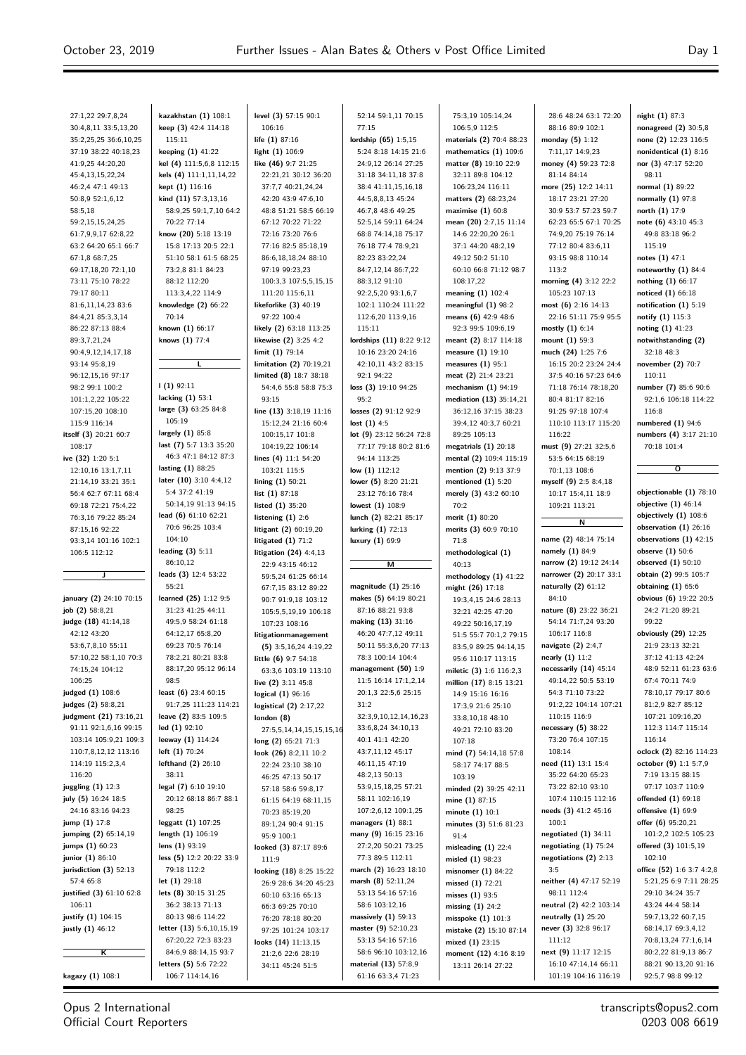27:1,22 29:7,8,24
30:4,8,11 33:5,13,20
35:2,25,25 36:6,10,25
37:19 38:22 40:18,23
41:9,25 44:20,20
45:4,13,15,22,24
46:2,4 47:1 49:13
50:8,9 52:1,6,12
58:5,18
59:2,15,15,24,25
61:7,9,9,17 62:8,22
63:2 64:20 65:1 66:7
67:1,8 68:7,25
69:17,18,20 72:1,10
73:11 75:10 78:22
79:17 80:11
81:6,11,14,23 83:6
84:4,21 85:3,3,14
86:22 87:13 88:4
89:3,7,21,24
90:4,9,12,14,17,18
93:14 95:8,19
96:12,15,16 97:17
98:2 99:1 100:2
101:1,2,22 105:22
107:15,20 108:10
115:9 116:14
**itself (3)** 20:21 60:7
108:17
**ive (32)** 1:20 5:1
12:10,16 13:1,7,11
21:14,19 33:21 35:1
56:4 62:7 67:11 68:4
69:18 72:21 75:4,22
76:3,16 79:22 85:24
87:15,16 92:22
93:3,14 101:16 102:1
106:5 112:12

**J**

**january (2)** 24:10 70:15
**job (2)** 58:8,21
**judge (18)** 41:14,18
42:12 43:20
53:6,7,8,10 55:11
57:10,22 58:1,10 70:3
74:15,24 104:12
106:25
**judged (1)** 108:6
**judges (2)** 58:8,21
**judgment (21)** 73:16,21
91:11 92:1,6,16 99:15
103:14 105:9,21 109:3
110:7,8,12,12 113:16
114:19 115:2,3,4
116:20
**juggling (1)** 12:3
**july (5)** 16:24 18:5
24:16 83:16 94:23
**jump (1)** 17:8
**jumping (2)** 65:14,19
**jumps (1)** 60:23
**junior (1)** 86:10
**jurisdiction (3)** 52:13
57:4 65:8
**justified (3)** 61:10 62:8
106:11
**justify (1)** 104:15
**justly (1)** 46:12

**K**

**kagazy (1)** 108:1
**kazakhstan (1)** 108:1
**keep (3)** 42:4 114:18
115:11
**keeping (1)** 41:22
**kel (4)** 111:5,6,8 112:15
**kels (4)** 111:1,11,14,22
**kept (1)** 116:16
**kind (11)** 57:3,13,16
58:9,25 59:1,7,10 64:2
70:22 77:14
**know (20)** 5:18 13:19
15:8 17:13 20:5 22:1
51:10 58:1 61:5 68:25
73:2,8 81:1 84:23
88:12 112:20
113:3,4,22 114:9
**knowledge (2)** 66:22
70:14
**known (1)** 66:17
**knows (1)** 77:4

**L**

**l (1)** 92:11
**lacking (1)** 53:1
**large (3)** 63:25 84:8
105:19
**largely (1)** 85:8
**last (7)** 5:7 13:3 35:20
46:3 47:1 84:12 87:3
**lasting (1)** 88:25
**later (10)** 3:10 4:4,12
5:4 37:2 41:19
50:14,19 91:13 94:15
**lead (6)** 61:10 62:21
70:6 96:25 103:4
104:10
**leading (3)** 5:11
86:10,12
**leads (3)** 12:4 53:22
55:21
**learned (25)** 1:12 9:5
31:23 41:25 44:11
49:5,9 58:24 61:18
64:12,17 65:8,20
69:23 70:5 76:14
78:2,21 80:21 83:8
88:17,20 95:12 96:14
98:5
**least (6)** 23:4 60:15
91:7,25 111:23 114:21
**leave (2)** 83:5 109:5
**led (1)** 92:10
**leeway (1)** 114:24
**left (1)** 70:24
**lefthand (2)** 26:10
38:11
**legal (7)** 6:10 19:10
20:12 68:18 86:7 88:1
98:25
**leggatt (1)** 107:25
**length (1)** 106:19
**lens (1)** 93:19
**less (5)** 12:2 20:22 33:9
79:18 112:2
**let (1)** 29:18
**lets (8)** 30:15 31:25
36:2 38:13 71:13
80:13 98:6 114:22
**letter (13)** 5:6,10,15,19
67:20,22 72:3 83:23
84:6,9 88:14,15 93:7
**letters (5)** 5:6 72:22
106:7 114:14,16
**level (3)** 57:15 90:1
106:16
**life (1)** 87:16
**light (1)** 106:9
**like (46)** 9:7 21:25
22:21,21 30:12 36:20
37:7,7 40:21,24,24
42:20 43:9 47:6,10
48:8 51:21 58:5 66:19
67:12 70:22 71:22
72:16 73:20 76:6
77:16 82:5 85:18,19
86:6,18,18,24 88:10
97:19 99:23,23
100:3,3 107:5,5,15,15
111:20 115:6,11
**likeforlike (3)** 40:19
97:22 100:4
**likely (2)** 63:18 113:25
**likewise (2)** 3:25 4:2
**limit (1)** 79:14
**limitation (2)** 70:19,21
**limited (8)** 18:7 38:18
54:4,6 55:8 58:8 75:3
93:15
**line (13)** 3:18,19 11:16
15:12,24 21:16 60:4
100:15,17 101:8
104:19,22 106:14
**lines (4)** 11:1 54:20
103:21 115:5
**lining (1)** 50:21
**list (1)** 87:18
**listed (1)** 35:20
**listening (1)** 2:6
**litigant (2)** 60:19,20
**litigated (1)** 71:2
**litigation (24)** 4:4,13
22:9 43:15 46:12
59:5,24 61:25 66:14
67:7,15 83:12 89:22
90:7 91:9,18 103:12
105:5,5,19,19 106:18
107:23 108:16
**litigationmanagement**
**(5)** 3:5,16,24 4:19,22
**little (6)** 9:7 54:18
63:3,6 103:19 113:10
**live (2)** 3:11 45:8
**logical (1)** 96:16
**logistical (2)** 2:17,22
**london (8)**
27:5,5,14,14,15,15,15,16
**long (2)** 65:21 71:3
**look (26)** 8:2,11 10:2
22:24 23:10 38:10
46:25 47:13 50:17
57:18 58:6 59:8,17
61:15 64:19 68:11,15
70:23 85:19,20
89:1,24 90:4 91:15
95:9 100:1
**looked (3)** 87:17 89:6
111:9
**looking (18)** 8:25 15:22
26:9 28:6 34:20 45:23
60:10 63:16 65:13
66:3 69:25 70:10
76:20 78:18 80:20
97:25 101:24 103:17
**looks (14)** 11:13,15
21:2,6 22:6 28:19
34:11 45:24 51:5
52:14 59:1,11 70:15
77:15
**lordship (65)** 1:5,15
5:24 8:18 14:15 21:6
24:9,12 26:14 27:25
31:18 34:11,18 37:8
38:4 41:11,15,16,18
44:5,8,8,13 45:24
46:7,8 48:6 49:25
52:5,14 59:11 64:24
68:8 74:14,18 75:17
76:18 77:4 78:9,21
82:23 83:22,24
84:7,12,14 86:7,22
88:3,12 91:10
92:2,5,20 93:1,6,7
102:1 110:24 111:22
112:6,20 113:9,16
115:11
**lordships (11)** 8:22 9:12
10:16 23:20 24:16
42:10,11 43:2 83:15
92:1 94:22
**loss (3)** 19:10 94:25
95:2
**losses (2)** 91:12 92:9
**lost (1)** 4:5
**lot (9)** 23:12 56:24 72:8
77:17 79:18 80:2 81:6
94:14 113:25
**low (1)** 112:12
**lower (5)** 8:20 21:21
23:12 76:16 78:4
**lowest (1)** 108:9
**lunch (2)** 82:21 85:17
**lurking (1)** 72:13
**luxury (1)** 69:9

**M**

**magnitude (1)** 25:16
**makes (5)** 64:19 80:21
87:16 88:21 93:8
**making (13)** 31:16
46:20 47:7,12 49:11
50:11 55:3,6,20 77:13
78:3 100:14 104:4
**management (50)** 1:9
11:5 16:14 17:1,2,14
20:1,3 22:5,6 25:15
31:2
32:3,9,10,12,14,16,23
33:6,8,24 34:10,13
40:1 41:1 42:20
43:7,11,12 45:17
46:11,15 47:19
48:2,13 50:13
53:9,15,18,25 57:21
58:11 102:16,19
107:2,6,12 109:1,25
**managers (1)** 88:1
**many (9)** 16:15 23:16
27:2,20 50:21 73:25
77:3 89:5 112:11
**march (2)** 16:23 18:10
**marsh (8)** 52:11,24
53:13 54:16 57:16
58:6 103:12,16
**massively (1)** 59:13
**master (9)** 52:10,23
53:13 54:16 57:16
58:6 96:10 103:12,16
**material (13)** 57:8,9
61:16 63:3,4 71:23
75:3,19 105:14,24
106:5,9 112:5
**materials (2)** 70:4 88:23
**mathematics (1)** 109:6
**matter (8)** 19:10 22:9
32:11 89:8 104:12
106:23,24 116:11
**matters (2)** 68:23,24
**maximise (1)** 60:8
**mean (20)** 2:7,15 11:14
14:6 22:20,20 26:1
37:1 44:20 48:2,19
49:12 50:2 51:10
60:10 66:8 71:12 98:7
108:17,22
**meaning (1)** 102:4
**meaningful (1)** 98:2
**means (6)** 42:9 48:6
92:3 99:5 109:6,19
**meant (2)** 8:17 114:18
**measure (1)** 19:10
**measures (1)** 95:1
**meat (2)** 21:4 23:21
**mechanism (1)** 94:19
**mediation (13)** 35:14,21
36:12,16 37:15 38:23
39:4,12 40:3,7 60:21
89:25 105:13
**megatrials (1)** 20:18
**mental (2)** 109:4 115:19
**mention (2)** 9:13 37:9
**mentioned (1)** 5:20
**merely (3)** 43:2 60:10
70:2
**merit (1)** 80:20
**merits (3)** 60:9 70:10
71:8
**methodological (1)**
40:13
**methodology (1)** 41:22
**might (26)** 17:18
19:3,4,15 24:6 28:13
32:21 42:25 47:20
49:22 50:16,17,19
51:5 55:7 70:1,2 79:15
83:5,9 89:25 94:14,15
95:6 110:17 113:15
**miletic (3)** 1:6 116:2,3
**million (17)** 8:15 13:21
14:9 15:16 16:16
17:3,9 21:6 25:10
33:8,10,18 48:10
49:21 72:10 83:20
107:18
**mind (7)** 54:14,18 57:8
58:17 74:17 88:5
103:19
**minded (2)** 39:25 42:11
**mine (1)** 87:15
**minute (1)** 10:1
**minutes (3)** 51:6 81:23
91:4
**misleading (1)** 22:4
**misled (1)** 98:23
**misnomer (1)** 84:22
**missed (1)** 72:21
**misses (1)** 93:5
**missing (1)** 24:2
**misspoke (1)** 101:3
**mistake (2)** 15:10 87:14
**mixed (1)** 23:15
**moment (12)** 4:16 8:19
13:11 26:14 27:22
28:6 48:24 63:1 72:20
88:16 89:9 102:1
**monday (5)** 1:12
7:11,17 14:9,23
**money (4)** 59:23 72:8
81:14 84:14
**more (25)** 12:2 14:11
18:17 23:21 27:20
30:9 53:7 57:23 59:7
62:23 65:5 67:1 70:25
74:9,20 75:19 76:14
77:12 80:4 83:6,11
93:15 98:8 110:14
113:2
**morning (4)** 3:12 22:2
105:23 107:13
**most (6)** 2:16 14:13
22:16 51:11 75:9 95:5
**mostly (1)** 6:14
**mount (1)** 59:3
**much (24)** 1:25 7:6
16:15 20:2 23:24 24:4
37:5 40:16 57:23 64:6
71:18 76:14 78:18,20
80:4 81:17 82:16
91:25 97:18 107:4
110:10 113:17 115:20
116:22
**must (9)** 27:21 32:5,6
53:5 64:15 68:19
70:1,13 108:6
**myself (9)** 2:5 8:4,18
10:17 15:4,11 18:9
109:21 113:21

**N**

**name (2)** 48:14 75:14
**namely (1)** 84:9
**narrow (2)** 19:12 24:14
**narrower (2)** 20:17 33:1
**naturally (2)** 61:12
84:10
**nature (8)** 23:22 36:21
54:14 71:7,24 93:20
106:17 116:8
**navigate (2)** 2:4,7
**nearly (1)** 11:2
**necessarily (14)** 45:14
49:14,22 50:5 53:19
54:3 71:10 73:22
91:2,22 104:14 107:21
110:15 116:9
**necessary (5)** 38:22
73:20 76:4 107:15
108:14
**need (11)** 13:1 15:4
35:22 64:20 65:23
73:22 82:10 93:10
107:4 110:15 112:16
**needs (3)** 41:2 45:16
100:1
**negotiated (1)** 34:11
**negotiating (1)** 75:24
**negotiations (2)** 2:13
3:5
**neither (4)** 47:17 52:19
98:11 112:4
**neutral (2)** 42:2 103:14
**neutrally (1)** 25:20
**never (3)** 32:8 96:17
111:12
**next (9)** 11:17 12:15
16:10 47:14,14 66:11
101:19 104:16 116:19
**night (1)** 87:3
**nonagreed (2)** 30:5,8
**none (2)** 12:23 116:5
**nonidentical (1)** 8:16
**nor (3)** 47:17 52:20
98:11
**normal (1)** 89:22
**normally (1)** 97:8
**north (1)** 17:9
**note (6)** 43:10 45:3
49:8 83:18 96:2
115:19
**notes (1)** 47:1
**noteworthy (1)** 84:4
**nothing (1)** 66:17
**noticed (1)** 66:18
**notification (1)** 5:19
**notify (1)** 115:3
**noting (1)** 41:23
**notwithstanding (2)**
32:18 48:3
**november (2)** 70:7
110:11
**number (7)** 85:6 90:6
92:1,6 106:18 114:22
116:8
**numbered (1)** 94:6
**numbers (4)** 3:17 21:10
70:18 101:4

**O**

**objectionable (1)** 78:10
**objective (1)** 46:14
**objectively (1)** 108:6
**observation (1)** 26:16
**observations (1)** 42:15
**observe (1)** 50:6
**observed (1)** 50:10
**obtain (2)** 99:5 105:7
**obtaining (1)** 65:6
**obvious (6)** 19:22 20:5
24:2 71:20 89:21
99:22
**obviously (29)** 12:25
21:9 23:13 32:21
37:12 41:13 42:24
48:9 52:11 61:23 63:6
67:4 70:11 74:9
78:10,17 79:17 80:6
81:2,9 82:7 85:12
107:21 109:16,20
112:3 114:7 115:14
116:14
**oclock (2)** 82:16 114:23
**october (9)** 1:1 5:7,9
7:19 13:15 88:15
97:17 103:7 110:9
**offended (1)** 69:18
**offensive (1)** 69:9
**offer (6)** 95:20,21
101:2,2 102:5 105:23
**offered (3)** 101:5,19
102:10
**office (52)** 1:6 3:7 4:2,8
5:21,25 6:9 7:11 28:25
29:10 34:24 35:7
43:24 44:4 58:14
59:7,13,22 60:7,15
68:14,17 69:3,4,12
70:8,13,24 77:1,6,14
80:2,22 81:9,13 86:7
88:21 90:13,20 91:16
92:5,7 98:8 99:12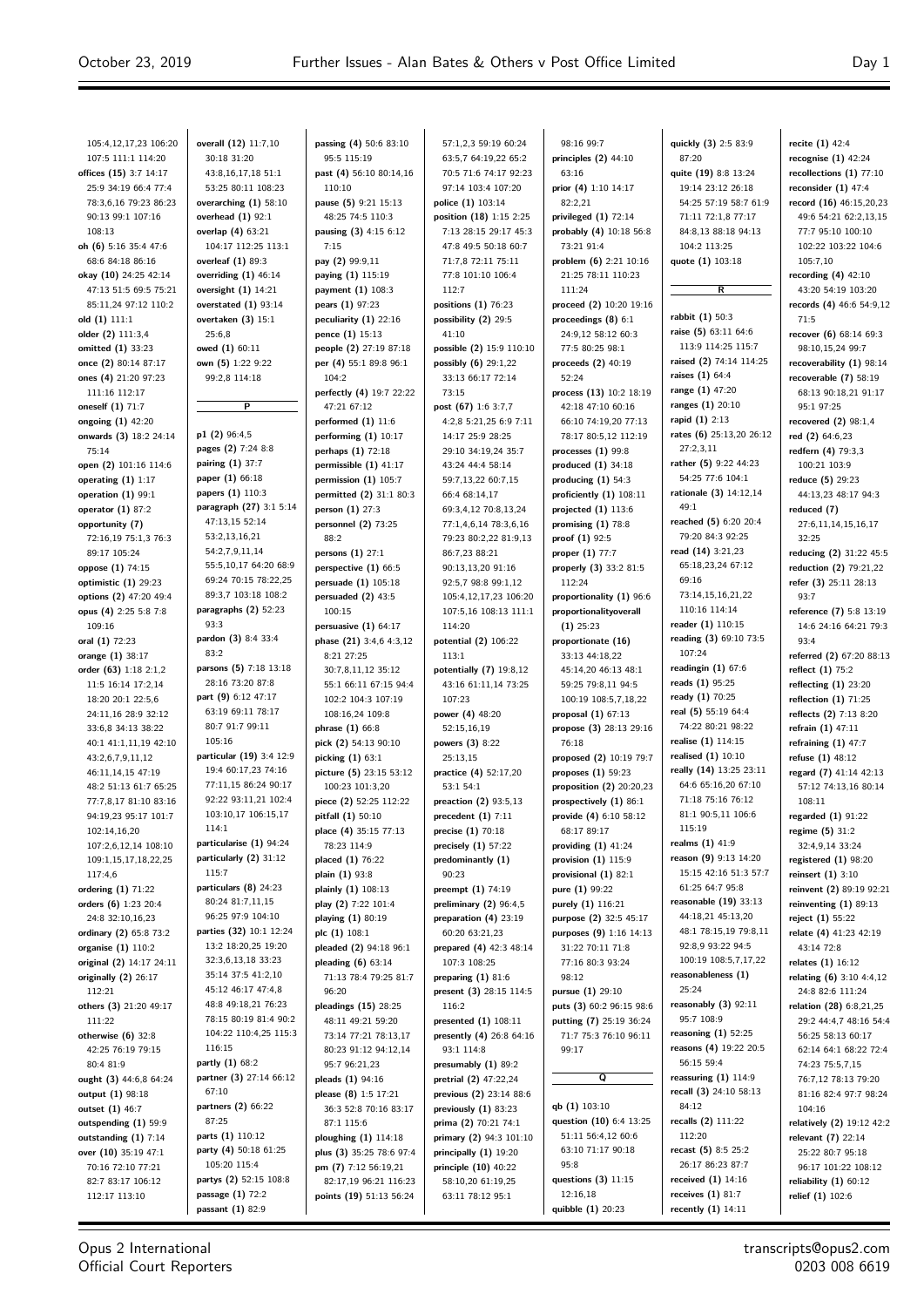105:4,12,17,23 106:20
107:5 111:1 114:20
**offices (15)** 3:7 14:17
25:9 34:19 66:4 77:4
78:3,6,16 79:23 86:23
90:13 99:1 107:16
108:13
**oh (6)** 5:16 35:4 47:6
68:6 84:18 86:16
**okay (10)** 24:25 42:14
47:13 51:5 69:5 75:21
85:11,24 97:12 110:2
**old (1)** 111:1
**older (2)** 111:3,4
**omitted (1)** 33:23
**once (2)** 80:14 87:17
**ones (4)** 21:20 97:23
111:16 112:17
**oneself (1)** 71:7
**ongoing (1)** 42:20
**onwards (3)** 18:2 24:14
75:14
**open (2)** 101:16 114:6
**operating (1)** 1:17
**operation (1)** 99:1
**operator (1)** 87:2
**opportunity (7)**
72:16,19 75:1,3 76:3
89:17 105:24
**oppose (1)** 74:15
**optimistic (1)** 29:23
**options (2)** 47:20 49:4
**opus (4)** 2:25 5:8 7:8
109:16
**oral (1)** 72:23
**orange (1)** 38:17
**order (63)** 1:18 2:1,2
11:5 16:14 17:2,14
18:20 20:1 22:5,6
24:11,16 28:9 32:12
33:6,8 34:13 38:22
40:1 41:1,11,19 42:10
43:2,6,7,9,11,12
46:11,14,15 47:19
48:2 51:13 61:7 65:25
77:7,8,17 81:10 83:16
94:19,23 95:17 101:7
102:14,16,20
107:2,6,12,14 108:10
109:1,15,17,18,22,25
117:4,6
**ordering (1)** 71:22
**orders (6)** 1:23 20:4
24:8 32:10,16,23
**ordinary (2)** 65:8 73:2
**organise (1)** 110:2
**original (2)** 14:17 24:11
**originally (2)** 26:17
112:21
**others (3)** 21:20 49:17
111:22
**otherwise (6)** 32:8
42:25 76:19 79:15
80:4 81:9
**ought (3)** 44:6,8 64:24
**output (1)** 98:18
**outset (1)** 46:7
**outspending (1)** 59:9
**outstanding (1)** 7:14
**over (10)** 35:19 47:1
70:16 72:10 77:21
82:7 83:17 106:12
112:17 113:10
**overall (12)** 11:7,10
30:18 31:20
43:8,16,17,18 51:1
53:25 80:11 108:23
**overarching (1)** 58:10
**overhead (1)** 92:1
**overlap (4)** 63:21
104:17 112:25 113:1
**overleaf (1)** 89:3
**overriding (1)** 46:14
**oversight (1)** 14:21
**overstated (1)** 93:14
**overtaken (3)** 15:1
25:6,8
**owed (1)** 60:11
**own (5)** 1:22 9:22
99:2,8 114:18

## P

**p1 (2)** 96:4,5
**pages (2)** 7:24 8:8
**pairing (1)** 37:7
**paper (1)** 66:18
**papers (1)** 110:3
**paragraph (27)** 3:1 5:14
47:13,15 52:14
53:2,13,16,21
54:2,7,9,11,14
55:5,10,17 64:20 68:9
69:24 70:15 78:22,25
89:3,7 103:18 108:2
**paragraphs (2)** 52:23
93:3
**pardon (3)** 8:4 33:4
83:2
**parsons (5)** 7:18 13:18
28:16 73:20 87:8
**part (9)** 6:12 47:17
63:19 69:11 78:17
80:7 91:7 99:11
105:16
**particular (19)** 3:4 12:9
19:4 60:17,23 74:16
77:11,15 86:24 90:17
92:22 93:11,21 102:4
103:10,17 106:15,17
114:1
**particularise (1)** 94:24
**particularly (2)** 31:12
115:7
**particulars (8)** 24:23
80:24 81:7,11,15
96:25 97:9 104:10
**parties (32)** 10:1 12:24
13:2 18:20,25 19:20
32:3,6,13,18 33:23
35:14 37:5 41:2,10
45:12 46:17 47:4,8
48:8 49:18,21 76:23
78:15 80:19 81:4 90:2
104:22 110:4,25 115:3
116:15
**partly (1)** 68:2
**partner (3)** 27:14 66:12
67:10
**partners (2)** 66:22
87:25
**parts (1)** 110:12
**party (4)** 50:18 61:25
105:20 115:4
**partys (2)** 52:15 108:8
**passage (1)** 72:2
**passant (1)** 82:9
**passing (4)** 50:6 83:10
95:5 115:19
**past (4)** 56:10 80:14,16
110:10
**pause (5)** 9:21 15:13
48:25 74:5 110:3
**pausing (3)** 4:15 6:12
7:15
**pay (2)** 99:9,11
**paying (1)** 115:19
**payment (1)** 108:3
**pears (1)** 97:23
**peculiarity (1)** 22:16
**pence (1)** 15:13
**people (2)** 27:19 87:18
**per (4)** 55:1 89:8 96:1
104:2
**perfectly (4)** 19:7 22:22
47:21 67:12
**performed (1)** 11:6
**performing (1)** 10:17
**perhaps (1)** 72:18
**permissible (1)** 41:17
**permission (1)** 105:7
**permitted (2)** 31:1 80:3
**person (1)** 27:3
**personnel (2)** 73:25
88:2
**persons (1)** 27:1
**perspective (1)** 66:5
**persuade (1)** 105:18
**persuaded (2)** 43:5
100:15
**persuasive (1)** 64:17
**phase (21)** 3:4,6 4:3,12
8:21 27:25
30:7,8,11,12 35:12
55:1 66:11 67:15 94:4
102:2 104:3 107:19
108:16,24 109:8
**phrase (1)** 66:8
**pick (2)** 54:13 90:10
**picking (1)** 63:1
**picture (5)** 23:15 53:12
100:23 101:3,20
**piece (2)** 52:25 112:22
**pitfall (1)** 50:10
**place (4)** 35:15 77:13
78:23 114:9
**placed (1)** 76:22
**plain (1)** 93:8
**plainly (1)** 108:13
**play (2)** 7:22 101:4
**playing (1)** 80:19
**plc (1)** 108:1
**pleaded (2)** 94:18 96:1
**pleading (6)** 63:14
71:13 78:4 79:25 81:7
96:20
**pleadings (15)** 28:25
48:11 49:21 59:20
73:14 77:21 78:13,17
80:23 91:12 94:12,14
95:7 96:21,23
**pleads (1)** 94:16
**please (8)** 1:5 17:21
36:3 52:8 70:16 83:17
87:1 115:6
**ploughing (1)** 114:18
**plus (3)** 35:25 78:6 97:4
**pm (7)** 7:12 56:19,21
82:17,19 96:21 116:23
**points (19)** 51:13 56:24
57:1,2,3 59:19 60:24
63:5,7 64:19,22 65:2
70:5 71:6 74:17 92:23
97:14 103:4 107:20
**police (1)** 103:14
**position (18)** 1:15 2:25
7:13 28:15 29:17 45:3
47:8 49:5 50:18 60:7
71:7,8 72:11 75:11
77:8 101:10 106:4
112:7
**positions (1)** 76:23
**possibility (2)** 29:5
41:10
**possible (2)** 15:9 110:10
**possibly (6)** 29:1,22
33:13 66:17 72:14
73:15
**post (67)** 1:6 3:7,7
4:2,8 5:21,25 6:9 7:11
14:17 25:9 28:25
29:10 34:19,24 35:7
43:24 44:4 58:14
59:7,13,22 60:7,15
66:4 68:14,17
69:3,4,12 70:8,13,24
77:1,4,6,14 78:3,6,16
79:23 80:2,22 81:9,13
86:7,23 88:21
90:13,13,20 91:16
92:5,7 98:8 99:1,12
105:4,12,17,23 106:20
107:5,16 108:13 111:1
114:20
**potential (2)** 106:22
113:1
**potentially (7)** 19:8,12
43:16 61:11,14 73:25
107:23
**power (4)** 48:20
52:15,16,19
**powers (3)** 8:22
25:13,15
**practice (4)** 52:17,20
53:1 54:1
**preaction (2)** 93:5,13
**precedent (1)** 7:11
**precise (1)** 70:18
**precisely (1)** 57:22
**predominantly (1)**
90:23
**preempt (1)** 74:19
**preliminary (2)** 96:4,5
**preparation (4)** 23:19
60:20 63:21,23
**prepared (4)** 42:3 48:14
107:3 108:25
**preparing (1)** 81:6
**present (3)** 28:15 114:5
116:2
**presented (1)** 108:11
**presently (4)** 26:8 64:16
93:1 114:8
**presumably (1)** 89:2
**pretrial (2)** 47:22,24
**previous (2)** 23:14 88:6
**previously (1)** 83:23
**prima (2)** 70:21 74:1
**primary (2)** 94:3 101:10
**principally (1)** 19:20
**principle (10)** 40:22
58:10,20 61:19,25
63:11 78:12 95:1
98:16 99:7
**principles (2)** 44:10
63:16
**prior (4)** 1:10 14:17
82:2,21
**privileged (1)** 72:14
**probably (4)** 10:18 56:8
73:21 91:4
**problem (6)** 2:21 10:16
21:25 78:11 110:23
111:24
**proceed (2)** 10:20 19:16
**proceedings (8)** 6:1
24:9,12 58:12 60:3
77:5 80:25 98:1
**proceeds (2)** 40:19
52:24
**process (13)** 10:2 18:19
42:18 47:10 60:16
66:10 74:19,20 77:13
78:17 80:5,12 112:19
**processes (1)** 99:8
**produced (1)** 34:18
**producing (1)** 54:3
**proficiently (1)** 108:11
**projected (1)** 113:6
**promising (1)** 78:8
**proof (1)** 92:5
**proper (1)** 77:7
**properly (3)** 33:2 81:5
112:24
**proportionality (1)** 96:6
**proportionalityoverall (1)** 25:23
**proportionate (16)**
33:13 44:18,22
45:14,20 46:13 48:1
59:25 79:8,11 94:5
100:19 108:5,7,18,22
**proposal (1)** 67:13
**propose (3)** 28:13 29:16
76:18
**proposed (2)** 10:19 79:7
**proposes (1)** 59:23
**proposition (2)** 20:20,23
**prospectively (1)** 86:1
**provide (4)** 6:10 58:12
68:17 89:17
**providing (1)** 41:24
**provision (1)** 115:9
**provisional (1)** 82:1
**pure (1)** 99:22
**purely (1)** 116:21
**purpose (2)** 32:5 45:17
**purposes (9)** 1:16 14:13
31:22 70:11 71:8
77:16 80:3 93:24
98:12
**pursue (1)** 29:10
**puts (3)** 60:2 96:15 98:6
**putting (7)** 25:19 36:24
71:7 75:3 76:10 96:11
99:17

## Q

**qb (1)** 103:10
**question (10)** 6:4 13:25
51:11 56:4,12 60:6
63:10 71:17 90:18
95:8
**questions (3)** 11:15
12:16,18
**quibble (1)** 20:23
**quickly (3)** 2:5 83:9
87:20
**quite (19)** 8:8 13:24
19:14 23:12 26:18
54:25 57:19 58:7 61:9
71:11 72:1,8 77:17
84:8,13 88:18 94:13
104:2 113:25
**quote (1)** 103:18

## R

**rabbit (1)** 50:3
**raise (5)** 63:11 64:6
113:9 114:25 115:7
**raised (2)** 74:14 114:25
**raises (1)** 64:4
**range (1)** 47:20
**ranges (1)** 20:10
**rapid (1)** 2:13
**rates (6)** 25:13,20 26:12
27:2,3,11
**rather (5)** 9:22 44:23
54:25 77:6 104:1
**rationale (3)** 14:12,14
49:1
**reached (5)** 6:20 20:4
79:20 84:3 92:25
**read (14)** 3:21,23
65:18,23,24 67:12
69:16
73:14,15,16,21,22
110:16 114:14
**reader (1)** 110:15
**reading (3)** 69:10 73:5
107:24
**readingin (1)** 67:6
**reads (1)** 95:25
**ready (1)** 70:25
**real (5)** 55:19 64:4
74:22 80:21 98:22
**realise (1)** 114:15
**realised (1)** 10:10
**really (14)** 13:25 23:11
64:6 65:16,20 67:10
71:18 75:16 76:12
81:1 90:5,11 106:6
115:19
**realms (1)** 41:9
**reason (9)** 9:13 14:20
15:15 42:16 51:3 57:7
61:25 64:7 95:8
**reasonable (19)** 33:13
44:18,21 45:13,20
48:1 78:15,19 79:8,11
92:8,9 93:22 94:5
100:19 108:5,7,17,22
**reasonableness (1)**
25:24
**reasonably (3)** 92:11
95:7 108:9
**reasoning (1)** 52:25
**reasons (4)** 19:22 20:5
56:15 59:4
**reassuring (1)** 114:9
**recall (3)** 24:10 58:13
84:12
**recalls (2)** 111:22
112:20
**recast (5)** 8:5 25:2
26:17 86:23 87:7
**received (1)** 14:16
**receives (1)** 81:7
**recently (1)** 14:11
**recite (1)** 42:4
**recognise (1)** 42:24
**recollections (1)** 77:10
**reconsider (1)** 47:4
**record (16)** 46:15,20,23
49:6 54:21 62:2,13,15
77:7 95:10 100:10
102:22 103:22 104:6
105:7,10
**recording (4)** 42:10
43:20 54:19 103:20
**records (4)** 46:6 54:9,12
71:5
**recover (6)** 68:14 69:3
98:10,15,24 99:7
**recoverability (1)** 98:14
**recoverable (7)** 58:19
68:13 90:18,21 91:17
95:1 97:25
**recovered (2)** 98:1,4
**red (2)** 64:6,23
**redfern (4)** 79:3,3
100:21 103:9
**reduce (5)** 29:23
44:13,23 48:17 94:3
**reduced (7)**
27:6,11,14,15,16,17
32:25
**reducing (2)** 31:22 45:5
**reduction (2)** 79:21,22
**refer (3)** 25:11 28:13
93:7
**reference (7)** 5:8 13:19
14:6 24:16 64:21 79:3
93:4
**referred (2)** 67:20 88:13
**reflect (1)** 75:2
**reflecting (1)** 23:20
**reflection (1)** 71:25
**reflects (2)** 7:13 8:20
**refrain (1)** 47:11
**refraining (1)** 47:7
**refuse (1)** 48:12
**regard (7)** 41:14 42:13
57:12 74:13,16 80:14
108:11
**regarded (1)** 91:22
**regime (5)** 31:2
32:4,9,14 33:24
**registered (1)** 98:20
**reinsert (1)** 3:10
**reinvent (2)** 89:19 92:21
**reinventing (1)** 89:13
**reject (1)** 55:22
**relate (4)** 41:23 42:19
43:14 72:8
**relates (1)** 16:12
**relating (6)** 3:10 4:4,12
24:8 82:6 111:24
**relation (28)** 6:8,21,25
29:2 44:4,7 48:16 54:4
56:25 58:13 60:17
62:14 64:1 68:22 72:4
74:23 75:5,7,15
76:7,12 78:13 79:20
81:16 82:4 97:7 98:24
104:16
**relatively (2)** 19:12 42:2
**relevant (7)** 22:14
25:22 80:7 95:18
96:17 101:22 108:12
**reliability (1)** 60:12
**relief (1)** 102:6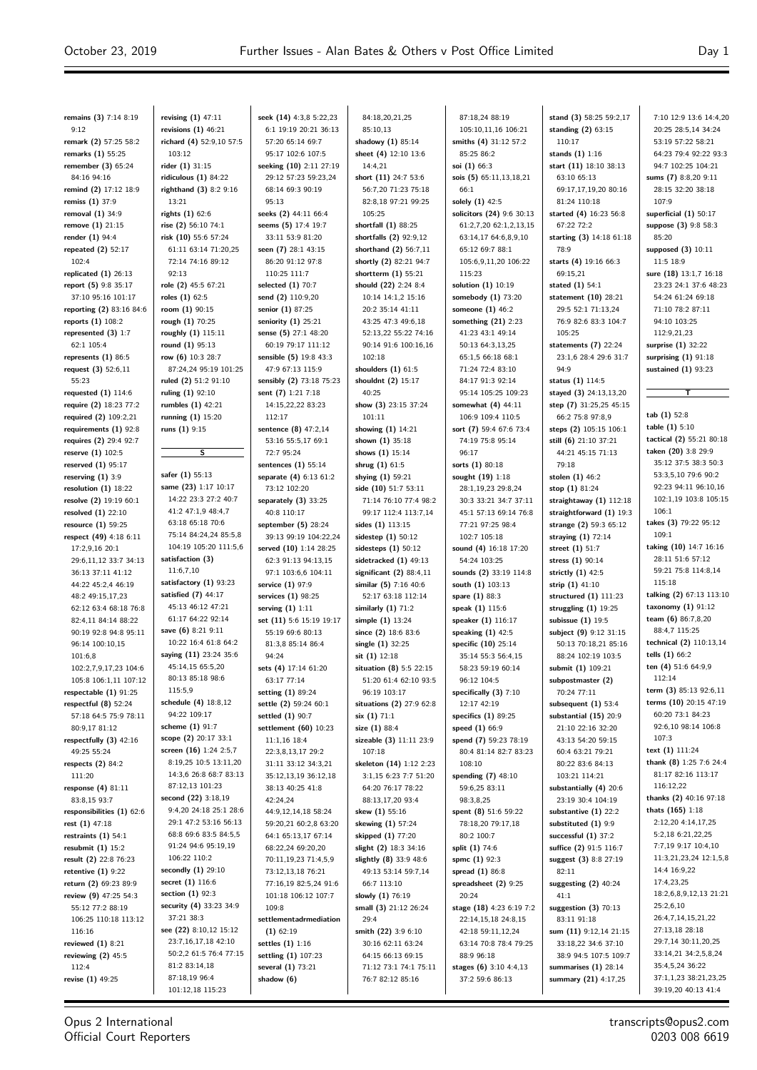remains (3) 7:14 8:19 9:12
remark (2) 57:25 58:2
remarks (1) 55:25
remember (3) 65:24 84:16 94:16
remind (2) 17:12 18:9
remiss (1) 37:9
removal (1) 34:9
remove (1) 21:15
render (1) 94:4
repeated (2) 52:17 102:4
replicated (1) 26:13
report (5) 9:8 35:17 37:10 95:16 101:17
reporting (2) 83:16 84:6
reports (1) 108:2
represented (3) 1:7 62:1 105:4
represents (1) 86:5
request (3) 52:6,11 55:23
requested (1) 114:6
require (2) 18:23 77:2
required (2) 109:2,21
requirements (1) 92:8
requires (2) 29:4 92:7
reserve (1) 102:5
reserved (1) 95:17
reserving (1) 3:9
resolution (1) 18:22
resolve (2) 19:19 60:1
resolved (1) 22:10
resource (1) 59:25
respect (49) 4:18 6:11 17:2,9,16 20:1 29:6,11,12 33:7 34:13 36:13 37:11 41:12 44:22 45:2,4 46:19 48:2 49:15,17,23 62:12 63:4 68:18 76:8 82:4,11 84:14 88:22 90:19 92:8 94:8 95:11 96:14 100:10,15 101:6,8 102:2,7,9,17,23 104:6 105:8 106:1,11 107:12
respectable (1) 91:25
respectful (8) 52:24 57:18 64:5 75:9 78:11 80:9,17 81:12
respectfully (3) 42:16 49:25 55:24
respects (2) 84:2 111:20
response (4) 81:11 83:8,15 93:7
responsibilities (1) 62:6
rest (1) 47:18
restraints (1) 54:1
resubmit (1) 15:2
result (2) 22:8 76:23
retentive (1) 9:22
return (2) 69:23 89:9
review (9) 47:25 54:3 55:12 77:2 88:19 106:25 110:18 113:12 116:16
reviewed (1) 8:21
reviewing (2) 45:5 112:4
revise (1) 49:25
revising (1) 47:11
revisions (1) 46:21
richard (4) 52:9,10 57:5 103:12
rider (1) 31:15
ridiculous (1) 84:22
righthand (3) 8:2 9:16 13:21
rights (1) 62:6
rise (2) 56:10 74:1
risk (10) 55:6 57:24 61:11 63:14 71:20,25 72:14 74:16 89:12 92:13
role (2) 45:5 67:21
roles (1) 62:5
room (1) 90:15
rough (1) 70:25
roughly (1) 115:11
round (1) 95:13
row (6) 10:3 28:7 87:24,24 95:19 101:25
ruled (2) 51:2 91:10
ruling (1) 92:10
rumbles (1) 42:21
running (1) 15:20
runs (1) 9:15

**S**

safer (1) 55:13
same (23) 1:17 10:17 14:22 23:3 27:2 40:7 41:2 47:1,9 48:4,7 63:18 65:18 70:6 75:14 84:24,24 85:5,8 104:19 105:20 111:5,6
satisfaction (3) 11:6,7,10
satisfactory (1) 93:23
satisfied (7) 44:17 45:13 46:12 47:21 61:17 64:22 92:14
save (6) 8:21 9:11 10:22 16:4 61:8 64:2
saying (11) 23:24 35:6 45:14,15 65:5,20 80:13 85:18 98:6 115:5,9
schedule (4) 18:8,12 94:22 109:17
scheme (1) 91:7
scope (2) 20:17 33:1
screen (16) 1:24 2:5,7 8:19,25 10:5 13:11,20 14:3,6 26:8 68:7 83:13 87:12,13 101:23
second (22) 3:18,19 9:4,20 24:18 25:1 28:6 29:1 47:2 53:16 56:13 68:8 69:6 83:5 84:5,5 91:24 94:6 95:19,19 106:22 110:2
secondly (1) 29:10
secret (1) 116:6
section (1) 92:3
security (4) 33:23 34:9 37:21 38:3
see (22) 8:10,12 15:12 23:7,16,17,18 42:10 50:2,2 61:5 76:4 77:15 81:2 83:14,18 87:18,19 96:4 101:12,18 115:23
seek (14) 4:3,8 5:22,23 6:1 19:19 20:21 36:13 57:20 65:14 69:7 95:17 102:6 107:5
seeking (10) 2:11 27:19 29:12 57:23 59:23,24 68:14 69:3 90:19 95:13
seeks (2) 44:11 66:4
seems (5) 17:4 19:7 33:11 53:9 81:20
seen (7) 28:1 43:15 86:20 91:12 97:8 110:25 111:7
selected (1) 70:7
send (2) 110:9,20
senior (1) 87:25
seniority (1) 25:21
sense (5) 27:1 48:20 60:19 79:17 111:12
sensible (5) 19:8 43:3 47:9 67:13 115:9
sensibly (2) 73:18 75:23
sent (7) 1:21 7:18 14:15,22,22 83:23 112:17
sentence (8) 47:2,14 53:16 55:5,17 69:1 72:7 95:24
sentences (1) 55:14
separate (4) 6:13 61:2 73:12 102:20
separately (3) 33:25 40:8 110:17
september (5) 28:24 39:13 99:19 104:22,24
served (10) 1:14 28:25 62:3 91:13 94:13,15 97:1 103:6,6 104:11
service (1) 97:9
services (1) 98:25
serving (1) 1:11
set (11) 5:6 15:19 19:17 55:19 69:6 80:13 81:3,8 85:14 86:4 94:24
sets (4) 17:14 61:20 63:17 77:14
setting (1) 89:24
settle (2) 59:24 60:1
settled (1) 90:7
settlement (60) 10:23 11:1,16 18:4 22:3,8,13,17 29:2 31:11 33:12 34:3,21 35:12,13,19 36:12,18 38:13 40:25 41:8 42:24,24 44:9,12,14,18 58:24 59:20,21 60:2,8 63:20 64:1 65:13,17 67:14 68:22,24 69:20,20 70:11,19,23 71:4,5,9 73:12,13,18 76:21 77:16,19 82:5,24 91:6 101:18 106:12 107:7 109:8
settlementadrmediation (1) 62:19
settles (1) 1:16
settling (1) 107:23
several (1) 73:21
shadow (6) 84:18,20,21,25 85:10,13
shadowy (1) 85:14
sheet (4) 12:10 13:6 14:4,21
short (11) 24:7 53:6 56:7,20 71:23 75:18 82:8,18 97:21 99:25 105:25
shortfall (1) 88:25
shortfalls (2) 92:9,12
shorthand (2) 56:7,11
shortly (2) 82:21 94:7
shortterm (1) 55:21
should (22) 2:24 8:4 10:14 14:1,2 15:16 20:2 35:14 41:11 43:25 47:3 49:6,18 52:13,22 55:22 74:16 90:14 91:6 100:16,16 102:18
shoulders (1) 61:5
shouldnt (2) 15:17 40:25
show (3) 23:15 37:24 101:11
showing (1) 14:21
shown (1) 35:18
shows (1) 15:14
shrug (1) 61:5
shying (1) 59:21
side (10) 51:7 53:11 71:14 76:10 77:4 98:2 99:17 112:4 113:7,14
sides (1) 113:15
sidestep (1) 50:12
sidesteps (1) 50:12
sidetracked (1) 49:13
significant (2) 88:4,11
similar (5) 7:16 40:6 52:17 63:18 112:14
similarly (1) 71:2
simple (1) 13:24
since (2) 18:6 83:6
single (1) 32:25
sit (1) 12:18
situation (8) 5:5 22:15 51:20 61:4 62:10 93:5 96:19 103:17
situations (2) 27:9 62:8
six (1) 71:1
size (1) 88:4
sizeable (3) 11:11 23:9 107:18
skeleton (14) 1:12 2:23 3:1,15 6:23 7:7 51:20 64:20 76:17 78:22 88:13,17,20 93:4
skew (1) 55:16
skewing (1) 57:24
skipped (1) 77:20
slight (2) 18:3 34:16
slightly (8) 33:9 48:6 49:13 53:14 59:7,14 66:7 113:10
slowly (1) 76:19
small (3) 21:12 26:24 29:4
smith (22) 3:9 6:10 30:16 62:11 63:24 64:15 66:13 69:15 71:12 73:1 74:1 75:11 76:7 82:12 85:16 87:18,24 88:19 105:10,11,16 106:21
smiths (4) 31:12 57:2 85:25 86:2
soi (1) 66:3
sois (5) 65:11,13,18,21 66:1
solely (1) 42:5
solicitors (24) 9:6 30:13 61:2,7,20 62:1,2,13,15 63:14,17 64:6,8,9,10 65:12 69:7 88:1 105:6,9,11,20 106:22 115:23
solution (1) 10:19
somebody (1) 73:20
someone (1) 46:2
something (21) 2:23 41:23 43:1 49:14 50:13 64:3,13,25 65:1,5 66:18 68:1 71:24 72:4 83:10 84:17 91:3 92:14 95:14 105:25 109:23
somewhat (4) 44:11 106:9 109:4 110:5
sort (7) 59:4 67:6 73:4 74:19 75:8 95:14 96:17
sorts (1) 80:18
sought (19) 1:18 28:1,19,23 29:8,24 30:3 33:21 34:7 37:11 45:1 57:13 69:14 76:8 77:21 97:25 98:4 102:7 105:18
sound (4) 16:18 17:20 54:24 103:25
sounds (2) 33:19 114:8
south (1) 103:13
spare (1) 88:3
speak (1) 115:6
speaker (1) 116:17
speaking (1) 42:5
specific (10) 25:14 35:14 55:3 56:4,15 58:23 59:19 60:14 96:12 104:5
specifically (3) 7:10 12:17 42:19
specifics (1) 89:25
speed (1) 66:9
spend (7) 59:23 78:19 80:4 81:14 82:7 83:23 108:10
spending (7) 48:10 59:6,25 83:11 98:3,8,25
spent (8) 51:6 59:22 78:18,20 79:17,18 80:2 100:7
split (1) 74:6
spmc (1) 92:3
spread (1) 86:8
spreadsheet (2) 9:25 20:24
stage (18) 4:23 6:19 7:2 22:14,15,18 24:8,15 42:18 59:11,12,24 63:14 70:8 78:4 79:25 88:9 96:18
stages (6) 3:10 4:4,13 37:2 59:6 86:13
stand (3) 58:25 59:2,17
standing (2) 63:15 110:17
stands (1) 1:16
start (11) 18:10 38:13 63:10 65:13 69:17,17,19,20 80:16 81:24 110:18
started (4) 16:23 56:8 67:22 72:2
starting (3) 14:18 61:18 78:9
starts (4) 19:16 66:3 69:15,21
stated (1) 54:1
statement (10) 28:21 29:5 52:1 71:13,24 76:9 82:6 83:3 104:7 105:25
statements (7) 22:24 23:1,6 28:4 29:6 31:7 94:9
status (1) 114:5
stayed (3) 24:13,13,20
step (7) 31:25,25 45:15 66:2 75:8 97:8,9
steps (2) 105:15 106:1
still (6) 21:10 37:21 44:21 45:15 71:13 79:18
stolen (1) 46:2
stop (1) 81:24
straightaway (1) 112:18
straightforward (1) 19:3
strange (2) 59:3 65:12
straying (1) 72:14
street (1) 51:7
stress (1) 90:14
strictly (1) 42:5
strip (1) 41:10
structured (1) 111:23
struggling (1) 19:25
subissue (1) 19:5
subject (9) 9:12 31:15 50:13 70:18,21 85:16 88:24 102:19 103:5
submit (1) 109:21
subpostmaster (2) 70:24 77:11
subsequent (1) 53:4
substantial (15) 20:9 21:10 22:16 32:20 43:13 54:20 59:15 60:4 63:21 79:21 80:22 83:6 84:13 103:21 114:21
substantially (4) 20:6 23:19 30:4 104:19
substantive (1) 22:2
substituted (1) 9:9
successful (1) 37:2
suffice (2) 91:5 116:7
suggest (3) 8:8 27:19 82:11
suggesting (2) 40:24 41:1
suggestion (3) 70:13 83:11 91:18
sum (11) 9:12,14 21:15 33:18,22 34:6 37:10 38:9 94:5 107:5 109:7
summarises (1) 28:14
summary (21) 4:17,25 7:10 12:9 13:6 14:4,20 20:25 28:5,14 34:24 53:19 57:22 58:21 64:23 79:4 92:22 93:3 94:7 102:25 104:21
sums (7) 8:8,20 9:11 28:15 32:20 38:18 107:9
superficial (1) 50:17
suppose (3) 9:8 58:3 85:20
supposed (3) 10:11 11:5 18:9
sure (18) 13:1,7 16:18 23:23 24:1 37:6 48:23 54:24 61:24 69:18 71:10 78:2 87:11 94:10 103:25 112:9,21,23
surprise (1) 32:22
surprising (1) 91:18
sustained (1) 93:23

**T**

tab (1) 52:8
table (1) 5:10
tactical (2) 55:21 80:18
taken (20) 3:8 29:9 35:12 37:5 38:3 50:3 53:3,5,10 79:6 90:2 92:23 94:11 96:10,16 102:1,19 103:8 105:15 106:1
takes (3) 79:22 95:12 109:1
taking (10) 14:7 16:16 28:11 51:6 57:12 59:21 75:8 114:8,14 115:18
talking (2) 67:13 113:10
taxonomy (1) 91:12
team (6) 86:7,8,20 88:4,7 115:25
technical (2) 110:13,14
tells (1) 66:2
ten (4) 51:6 64:9,9 112:14
term (3) 85:13 92:6,11
terms (10) 20:15 47:19 60:20 73:1 84:23 92:6,10 98:14 106:8 107:3
text (1) 111:24
thank (8) 1:25 7:6 24:4 81:17 82:16 113:17 116:12,22
thanks (2) 40:16 97:18
thats (165) 1:18 2:12,20 4:14,17,25 5:2,18 6:21,22,25 7:7,19 9:17 10:4,10 11:3,21,23,24 12:1,5,8 14:4 16:9,22 17:4,23,25 18:2,6,8,9,12,13 21:21 25:2,6,10 26:4,7,14,15,21,22 27:13,18 28:18 29:7,14 30:11,20,25 33:14,21 34:2,5,8,24 35:4,5,24 36:22 37:1,1,23 38:21,23,25 39:19,20 40:13 41:4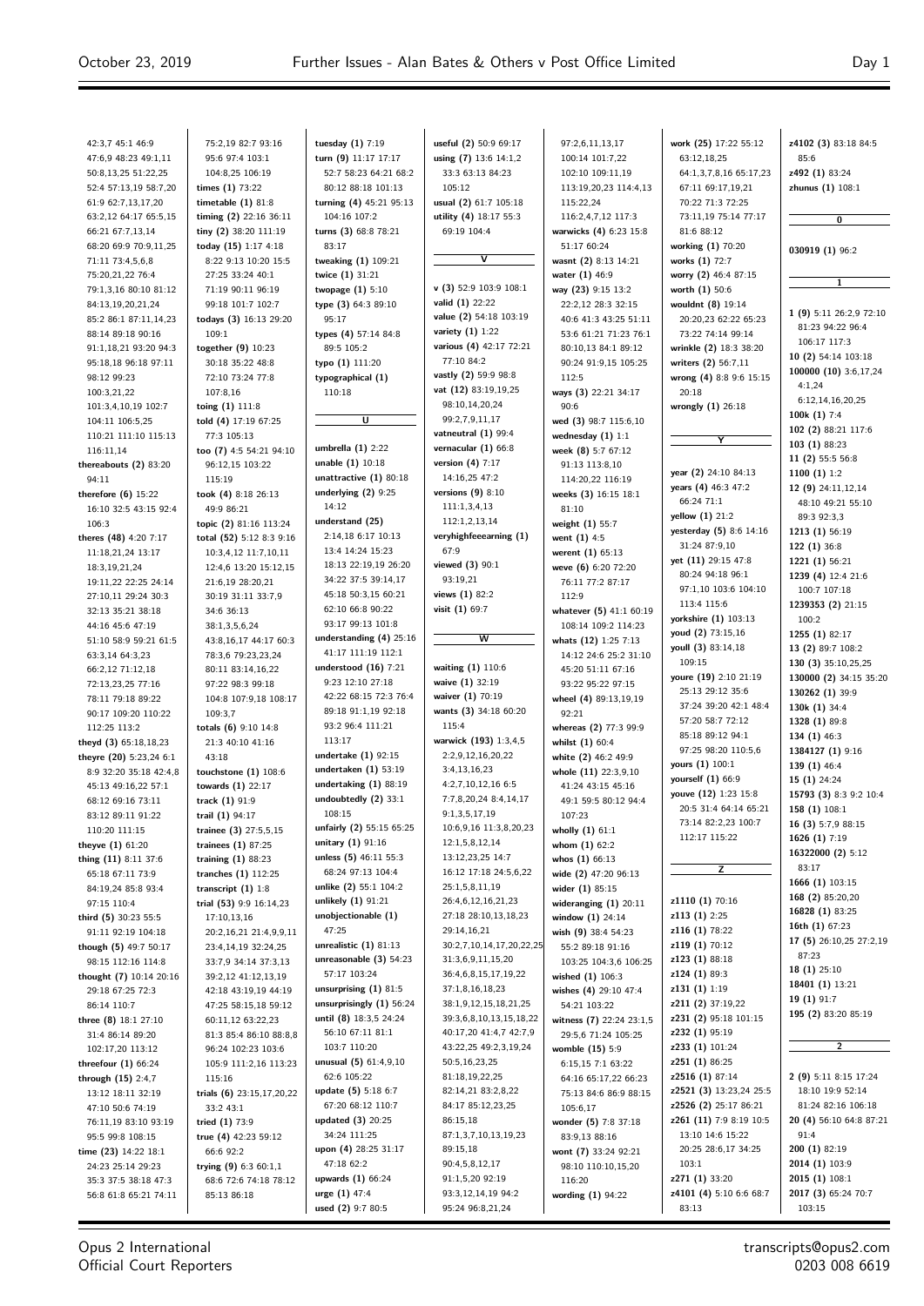42:3,7 45:1 46:9
47:6,9 48:23 49:1,11
50:8,13,25 51:22,25
52:4 57:13,19 58:7,20
61:9 62:7,13,17,20
63:2,12 64:17 65:5,15
66:21 67:7,13,14
68:20 69:9 70:9,11,25
71:11 73:4,5,6,8
75:20,21,22 76:4
79:1,3,16 80:10 81:12
84:13,19,20,21,24
85:2 86:1 87:11,14,23
88:14 89:18 90:16
91:1,18,21 93:20 94:3
95:18,18 96:18 97:11
98:12 99:23
100:3,21,22
101:3,4,10,19 102:7
104:11 106:5,25
110:21 111:10 115:13
116:11,14

**thereabouts (2)** 83:20
94:11

**therefore (6)** 15:22
16:10 32:5 43:15 92:4
106:3

**theres (48)** 4:20 7:17
11:18,21,24 13:17
18:3,19,21,24
19:11,22 22:25 24:14
27:10,11 29:24 30:3
32:13 35:21 38:18
44:16 45:6 47:19
51:10 58:9 59:21 61:5
63:3,14 64:3,23
66:2,12 71:12,18
72:13,23,25 77:16
78:11 79:18 89:22
90:17 109:20 110:22
112:25 113:2

**theyd (3)** 65:18,18,23

**theyre (20)** 5:23,24 6:1
8:9 32:20 35:18 42:4,8
45:13 49:16,22 57:1
68:12 69:16 73:11
83:12 89:11 91:22
110:20 111:15

**theyve (1)** 61:20

**thing (11)** 8:11 37:6
65:18 67:11 73:9
84:19,24 85:8 93:4
97:15 110:4

**third (5)** 30:23 55:5
91:11 92:19 104:18

**though (5)** 49:7 50:17
98:15 112:16 114:8

**thought (7)** 10:14 20:16
29:18 67:25 72:3
86:14 110:7

**three (8)** 18:1 27:10
31:4 86:14 89:20
102:17,20 113:12

**threefour (1)** 66:24

**through (15)** 2:4,7
13:12 18:11 32:19
47:10 50:6 74:19
76:11,19 83:10 93:19
95:5 99:8 108:15

**time (23)** 14:22 18:1
24:23 25:14 29:23
35:3 37:5 38:18 47:3
56:8 61:8 65:21 74:11
75:2,19 82:7 93:16
95:6 97:4 103:1
104:8,25 106:19

**times (1)** 73:22

**timetable (1)** 81:8

**timing (2)** 22:16 36:11

**tiny (2)** 38:20 111:19

**today (15)** 1:17 4:18
8:22 9:13 10:20 15:5
27:25 33:24 40:1
71:19 90:11 96:19
99:18 101:7 102:7

**todays (3)** 16:13 29:20
109:1

**together (9)** 10:23
30:18 35:22 48:8
72:10 73:24 77:8
107:8,16

**toing (1)** 111:8

**told (4)** 17:19 67:25
77:3 105:13

**too (7)** 4:5 54:21 94:10
96:12,15 103:22
115:19

**took (4)** 8:18 26:13
49:9 86:21

**topic (2)** 81:16 113:24

**total (52)** 5:12 8:3 9:16
10:3,4,12 11:7,10,11
12:4,6 13:20 15:12,15
21:6,19 28:20,21
30:19 31:11 33:7,9
34:6 36:13
38:1,3,5,6,24
43:8,16,17 44:17 60:3
78:3,6 79:23,23,24
80:11 83:14,16,22
97:22 98:3 99:18
104:8 107:9,18 108:17
109:3,7

**totals (6)** 9:10 14:8
21:3 40:10 41:16
43:18

**touchstone (1)** 108:6

**towards (1)** 22:17

**track (1)** 91:9

**trail (1)** 94:17

**trainee (3)** 27:5,5,15

**trainees (1)** 87:25

**training (1)** 88:23

**tranches (1)** 112:25

**transcript (1)** 1:8

**trial (53)** 9:9 16:14,23
17:10,13,16
20:2,16,21 21:4,9,11
23:4,14,19 32:24,25
33:7,9 34:14 37:3,13
39:2,12 41:12,13,19
42:18 43:19,19 44:19
47:25 58:15,18 59:12
60:11,12 63:22,23
81:3 85:4 86:10 88:8,8
96:24 102:23 103:6
105:9 111:2,16 113:23
115:16

**trials (6)** 23:15,17,20,22
33:2 43:1

**tried (1)** 73:9

**true (4)** 42:23 59:12
66:6 92:2

**trying (9)** 6:3 60:1,1
68:6 72:6 74:18 78:12
85:13 86:18

**tuesday (1)** 7:19

**turn (9)** 11:17 17:17
52:7 58:23 64:21 68:2
80:12 88:18 101:13

**turning (4)** 45:21 95:13
104:16 107:2

**turns (3)** 68:8 78:21
83:17

**tweaking (1)** 109:21

**twice (1)** 31:21

**twopage (1)** 5:10

**type (3)** 64:3 89:10
95:17

**types (4)** 57:14 84:8
89:5 105:2

**typo (1)** 111:20

**typographical (1)**
110:18

## U

**umbrella (1)** 2:22

**unable (1)** 10:18

**unattractive (1)** 80:18

**underlying (2)** 9:25
14:12

**understand (25)**
2:14,18 6:17 10:13
13:4 14:24 15:23
18:13 22:19,19 26:20
34:22 37:5 39:14,17
45:18 50:3,15 60:21
62:10 66:8 90:22
93:17 99:13 101:8

**understanding (4)** 25:16
41:17 111:19 112:1

**understood (16)** 7:21
9:23 12:10 27:18
42:22 68:15 72:3 76:4
89:18 91:1,19 92:18
93:2 96:4 111:21
113:17

**undertake (1)** 92:15

**undertaken (1)** 53:19

**undertaking (1)** 88:19

**undoubtedly (2)** 33:1
108:15

**unfairly (2)** 55:15 65:25

**unitary (1)** 91:16

**unless (5)** 46:11 55:3
68:24 97:13 104:4

**unlike (2)** 55:1 104:2

**unlikely (1)** 91:21

**unobjectionable (1)**
47:25

**unrealistic (1)** 81:13

**unreasonable (3)** 54:23
57:17 103:24

**unsurprising (1)** 81:5

**unsurprisingly (1)** 56:24

**until (8)** 18:3,5 24:24
56:10 67:11 81:1
103:7 110:20

**unusual (5)** 61:4,9,10
62:6 105:22

**update (5)** 5:18 6:7
67:20 68:12 110:7

**updated (3)** 20:25
34:24 111:25

**upon (4)** 28:25 31:17
47:18 62:2

**upwards (1)** 66:24

**urge (1)** 47:4

**used (2)** 9:7 80:5

**useful (2)** 50:9 69:17

**using (7)** 13:6 14:1,2
33:3 63:13 84:23
105:12

**usual (2)** 61:7 105:18

**utility (4)** 18:17 55:3
69:19 104:4

## V

**v (3)** 52:9 103:9 108:1

**valid (1)** 22:22

**value (2)** 54:18 103:19

**variety (1)** 1:22

**various (4)** 42:17 72:21
77:10 84:2

**vastly (2)** 59:9 98:8

**vat (12)** 83:19,19,25
98:10,14,20,24
99:2,7,9,11,17

**vatneutral (1)** 99:4

**vernacular (1)** 66:8

**version (4)** 7:17
14:16,25 47:2

**versions (9)** 8:10
111:1,3,4,13
112:1,2,13,14

**veryhighfeeearning (1)**
67:9

**viewed (3)** 90:1
93:19,21

**views (1)** 82:2

**visit (1)** 69:7

## W

**waiting (1)** 110:6

**waive (1)** 32:19

**waiver (1)** 70:19

**wants (3)** 34:18 60:20
115:4

**warwick (193)** 1:3,4,5
2:2,9,12,16,20,22
3:4,13,16,23
4:2,7,10,12,16 6:5
7:7,8,20,24 8:4,14,17
9:1,3,5,17,19
10:6,9,16 11:3,8,20,23
12:1,5,8,12,14
13:12,23,25 14:7
16:12 17:18 24:5,6,22
25:1,5,8,11,19
26:4,6,12,16,21,23
27:18 28:10,13,18,23
29:14,16,21
30:2,7,10,14,17,20,22,25
31:3,6,9,11,15,20
36:4,6,8,15,17,19,22
37:1,8,16,18,23
38:1,9,12,15,18,21,25
39:3,6,8,10,13,15,18,22
40:17,20 41:4,7 42:7,9
43:22,25 49:2,3,19,24
50:5,16,23,25
81:18,19,22,25
82:14,21 83:2,8,22
84:17 85:12,23,25
86:15,18
87:1,3,7,10,13,19,23
89:15,18
90:4,5,8,12,17
91:1,5,20 92:19
93:3,12,14,19 94:2
95:24 96:8,21,24
97:2,6,11,13,17
100:14 101:7,22
102:10 109:11,19
113:19,20,23 114:4,13
115:22,24
116:2,4,7,12 117:3

**warwicks (4)** 6:23 15:8
51:17 60:24

**wasnt (2)** 8:13 14:21

**water (1)** 46:9

**way (23)** 9:15 13:2
22:2,12 28:3 32:15
40:6 41:3 43:25 51:11
53:6 61:21 71:23 76:1
80:10,13 84:1 89:12
90:24 91:9,15 105:25
112:5

**ways (3)** 22:21 34:17
90:6

**wed (3)** 98:7 115:6,10

**wednesday (1)** 1:1

**week (8)** 5:7 67:12
91:13 113:8,10
114:20,22 116:19

**weeks (3)** 16:15 18:1
81:10

**weight (1)** 55:7

**went (1)** 4:5

**werent (1)** 65:13

**weve (6)** 6:20 72:20
76:11 77:2 87:17
112:9

**whatever (5)** 41:1 60:19
108:14 109:2 114:23

**whats (12)** 1:25 7:13
14:12 24:6 25:2 31:10
45:20 51:11 67:16
93:22 95:22 97:15

**wheel (4)** 89:13,19,19
92:21

**whereas (2)** 77:3 99:9

**whilst (1)** 60:4

**white (2)** 46:2 49:9

**whole (11)** 22:3,9,10
41:24 43:15 45:16
49:1 59:5 80:12 94:4
107:23

**wholly (1)** 61:1

**whom (1)** 62:2

**whos (1)** 66:13

**wide (2)** 47:20 96:13

**wider (1)** 85:15

**wideranging (1)** 20:11

**window (1)** 24:14

**wish (9)** 38:4 54:23
55:2 89:18 91:16
103:25 104:3,6 106:25

**wished (1)** 106:3

**wishes (4)** 29:10 47:4
54:21 103:22

**witness (7)** 22:24 23:1,5
29:5,6 71:24 105:25

**womble (15)** 5:9
6:15,15 7:1 63:22
64:16 65:17,22 66:23
75:13 84:6 86:9 88:15
105:6,17

**wonder (5)** 7:8 37:18
83:9,13 88:16

**wont (7)** 33:24 92:21
98:10 110:10,15,20
116:20

**wording (1)** 94:22

**work (25)** 17:22 55:12
63:12,18,25
64:1,3,7,8,16 65:17,23
67:11 69:17,19,21
70:22 71:3 72:25
73:11,19 75:14 77:17
81:6 88:12

**working (1)** 70:20

**works (1)** 72:7

**worry (2)** 46:4 87:15

**worth (1)** 50:6

**wouldnt (8)** 19:14
20:20,23 62:22 65:23
73:22 74:14 99:14

**wrinkle (2)** 18:3 38:20

**writers (2)** 56:7,11

**wrong (4)** 8:8 9:6 15:15
20:18

**wrongly (1)** 26:18

## Y

**year (2)** 24:10 84:13

**years (4)** 46:3 47:2
66:24 71:1

**yellow (1)** 21:2

**yesterday (5)** 8:6 14:16
31:24 87:9,10

**yet (11)** 29:15 47:8
80:24 94:18 96:1
97:1,10 103:6 104:10
113:4 115:6

**yorkshire (1)** 103:13

**youd (2)** 73:15,16

**youll (3)** 83:14,18
109:15

**youre (19)** 2:10 21:19
25:13 29:12 35:6
37:24 39:20 42:1 48:4
57:20 58:7 72:12
85:18 89:12 94:1
97:25 98:20 110:5,6

**yours (1)** 100:1

**yourself (1)** 66:9

**youve (12)** 1:23 15:8
20:5 31:4 64:14 65:21
73:14 82:2,23 100:7
112:17 115:22

## Z

**z1110 (1)** 70:16

**z113 (1)** 2:25

**z116 (1)** 78:22

**z119 (1)** 70:12

**z123 (1)** 88:18

**z124 (1)** 89:3

**z131 (1)** 1:19

**z211 (2)** 37:19,22

**z231 (2)** 95:18 101:15

**z232 (1)** 95:19

**z233 (1)** 101:24

**z251 (1)** 86:25

**z2516 (1)** 87:14

**z2521 (3)** 13:23,24 25:5

**z2526 (2)** 25:17 86:21

**z261 (11)** 7:19 8:19 10:5
13:10 14:6 15:22
20:25 28:6,17 34:25
103:1

**z271 (1)** 33:20

**z4101 (4)** 5:10 6:6 68:7
83:13

**z4102 (3)** 83:18 84:5
85:6

**z492 (1)** 83:24

**zhunus (1)** 108:1

## 0

**030919 (1)** 96:2

## 1

**1 (9)** 5:11 26:2,9 72:10
81:23 94:22 96:4
106:17 117:3

**10 (2)** 54:14 103:18

**100000 (10)** 3:6,17,24
4:1,24
6:12,14,16,20,25

**100k (1)** 7:4

**102 (2)** 88:21 117:6

**103 (1)** 88:23

**11 (2)** 55:5 56:8

**1100 (1)** 1:2

**12 (9)** 24:11,12,14
48:10 49:21 55:10
89:3 92:3,3

**1213 (1)** 56:19

**122 (1)** 36:8

**1221 (1)** 56:21

**1239 (4)** 12:4 21:6
100:7 107:18

**1239353 (2)** 21:15
100:2

**1255 (1)** 82:17

**13 (2)** 89:7 108:2

**130 (3)** 35:10,25,25

**130000 (2)** 34:15 35:20

**130262 (1)** 39:9

**130k (1)** 34:4

**1328 (1)** 89:8

**134 (1)** 46:3

**1384127 (1)** 9:16

**139 (1)** 46:4

**15 (1)** 24:24

**15793 (3)** 8:3 9:2 10:4

**158 (1)** 108:1

**16 (3)** 5:7,9 88:15

**1626 (1)** 7:19

**16322000 (2)** 5:12
83:17

**1666 (1)** 103:15

**168 (2)** 85:20,20

**16828 (1)** 83:25

**16th (1)** 67:23

**17 (5)** 26:10,25 27:2,19
87:23

**18 (1)** 25:10

**18401 (1)** 13:21

**19 (1)** 91:7

**195 (2)** 83:20 85:19

## 2

**2 (9)** 5:11 8:15 17:24
18:10 19:9 52:14
81:24 82:16 106:18

**20 (4)** 56:10 64:8 87:21
91:4

**200 (1)** 82:19

**2014 (1)** 103:9

**2015 (1)** 108:1

**2017 (3)** 65:24 70:7
103:15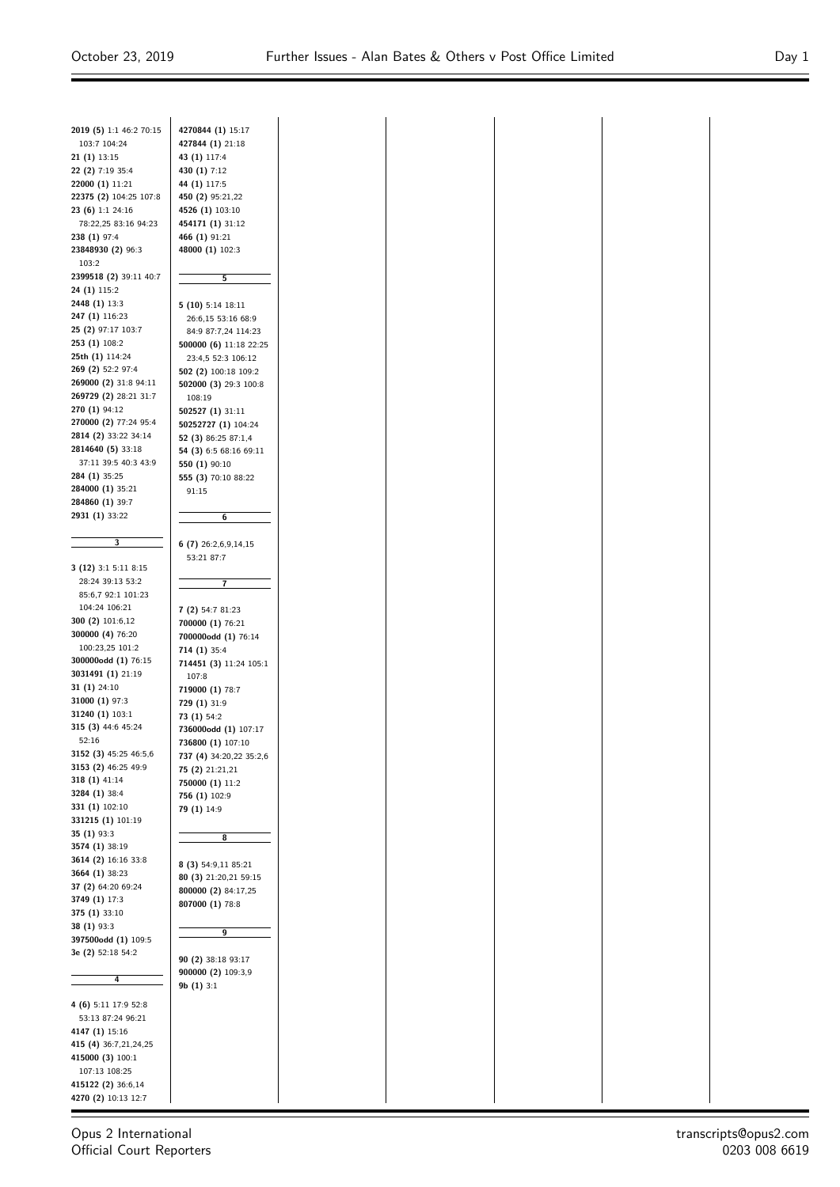**2019 (5)** 1:1 46:2 70:15 103:7 104:24
**21 (1)** 13:15
**22 (2)** 7:19 35:4
**22000 (1)** 11:21
**22375 (2)** 104:25 107:8
**23 (6)** 1:1 24:16 78:22,25 83:16 94:23
**238 (1)** 97:4
**23848930 (2)** 96:3 103:2
**2399518 (2)** 39:11 40:7
**24 (1)** 115:2
**2448 (1)** 13:3
**247 (1)** 116:23
**25 (2)** 97:17 103:7
**253 (1)** 108:2
**25th (1)** 114:24
**269 (2)** 52:2 97:4
**269000 (2)** 31:8 94:11
**269729 (2)** 28:21 31:7
**270 (1)** 94:12
**270000 (2)** 77:24 95:4
**2814 (2)** 33:22 34:14
**2814640 (5)** 33:18 37:11 39:5 40:3 43:9
**284 (1)** 35:25
**284000 (1)** 35:21
**284860 (1)** 39:7
**2931 (1)** 33:22

## 3

**3 (12)** 3:1 5:11 8:15 28:24 39:13 53:2 85:6,7 92:1 101:23 104:24 106:21
**300 (2)** 101:6,12
**300000 (4)** 76:20 100:23,25 101:2
**300000odd (1)** 76:15
**3031491 (1)** 21:19
**31 (1)** 24:10
**31000 (1)** 97:3
**31240 (1)** 103:1
**315 (3)** 44:6 45:24 52:16
**3152 (3)** 45:25 46:5,6
**3153 (2)** 46:25 49:9
**318 (1)** 41:14
**3284 (1)** 38:4
**331 (1)** 102:10
**331215 (1)** 101:19
**35 (1)** 93:3
**3574 (1)** 38:19
**3614 (2)** 16:16 33:8
**3664 (1)** 38:23
**37 (2)** 64:20 69:24
**3749 (1)** 17:3
**375 (1)** 33:10
**38 (1)** 93:3
**397500odd (1)** 109:5
**3e (2)** 52:18 54:2

## 4

**4 (6)** 5:11 17:9 52:8 53:13 87:24 96:21
**4147 (1)** 15:16
**415 (4)** 36:7,21,24,25
**415000 (3)** 100:1 107:13 108:25
**415122 (2)** 36:6,14
**4270 (2)** 10:13 12:7
**4270844 (1)** 15:17
**427844 (1)** 21:18
**43 (1)** 117:4
**430 (1)** 7:12
**44 (1)** 117:5
**450 (2)** 95:21,22
**4526 (1)** 103:10
**454171 (1)** 31:12
**466 (1)** 91:21
**48000 (1)** 102:3

## 5

**5 (10)** 5:14 18:11 26:6,15 53:16 68:9 84:9 87:7,24 114:23
**500000 (6)** 11:18 22:25 23:4,5 52:3 106:12
**502 (2)** 100:18 109:2
**502000 (3)** 29:3 100:8 108:19
**502527 (1)** 31:11
**50252727 (1)** 104:24
**52 (3)** 86:25 87:1,4
**54 (3)** 6:5 68:16 69:11
**550 (1)** 90:10
**555 (3)** 70:10 88:22 91:15

## 6

**6 (7)** 26:2,6,9,14,15 53:21 87:7

## 7

**7 (2)** 54:7 81:23
**700000 (1)** 76:21
**700000odd (1)** 76:14
**714 (1)** 35:4
**714451 (3)** 11:24 105:1 107:8
**719000 (1)** 78:7
**729 (1)** 31:9
**73 (1)** 54:2
**736000odd (1)** 107:17
**736800 (1)** 107:10
**737 (4)** 34:20,22 35:2,6
**75 (2)** 21:21,21
**750000 (1)** 11:2
**756 (1)** 102:9
**79 (1)** 14:9

## 8

**8 (3)** 54:9,11 85:21
**80 (3)** 21:20,21 59:15
**800000 (2)** 84:17,25
**807000 (1)** 78:8

## 9

**90 (2)** 38:18 93:17
**900000 (2)** 109:3,9
**9b (1)** 3:1